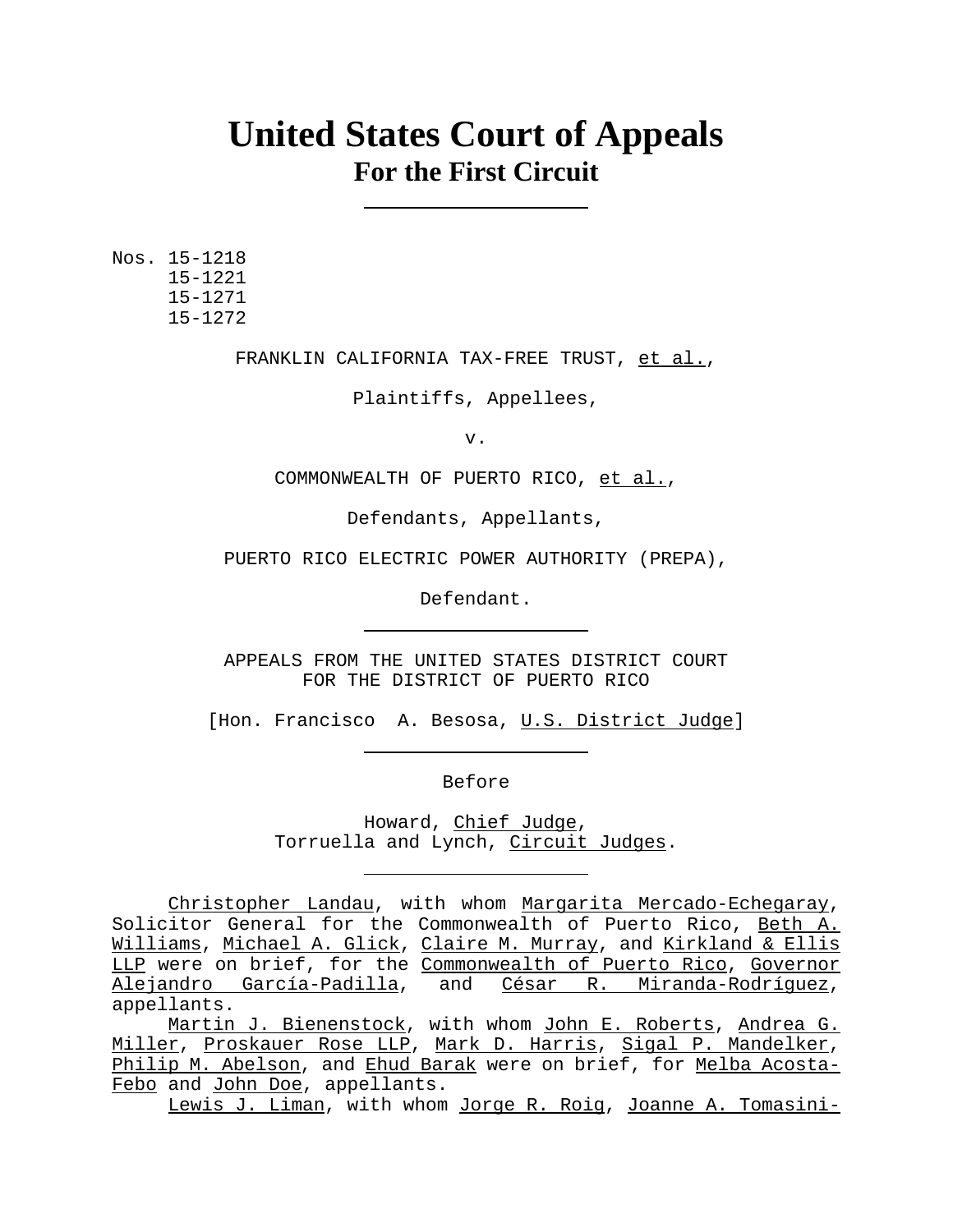# United States Court of Appeals
## For the First Circuit

---

Nos. 15-1218
15-1221
15-1271
15-1272

FRANKLIN CALIFORNIA TAX-FREE TRUST, et al.,

Plaintiffs, Appellees,

v.

COMMONWEALTH OF PUERTO RICO, et al.,

Defendants, Appellants,

PUERTO RICO ELECTRIC POWER AUTHORITY (PREPA),

Defendant.

---

APPEALS FROM THE UNITED STATES DISTRICT COURT
FOR THE DISTRICT OF PUERTO RICO

[Hon. Francisco A. Besosa, U.S. District Judge]

---

Before

Howard, Chief Judge,
Torruella and Lynch, Circuit Judges.

---

Christopher Landau, with whom Margarita Mercado-Echegaray, Solicitor General for the Commonwealth of Puerto Rico, Beth A. Williams, Michael A. Glick, Claire M. Murray, and Kirkland & Ellis LLP were on brief, for the Commonwealth of Puerto Rico, Governor Alejandro García-Padilla, and César R. Miranda-Rodríguez, appellants.

Martin J. Bienenstock, with whom John E. Roberts, Andrea G. Miller, Proskauer Rose LLP, Mark D. Harris, Sigal P. Mandelker, Philip M. Abelson, and Ehud Barak were on brief, for Melba Acosta-Febo and John Doe, appellants.

Lewis J. Liman, with whom Jorge R. Roig, Joanne A. Tomasini-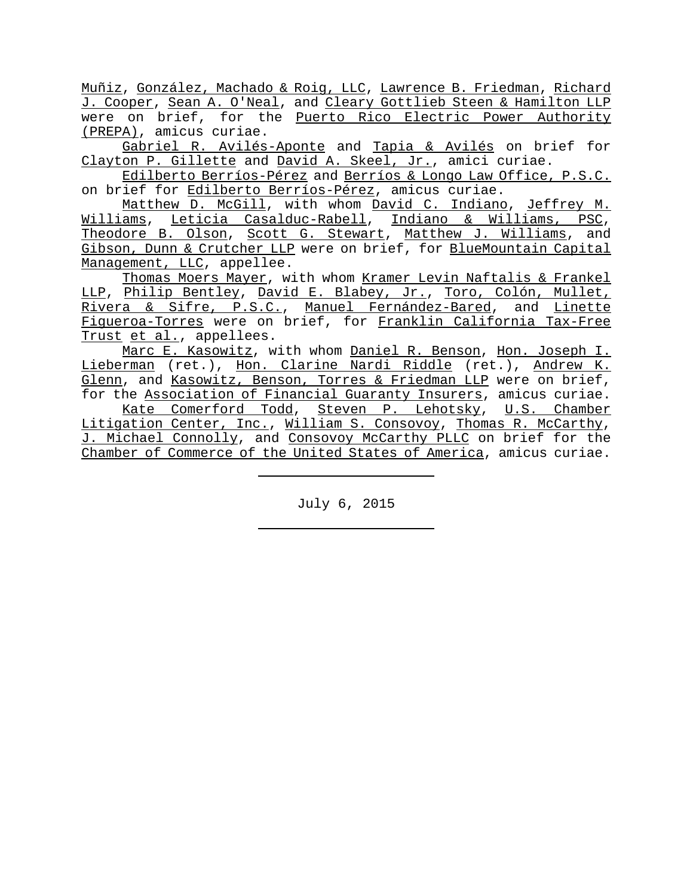Muñiz, González, Machado & Roig, LLC, Lawrence B. Friedman, Richard J. Cooper, Sean A. O'Neal, and Cleary Gottlieb Steen & Hamilton LLP were on brief, for the Puerto Rico Electric Power Authority (PREPA), amicus curiae.

Gabriel R. Avilés-Aponte and Tapia & Avilés on brief for Clayton P. Gillette and David A. Skeel, Jr., amici curiae.

Edilberto Berríos-Pérez and Berríos & Longo Law Office, P.S.C. on brief for Edilberto Berríos-Pérez, amicus curiae.

Matthew D. McGill, with whom David C. Indiano, Jeffrey M. Williams, Leticia Casalduc-Rabell, Indiano & Williams, PSC, Theodore B. Olson, Scott G. Stewart, Matthew J. Williams, and Gibson, Dunn & Crutcher LLP were on brief, for BlueMountain Capital Management, LLC, appellee.

Thomas Moers Mayer, with whom Kramer Levin Naftalis & Frankel LLP, Philip Bentley, David E. Blabey, Jr., Toro, Colón, Mullet, Rivera & Sifre, P.S.C., Manuel Fernández-Bared, and Linette Figueroa-Torres were on brief, for Franklin California Tax-Free Trust et al., appellees.

Marc E. Kasowitz, with whom Daniel R. Benson, Hon. Joseph I. Lieberman (ret.), Hon. Clarine Nardi Riddle (ret.), Andrew K. Glenn, and Kasowitz, Benson, Torres & Friedman LLP were on brief, for the Association of Financial Guaranty Insurers, amicus curiae.

Kate Comerford Todd, Steven P. Lehotsky, U.S. Chamber Litigation Center, Inc., William S. Consovoy, Thomas R. McCarthy, J. Michael Connolly, and Consovoy McCarthy PLLC on brief for the Chamber of Commerce of the United States of America, amicus curiae.

---

July 6, 2015

---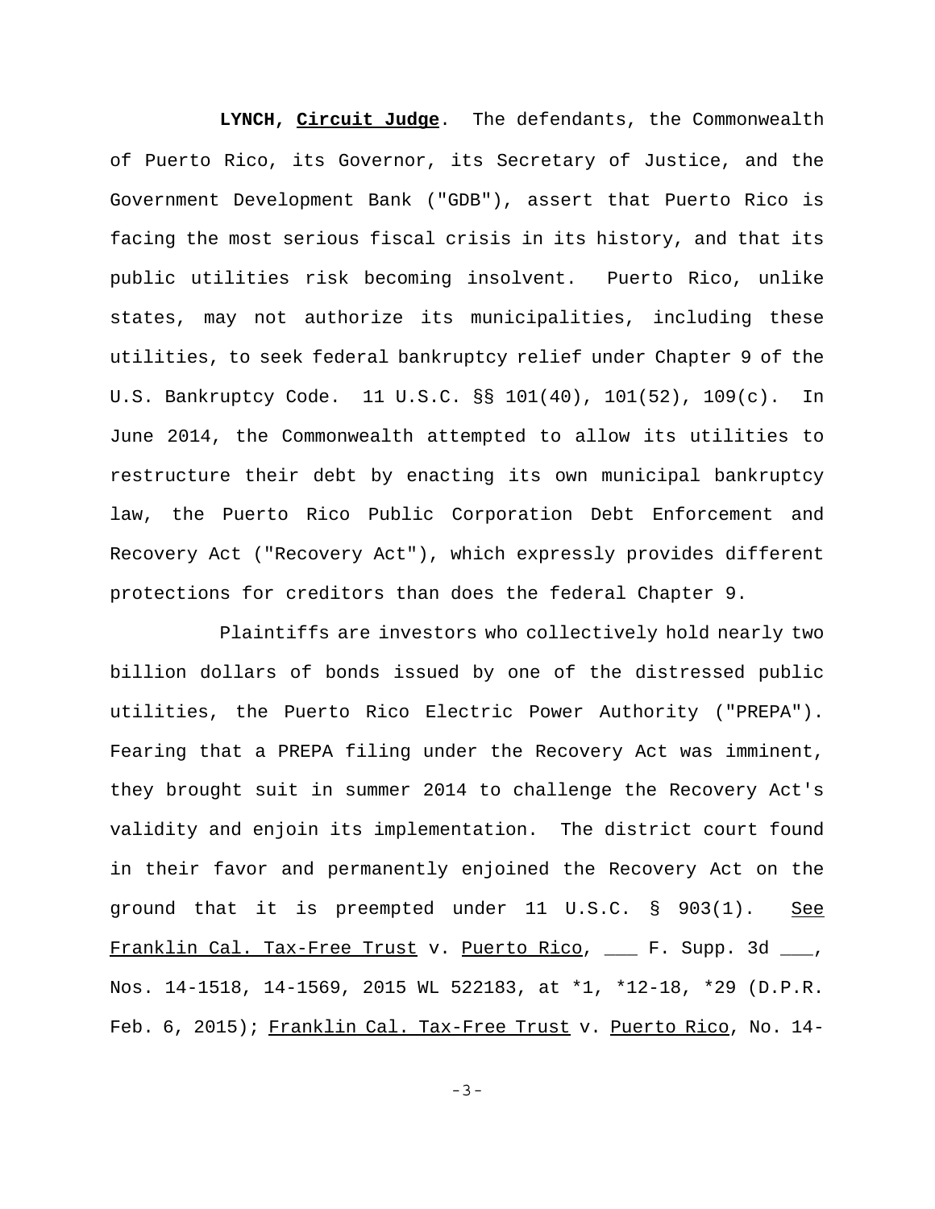**LYNCH, Circuit Judge**. The defendants, the Commonwealth of Puerto Rico, its Governor, its Secretary of Justice, and the Government Development Bank ("GDB"), assert that Puerto Rico is facing the most serious fiscal crisis in its history, and that its public utilities risk becoming insolvent. Puerto Rico, unlike states, may not authorize its municipalities, including these utilities, to seek federal bankruptcy relief under Chapter 9 of the U.S. Bankruptcy Code. 11 U.S.C. §§ 101(40), 101(52), 109(c). In June 2014, the Commonwealth attempted to allow its utilities to restructure their debt by enacting its own municipal bankruptcy law, the Puerto Rico Public Corporation Debt Enforcement and Recovery Act ("Recovery Act"), which expressly provides different protections for creditors than does the federal Chapter 9.

Plaintiffs are investors who collectively hold nearly two billion dollars of bonds issued by one of the distressed public utilities, the Puerto Rico Electric Power Authority ("PREPA"). Fearing that a PREPA filing under the Recovery Act was imminent, they brought suit in summer 2014 to challenge the Recovery Act's validity and enjoin its implementation. The district court found in their favor and permanently enjoined the Recovery Act on the ground that it is preempted under 11 U.S.C. § 903(1). See Franklin Cal. Tax-Free Trust v. Puerto Rico, ___ F. Supp. 3d ___, Nos. 14-1518, 14-1569, 2015 WL 522183, at *1, *12-18, *29 (D.P.R. Feb. 6, 2015); Franklin Cal. Tax-Free Trust v. Puerto Rico, No. 14-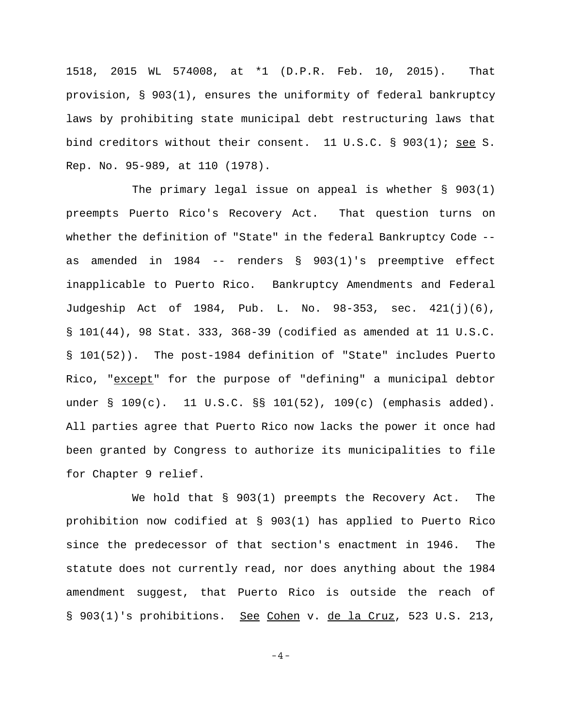1518, 2015 WL 574008, at *1 (D.P.R. Feb. 10, 2015). That provision, § 903(1), ensures the uniformity of federal bankruptcy laws by prohibiting state municipal debt restructuring laws that bind creditors without their consent. 11 U.S.C. § 903(1); see S. Rep. No. 95-989, at 110 (1978).

The primary legal issue on appeal is whether § 903(1) preempts Puerto Rico's Recovery Act. That question turns on whether the definition of "State" in the federal Bankruptcy Code -- as amended in 1984 -- renders § 903(1)'s preemptive effect inapplicable to Puerto Rico. Bankruptcy Amendments and Federal Judgeship Act of 1984, Pub. L. No. 98-353, sec. 421(j)(6), § 101(44), 98 Stat. 333, 368-39 (codified as amended at 11 U.S.C. § 101(52)). The post-1984 definition of "State" includes Puerto Rico, "except" for the purpose of "defining" a municipal debtor under § 109(c). 11 U.S.C. §§ 101(52), 109(c) (emphasis added). All parties agree that Puerto Rico now lacks the power it once had been granted by Congress to authorize its municipalities to file for Chapter 9 relief.

We hold that § 903(1) preempts the Recovery Act. The prohibition now codified at § 903(1) has applied to Puerto Rico since the predecessor of that section's enactment in 1946. The statute does not currently read, nor does anything about the 1984 amendment suggest, that Puerto Rico is outside the reach of § 903(1)'s prohibitions. See Cohen v. de la Cruz, 523 U.S. 213,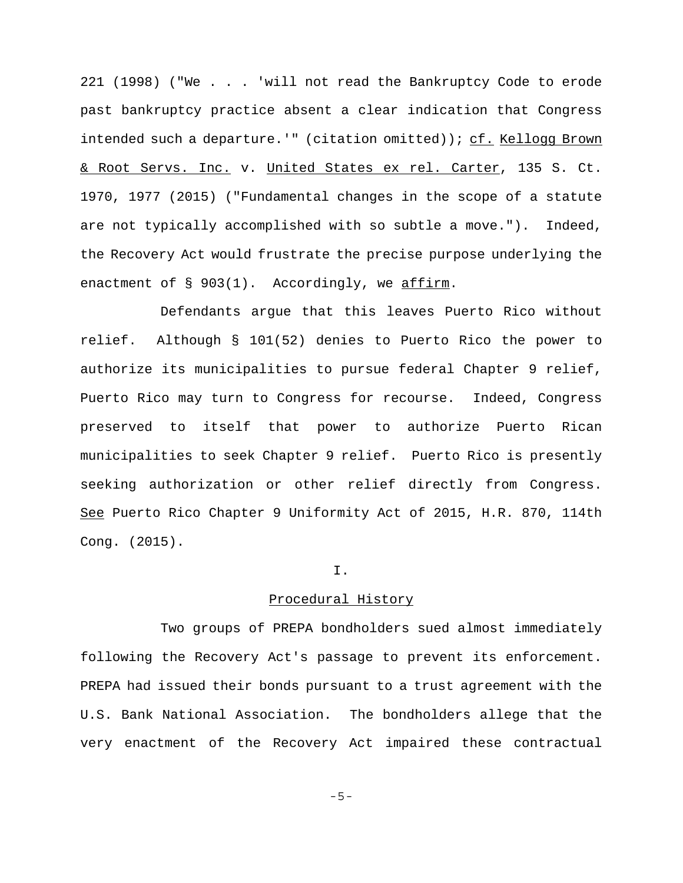221 (1998) ("We . . . 'will not read the Bankruptcy Code to erode past bankruptcy practice absent a clear indication that Congress intended such a departure.'" (citation omitted)); cf. Kellogg Brown & Root Servs. Inc. v. United States ex rel. Carter, 135 S. Ct. 1970, 1977 (2015) ("Fundamental changes in the scope of a statute are not typically accomplished with so subtle a move."). Indeed, the Recovery Act would frustrate the precise purpose underlying the enactment of § 903(1). Accordingly, we affirm.

Defendants argue that this leaves Puerto Rico without relief. Although § 101(52) denies to Puerto Rico the power to authorize its municipalities to pursue federal Chapter 9 relief, Puerto Rico may turn to Congress for recourse. Indeed, Congress preserved to itself that power to authorize Puerto Rican municipalities to seek Chapter 9 relief. Puerto Rico is presently seeking authorization or other relief directly from Congress. See Puerto Rico Chapter 9 Uniformity Act of 2015, H.R. 870, 114th Cong. (2015).

## I.

## Procedural History

Two groups of PREPA bondholders sued almost immediately following the Recovery Act's passage to prevent its enforcement. PREPA had issued their bonds pursuant to a trust agreement with the U.S. Bank National Association. The bondholders allege that the very enactment of the Recovery Act impaired these contractual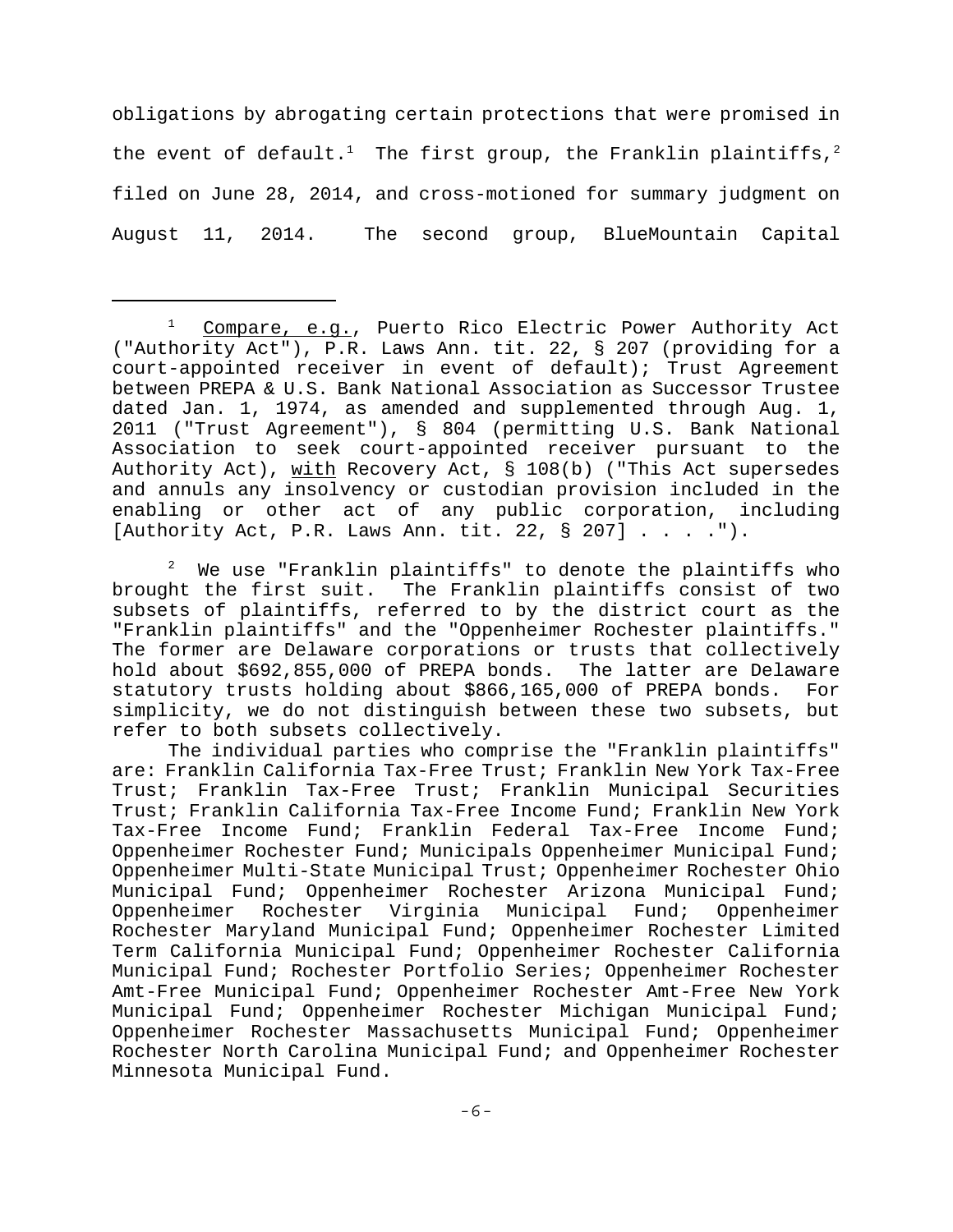obligations by abrogating certain protections that were promised in the event of default.[1] The first group, the Franklin plaintiffs,[2] filed on June 28, 2014, and cross-motioned for summary judgment on August 11, 2014. The second group, BlueMountain Capital

---

[1] Compare, e.g., Puerto Rico Electric Power Authority Act ("Authority Act"), P.R. Laws Ann. tit. 22, § 207 (providing for a court-appointed receiver in event of default); Trust Agreement between PREPA & U.S. Bank National Association as Successor Trustee dated Jan. 1, 1974, as amended and supplemented through Aug. 1, 2011 ("Trust Agreement"), § 804 (permitting U.S. Bank National Association to seek court-appointed receiver pursuant to the Authority Act), with Recovery Act, § 108(b) ("This Act supersedes and annuls any insolvency or custodian provision included in the enabling or other act of any public corporation, including [Authority Act, P.R. Laws Ann. tit. 22, § 207] . . . .").

[2] We use "Franklin plaintiffs" to denote the plaintiffs who brought the first suit. The Franklin plaintiffs consist of two subsets of plaintiffs, referred to by the district court as the "Franklin plaintiffs" and the "Oppenheimer Rochester plaintiffs." The former are Delaware corporations or trusts that collectively hold about $692,855,000 of PREPA bonds. The latter are Delaware statutory trusts holding about $866,165,000 of PREPA bonds. For simplicity, we do not distinguish between these two subsets, but refer to both subsets collectively.

The individual parties who comprise the "Franklin plaintiffs" are: Franklin California Tax-Free Trust; Franklin New York Tax-Free Trust; Franklin Tax-Free Trust; Franklin Municipal Securities Trust; Franklin California Tax-Free Income Fund; Franklin New York Tax-Free Income Fund; Franklin Federal Tax-Free Income Fund; Oppenheimer Rochester Fund; Municipals Oppenheimer Municipal Fund; Oppenheimer Multi-State Municipal Trust; Oppenheimer Rochester Ohio Municipal Fund; Oppenheimer Rochester Arizona Municipal Fund; Oppenheimer Rochester Virginia Municipal Fund; Oppenheimer Rochester Maryland Municipal Fund; Oppenheimer Rochester Limited Term California Municipal Fund; Oppenheimer Rochester California Municipal Fund; Rochester Portfolio Series; Oppenheimer Rochester Amt-Free Municipal Fund; Oppenheimer Rochester Amt-Free New York Municipal Fund; Oppenheimer Rochester Michigan Municipal Fund; Oppenheimer Rochester Massachusetts Municipal Fund; Oppenheimer Rochester North Carolina Municipal Fund; and Oppenheimer Rochester Minnesota Municipal Fund.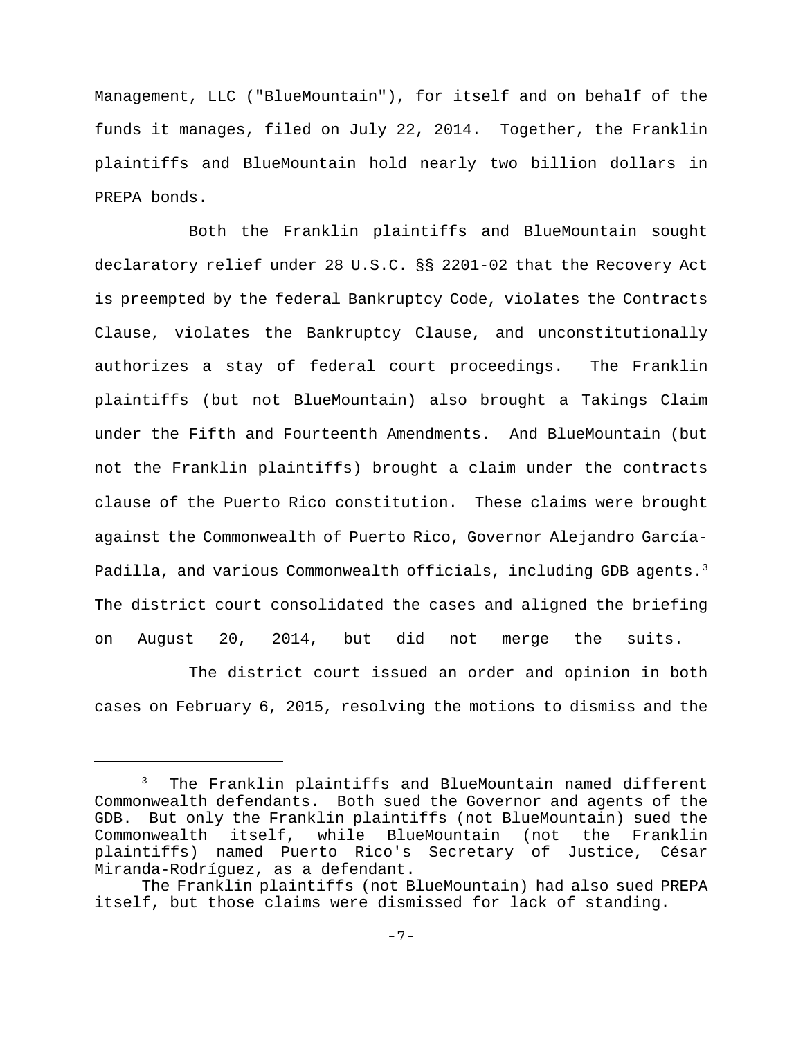Management, LLC ("BlueMountain"), for itself and on behalf of the funds it manages, filed on July 22, 2014. Together, the Franklin plaintiffs and BlueMountain hold nearly two billion dollars in PREPA bonds.

Both the Franklin plaintiffs and BlueMountain sought declaratory relief under 28 U.S.C. §§ 2201-02 that the Recovery Act is preempted by the federal Bankruptcy Code, violates the Contracts Clause, violates the Bankruptcy Clause, and unconstitutionally authorizes a stay of federal court proceedings. The Franklin plaintiffs (but not BlueMountain) also brought a Takings Claim under the Fifth and Fourteenth Amendments. And BlueMountain (but not the Franklin plaintiffs) brought a claim under the contracts clause of the Puerto Rico constitution. These claims were brought against the Commonwealth of Puerto Rico, Governor Alejandro García-Padilla, and various Commonwealth officials, including GDB agents.[3] The district court consolidated the cases and aligned the briefing on August 20, 2014, but did not merge the suits.

The district court issued an order and opinion in both cases on February 6, 2015, resolving the motions to dismiss and the

---

[3] The Franklin plaintiffs and BlueMountain named different Commonwealth defendants. Both sued the Governor and agents of the GDB. But only the Franklin plaintiffs (not BlueMountain) sued the Commonwealth itself, while BlueMountain (not the Franklin plaintiffs) named Puerto Rico's Secretary of Justice, César Miranda-Rodríguez, as a defendant.

The Franklin plaintiffs (not BlueMountain) had also sued PREPA itself, but those claims were dismissed for lack of standing.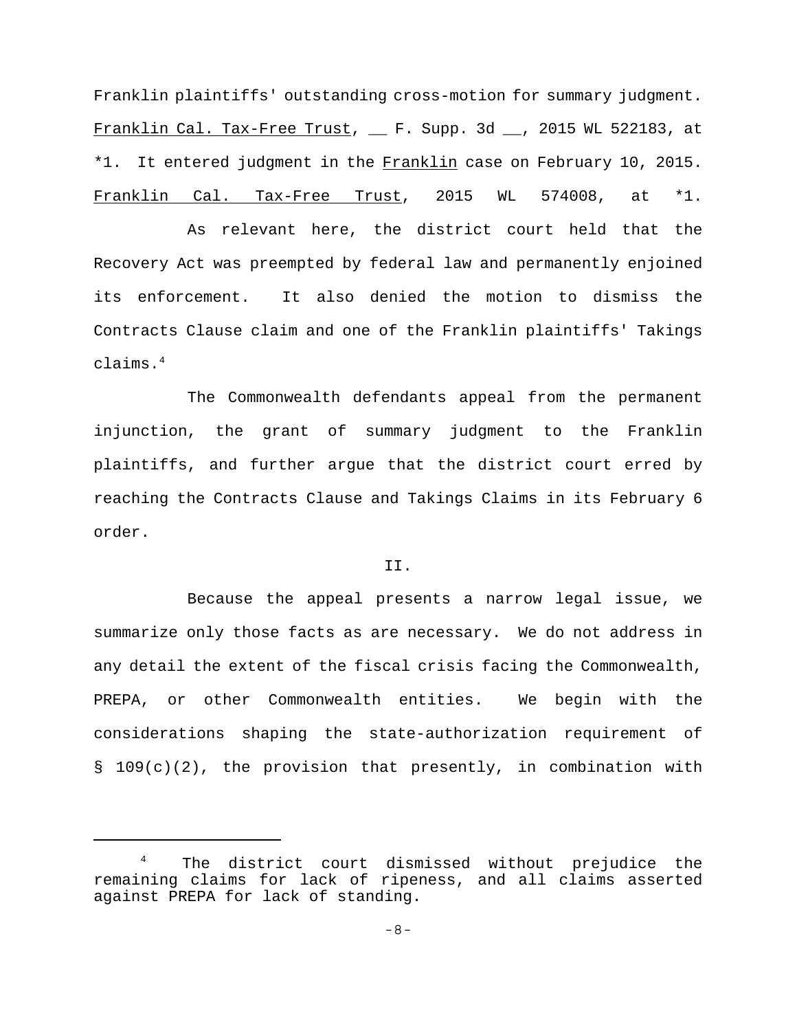Franklin plaintiffs' outstanding cross-motion for summary judgment. Franklin Cal. Tax-Free Trust, __ F. Supp. 3d __, 2015 WL 522183, at *1. It entered judgment in the Franklin case on February 10, 2015. Franklin Cal. Tax-Free Trust, 2015 WL 574008, at *1.

As relevant here, the district court held that the Recovery Act was preempted by federal law and permanently enjoined its enforcement. It also denied the motion to dismiss the Contracts Clause claim and one of the Franklin plaintiffs' Takings claims.[4]

The Commonwealth defendants appeal from the permanent injunction, the grant of summary judgment to the Franklin plaintiffs, and further argue that the district court erred by reaching the Contracts Clause and Takings Claims in its February 6 order.

## II.

Because the appeal presents a narrow legal issue, we summarize only those facts as are necessary. We do not address in any detail the extent of the fiscal crisis facing the Commonwealth, PREPA, or other Commonwealth entities. We begin with the considerations shaping the state-authorization requirement of § 109(c)(2), the provision that presently, in combination with

---

[4] The district court dismissed without prejudice the remaining claims for lack of ripeness, and all claims asserted against PREPA for lack of standing.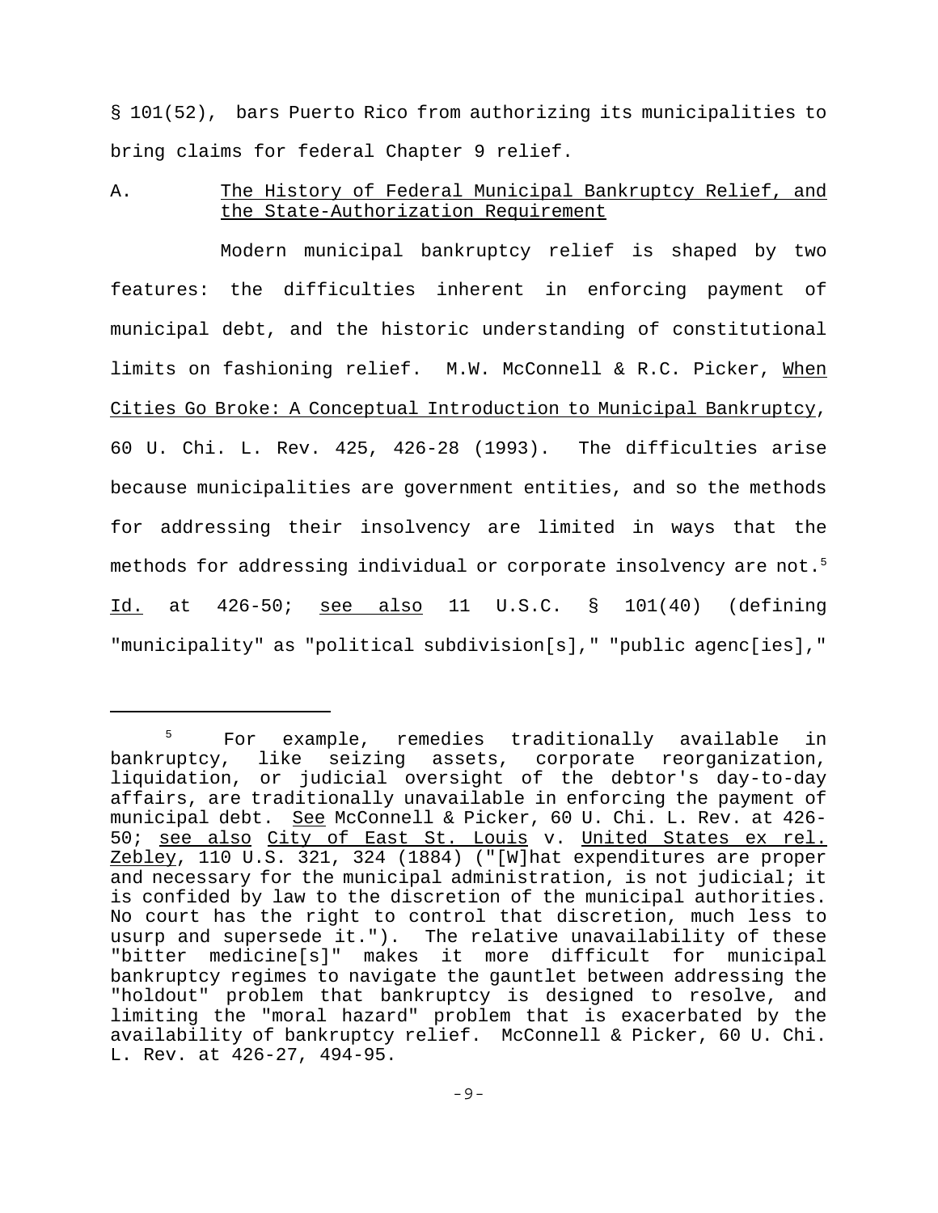§ 101(52), bars Puerto Rico from authorizing its municipalities to bring claims for federal Chapter 9 relief.

### A. The History of Federal Municipal Bankruptcy Relief, and the State-Authorization Requirement

Modern municipal bankruptcy relief is shaped by two features: the difficulties inherent in enforcing payment of municipal debt, and the historic understanding of constitutional limits on fashioning relief. M.W. McConnell & R.C. Picker, When Cities Go Broke: A Conceptual Introduction to Municipal Bankruptcy, 60 U. Chi. L. Rev. 425, 426-28 (1993). The difficulties arise because municipalities are government entities, and so the methods for addressing their insolvency are limited in ways that the methods for addressing individual or corporate insolvency are not.[5] Id. at 426-50; see also 11 U.S.C. § 101(40) (defining "municipality" as "political subdivision[s]," "public agenc[ies],"

---

[5] For example, remedies traditionally available in bankruptcy, like seizing assets, corporate reorganization, liquidation, or judicial oversight of the debtor's day-to-day affairs, are traditionally unavailable in enforcing the payment of municipal debt. See McConnell & Picker, 60 U. Chi. L. Rev. at 426-50; see also City of East St. Louis v. United States ex rel. Zebley, 110 U.S. 321, 324 (1884) ("[W]hat expenditures are proper and necessary for the municipal administration, is not judicial; it is confided by law to the discretion of the municipal authorities. No court has the right to control that discretion, much less to usurp and supersede it."). The relative unavailability of these "bitter medicine[s]" makes it more difficult for municipal bankruptcy regimes to navigate the gauntlet between addressing the "holdout" problem that bankruptcy is designed to resolve, and limiting the "moral hazard" problem that is exacerbated by the availability of bankruptcy relief. McConnell & Picker, 60 U. Chi. L. Rev. at 426-27, 494-95.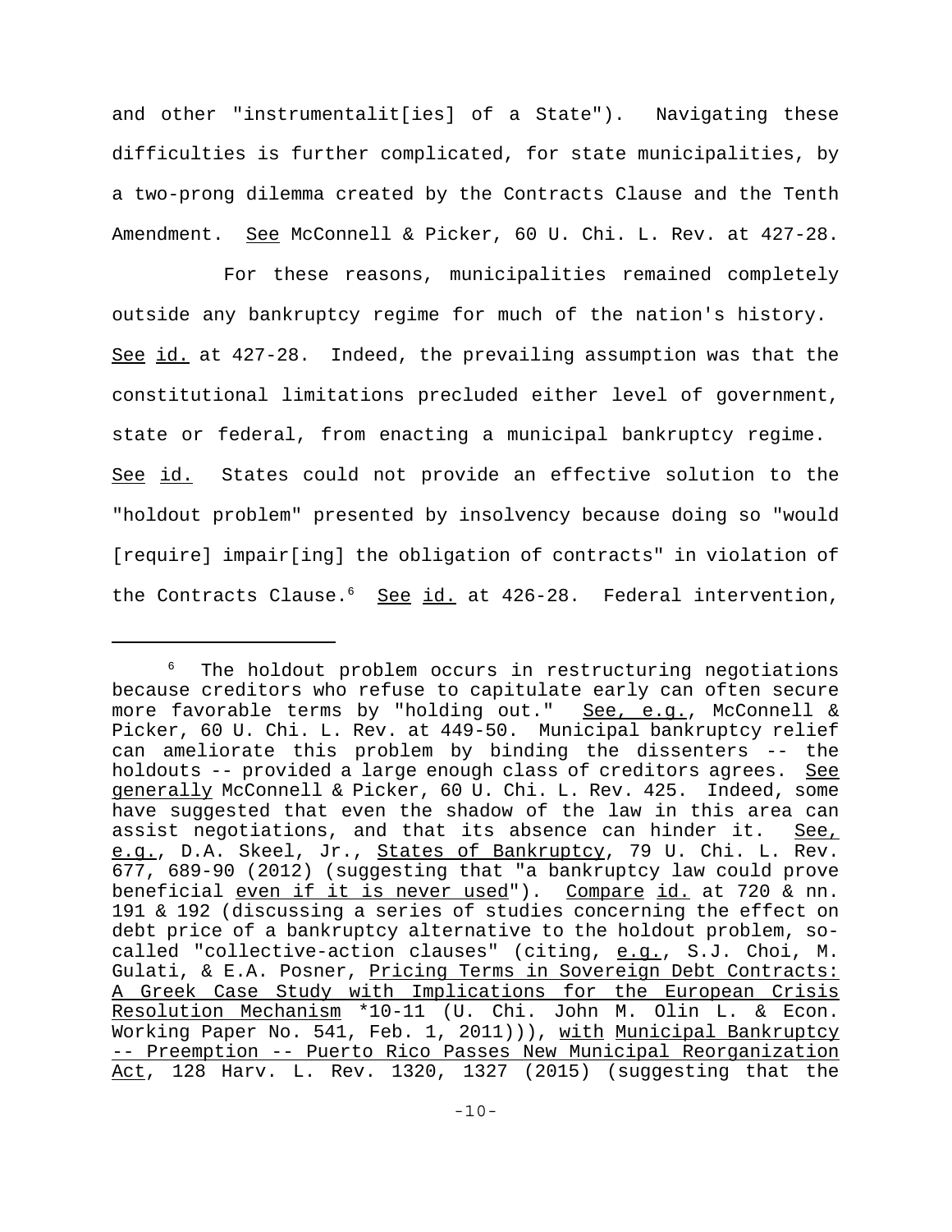and other "instrumentalit[ies] of a State"). Navigating these difficulties is further complicated, for state municipalities, by a two-prong dilemma created by the Contracts Clause and the Tenth Amendment. See McConnell & Picker, 60 U. Chi. L. Rev. at 427-28.

For these reasons, municipalities remained completely outside any bankruptcy regime for much of the nation's history. See id. at 427-28. Indeed, the prevailing assumption was that the constitutional limitations precluded either level of government, state or federal, from enacting a municipal bankruptcy regime. See id. States could not provide an effective solution to the "holdout problem" presented by insolvency because doing so "would [require] impair[ing] the obligation of contracts" in violation of the Contracts Clause.[6] See id. at 426-28. Federal intervention,

---

[6] The holdout problem occurs in restructuring negotiations because creditors who refuse to capitulate early can often secure more favorable terms by "holding out." See, e.g., McConnell & Picker, 60 U. Chi. L. Rev. at 449-50. Municipal bankruptcy relief can ameliorate this problem by binding the dissenters -- the holdouts -- provided a large enough class of creditors agrees. See generally McConnell & Picker, 60 U. Chi. L. Rev. 425. Indeed, some have suggested that even the shadow of the law in this area can assist negotiations, and that its absence can hinder it. See, e.g., D.A. Skeel, Jr., States of Bankruptcy, 79 U. Chi. L. Rev. 677, 689-90 (2012) (suggesting that "a bankruptcy law could prove beneficial even if it is never used"). Compare id. at 720 & nn. 191 & 192 (discussing a series of studies concerning the effect on debt price of a bankruptcy alternative to the holdout problem, so-called "collective-action clauses" (citing, e.g., S.J. Choi, M. Gulati, & E.A. Posner, Pricing Terms in Sovereign Debt Contracts: A Greek Case Study with Implications for the European Crisis Resolution Mechanism *10-11 (U. Chi. John M. Olin L. & Econ. Working Paper No. 541, Feb. 1, 2011))), with Municipal Bankruptcy -- Preemption -- Puerto Rico Passes New Municipal Reorganization Act, 128 Harv. L. Rev. 1320, 1327 (2015) (suggesting that the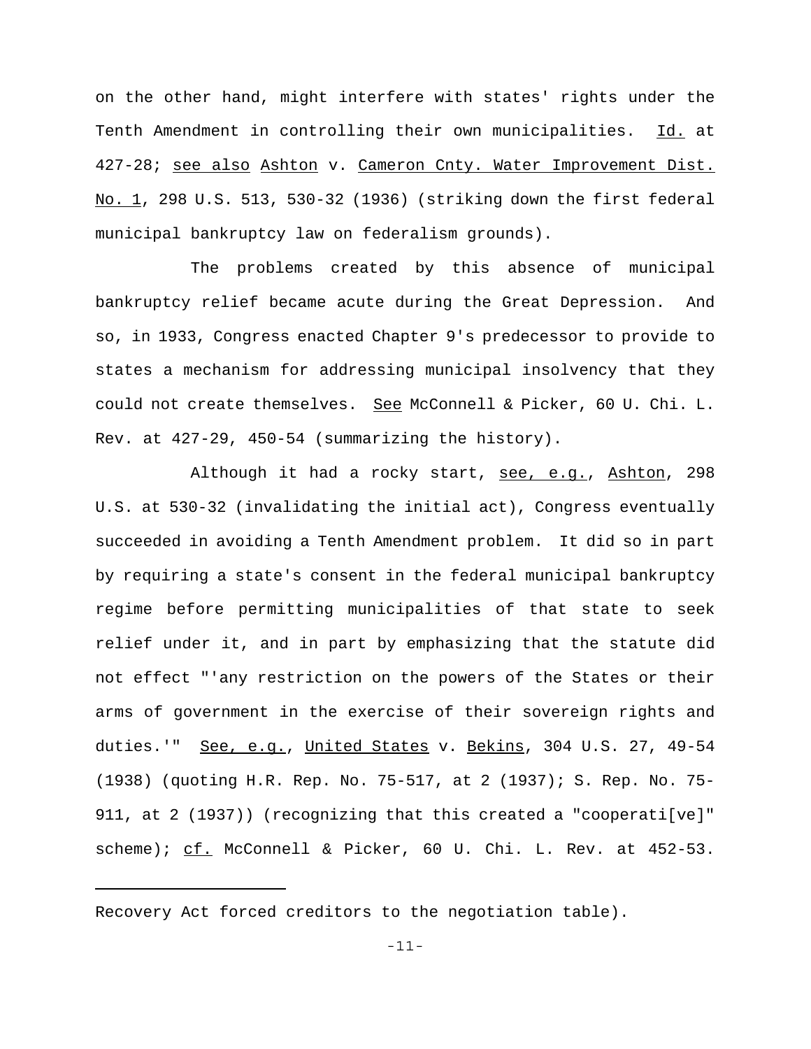on the other hand, might interfere with states' rights under the Tenth Amendment in controlling their own municipalities. Id. at 427-28; see also Ashton v. Cameron Cnty. Water Improvement Dist. No. 1, 298 U.S. 513, 530-32 (1936) (striking down the first federal municipal bankruptcy law on federalism grounds).

The problems created by this absence of municipal bankruptcy relief became acute during the Great Depression. And so, in 1933, Congress enacted Chapter 9's predecessor to provide to states a mechanism for addressing municipal insolvency that they could not create themselves. See McConnell & Picker, 60 U. Chi. L. Rev. at 427-29, 450-54 (summarizing the history).

Although it had a rocky start, see, e.g., Ashton, 298 U.S. at 530-32 (invalidating the initial act), Congress eventually succeeded in avoiding a Tenth Amendment problem. It did so in part by requiring a state's consent in the federal municipal bankruptcy regime before permitting municipalities of that state to seek relief under it, and in part by emphasizing that the statute did not effect "'any restriction on the powers of the States or their arms of government in the exercise of their sovereign rights and duties.'" See, e.g., United States v. Bekins, 304 U.S. 27, 49-54 (1938) (quoting H.R. Rep. No. 75-517, at 2 (1937); S. Rep. No. 75-911, at 2 (1937)) (recognizing that this created a "cooperati[ve]" scheme); cf. McConnell & Picker, 60 U. Chi. L. Rev. at 452-53.

---

Recovery Act forced creditors to the negotiation table).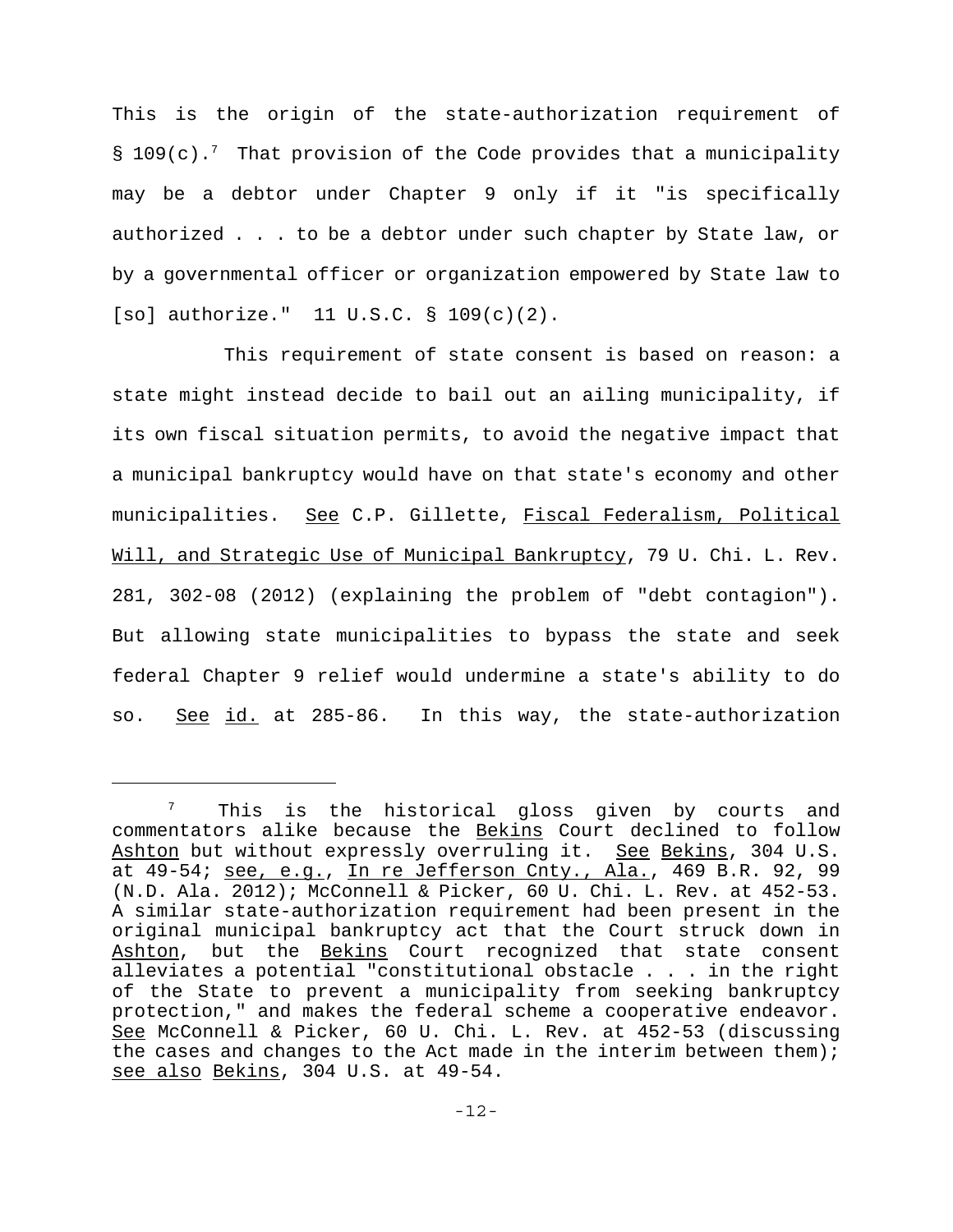This is the origin of the state-authorization requirement of § 109(c).[7] That provision of the Code provides that a municipality may be a debtor under Chapter 9 only if it "is specifically authorized . . . to be a debtor under such chapter by State law, or by a governmental officer or organization empowered by State law to [so] authorize." 11 U.S.C. § 109(c)(2).

This requirement of state consent is based on reason: a state might instead decide to bail out an ailing municipality, if its own fiscal situation permits, to avoid the negative impact that a municipal bankruptcy would have on that state's economy and other municipalities. See C.P. Gillette, Fiscal Federalism, Political Will, and Strategic Use of Municipal Bankruptcy, 79 U. Chi. L. Rev. 281, 302-08 (2012) (explaining the problem of "debt contagion"). But allowing state municipalities to bypass the state and seek federal Chapter 9 relief would undermine a state's ability to do so. See id. at 285-86. In this way, the state-authorization

---

[7] This is the historical gloss given by courts and commentators alike because the Bekins Court declined to follow Ashton but without expressly overruling it. See Bekins, 304 U.S. at 49-54; see, e.g., In re Jefferson Cnty., Ala., 469 B.R. 92, 99 (N.D. Ala. 2012); McConnell & Picker, 60 U. Chi. L. Rev. at 452-53. A similar state-authorization requirement had been present in the original municipal bankruptcy act that the Court struck down in Ashton, but the Bekins Court recognized that state consent alleviates a potential "constitutional obstacle . . . in the right of the State to prevent a municipality from seeking bankruptcy protection," and makes the federal scheme a cooperative endeavor. See McConnell & Picker, 60 U. Chi. L. Rev. at 452-53 (discussing the cases and changes to the Act made in the interim between them); see also Bekins, 304 U.S. at 49-54.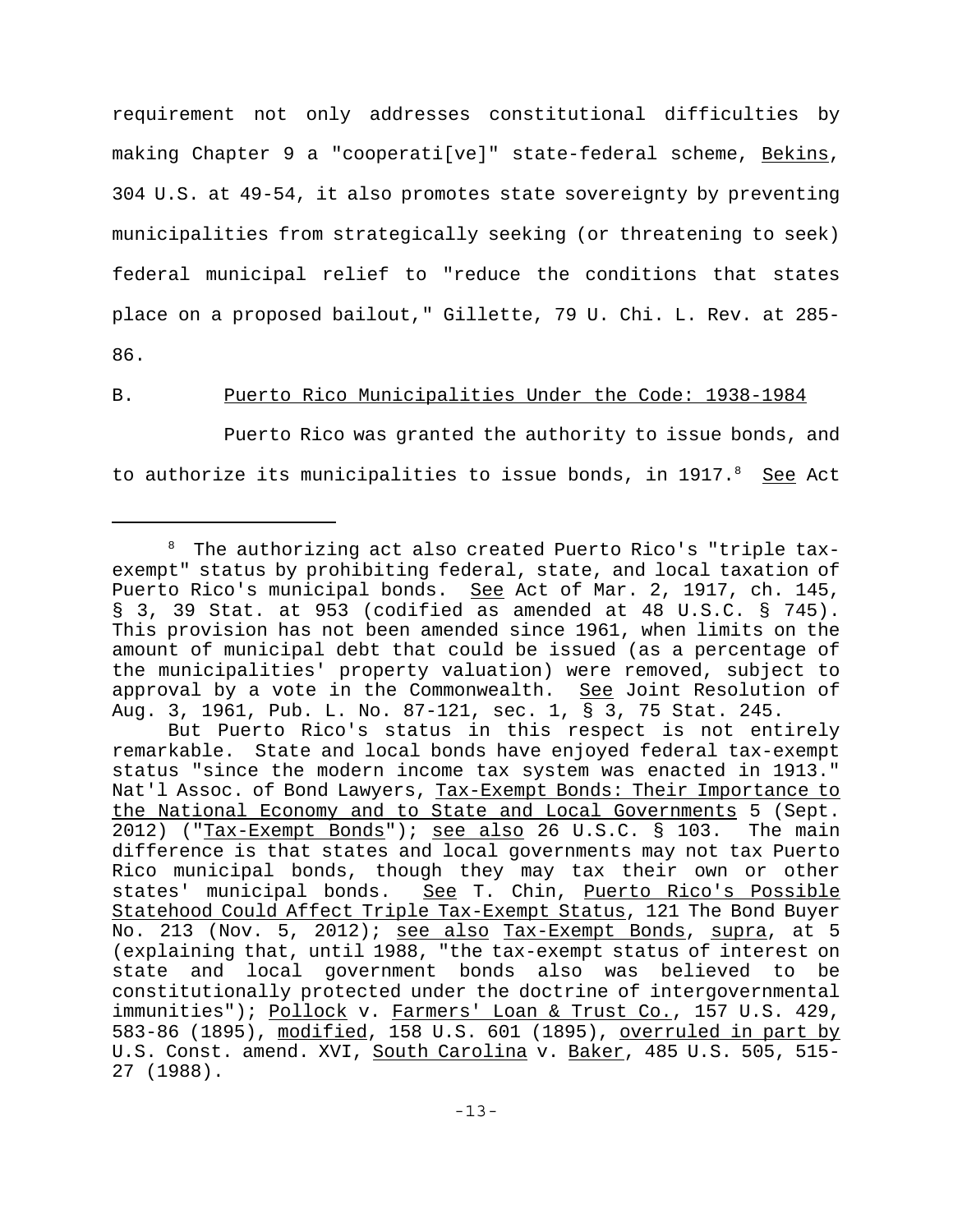requirement not only addresses constitutional difficulties by making Chapter 9 a "cooperati[ve]" state-federal scheme, Bekins, 304 U.S. at 49-54, it also promotes state sovereignty by preventing municipalities from strategically seeking (or threatening to seek) federal municipal relief to "reduce the conditions that states place on a proposed bailout," Gillette, 79 U. Chi. L. Rev. at 285-86.

B. Puerto Rico Municipalities Under the Code: 1938-1984

Puerto Rico was granted the authority to issue bonds, and to authorize its municipalities to issue bonds, in 1917.[8] See Act

---

[8] The authorizing act also created Puerto Rico's "triple tax-exempt" status by prohibiting federal, state, and local taxation of Puerto Rico's municipal bonds. See Act of Mar. 2, 1917, ch. 145, § 3, 39 Stat. at 953 (codified as amended at 48 U.S.C. § 745). This provision has not been amended since 1961, when limits on the amount of municipal debt that could be issued (as a percentage of the municipalities' property valuation) were removed, subject to approval by a vote in the Commonwealth. See Joint Resolution of Aug. 3, 1961, Pub. L. No. 87-121, sec. 1, § 3, 75 Stat. 245.

But Puerto Rico's status in this respect is not entirely remarkable. State and local bonds have enjoyed federal tax-exempt status "since the modern income tax system was enacted in 1913." Nat'l Assoc. of Bond Lawyers, Tax-Exempt Bonds: Their Importance to the National Economy and to State and Local Governments 5 (Sept. 2012) ("Tax-Exempt Bonds"); see also 26 U.S.C. § 103. The main difference is that states and local governments may not tax Puerto Rico municipal bonds, though they may tax their own or other states' municipal bonds. See T. Chin, Puerto Rico's Possible Statehood Could Affect Triple Tax-Exempt Status, 121 The Bond Buyer No. 213 (Nov. 5, 2012); see also Tax-Exempt Bonds, supra, at 5 (explaining that, until 1988, "the tax-exempt status of interest on state and local government bonds also was believed to be constitutionally protected under the doctrine of intergovernmental immunities"); Pollock v. Farmers' Loan & Trust Co., 157 U.S. 429, 583-86 (1895), modified, 158 U.S. 601 (1895), overruled in part by U.S. Const. amend. XVI, South Carolina v. Baker, 485 U.S. 505, 515-27 (1988).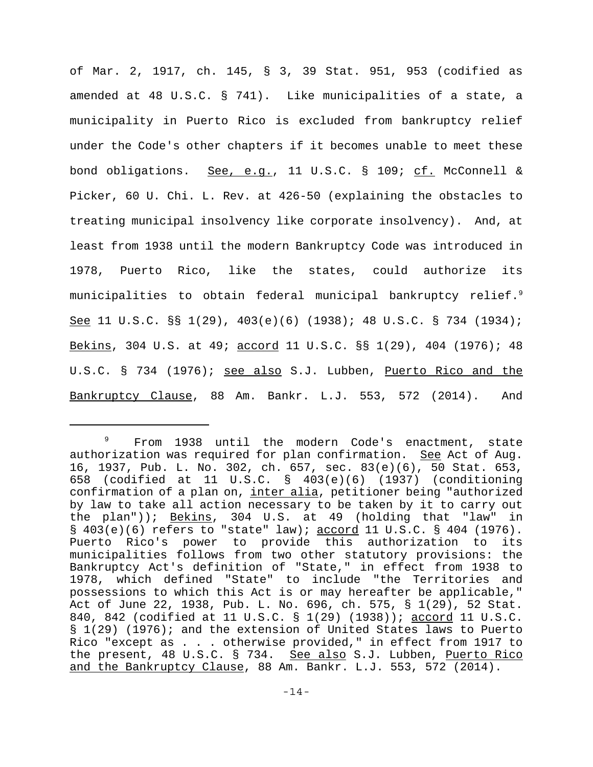of Mar. 2, 1917, ch. 145, § 3, 39 Stat. 951, 953 (codified as amended at 48 U.S.C. § 741). Like municipalities of a state, a municipality in Puerto Rico is excluded from bankruptcy relief under the Code's other chapters if it becomes unable to meet these bond obligations. See, e.g., 11 U.S.C. § 109; cf. McConnell & Picker, 60 U. Chi. L. Rev. at 426-50 (explaining the obstacles to treating municipal insolvency like corporate insolvency). And, at least from 1938 until the modern Bankruptcy Code was introduced in 1978, Puerto Rico, like the states, could authorize its municipalities to obtain federal municipal bankruptcy relief.[9] See 11 U.S.C. §§ 1(29), 403(e)(6) (1938); 48 U.S.C. § 734 (1934); Bekins, 304 U.S. at 49; accord 11 U.S.C. §§ 1(29), 404 (1976); 48 U.S.C. § 734 (1976); see also S.J. Lubben, Puerto Rico and the Bankruptcy Clause, 88 Am. Bankr. L.J. 553, 572 (2014). And

---

[9] From 1938 until the modern Code's enactment, state authorization was required for plan confirmation. See Act of Aug. 16, 1937, Pub. L. No. 302, ch. 657, sec. 83(e)(6), 50 Stat. 653, 658 (codified at 11 U.S.C. § 403(e)(6) (1937) (conditioning confirmation of a plan on, inter alia, petitioner being "authorized by law to take all action necessary to be taken by it to carry out the plan")); Bekins, 304 U.S. at 49 (holding that "law" in § 403(e)(6) refers to "state" law); accord 11 U.S.C. § 404 (1976). Puerto Rico's power to provide this authorization to its municipalities follows from two other statutory provisions: the Bankruptcy Act's definition of "State," in effect from 1938 to 1978, which defined "State" to include "the Territories and possessions to which this Act is or may hereafter be applicable," Act of June 22, 1938, Pub. L. No. 696, ch. 575, § 1(29), 52 Stat. 840, 842 (codified at 11 U.S.C. § 1(29) (1938)); accord 11 U.S.C. § 1(29) (1976); and the extension of United States laws to Puerto Rico "except as . . . otherwise provided," in effect from 1917 to the present, 48 U.S.C. § 734. See also S.J. Lubben, Puerto Rico and the Bankruptcy Clause, 88 Am. Bankr. L.J. 553, 572 (2014).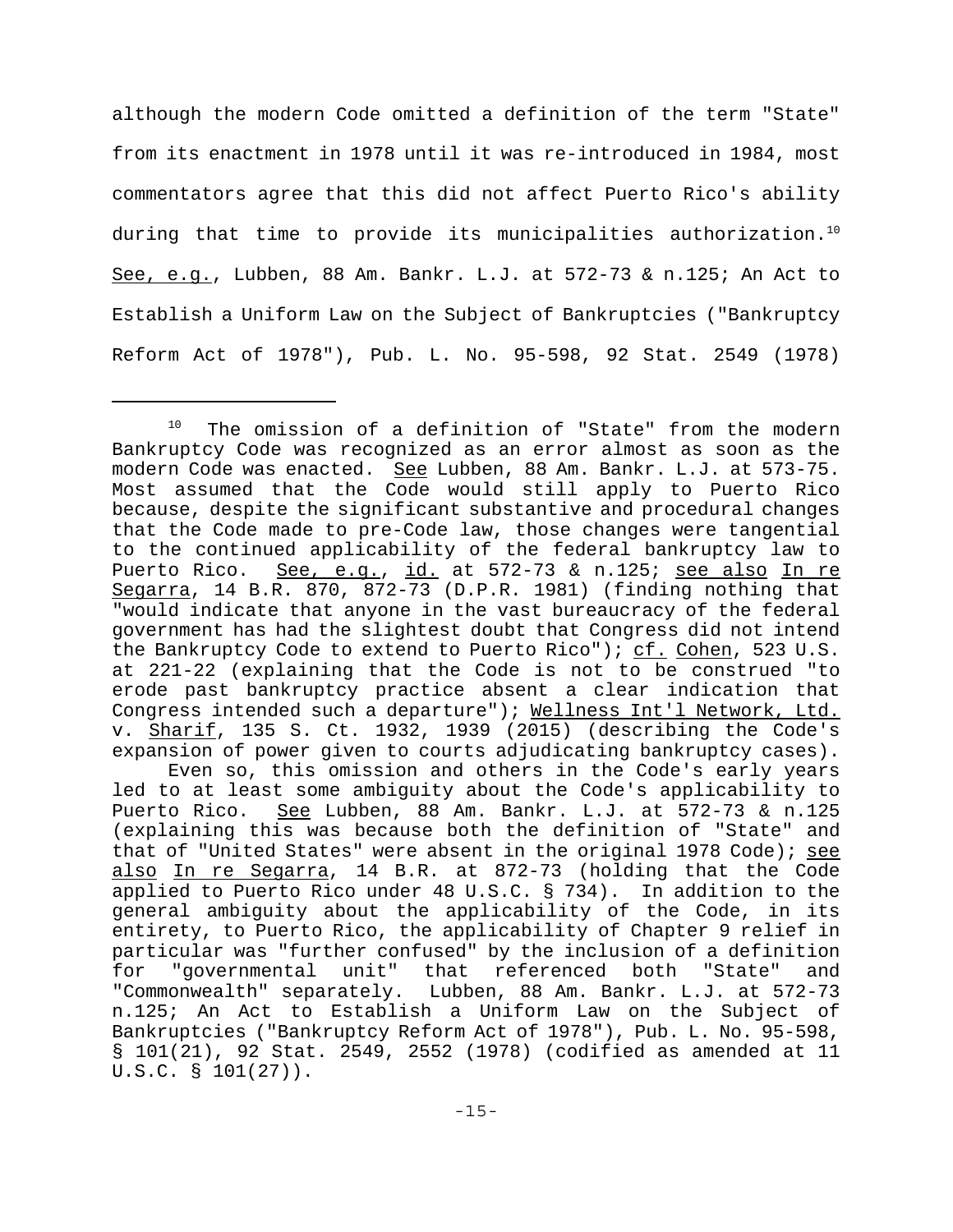although the modern Code omitted a definition of the term "State" from its enactment in 1978 until it was re-introduced in 1984, most commentators agree that this did not affect Puerto Rico's ability during that time to provide its municipalities authorization.[10] See, e.g., Lubben, 88 Am. Bankr. L.J. at 572-73 & n.125; An Act to Establish a Uniform Law on the Subject of Bankruptcies ("Bankruptcy Reform Act of 1978"), Pub. L. No. 95-598, 92 Stat. 2549 (1978)

---

[10] The omission of a definition of "State" from the modern Bankruptcy Code was recognized as an error almost as soon as the modern Code was enacted. See Lubben, 88 Am. Bankr. L.J. at 573-75. Most assumed that the Code would still apply to Puerto Rico because, despite the significant substantive and procedural changes that the Code made to pre-Code law, those changes were tangential to the continued applicability of the federal bankruptcy law to Puerto Rico. See, e.g., id. at 572-73 & n.125; see also In re Segarra, 14 B.R. 870, 872-73 (D.P.R. 1981) (finding nothing that "would indicate that anyone in the vast bureaucracy of the federal government has had the slightest doubt that Congress did not intend the Bankruptcy Code to extend to Puerto Rico"); cf. Cohen, 523 U.S. at 221-22 (explaining that the Code is not to be construed "to erode past bankruptcy practice absent a clear indication that Congress intended such a departure"); Wellness Int'l Network, Ltd. v. Sharif, 135 S. Ct. 1932, 1939 (2015) (describing the Code's expansion of power given to courts adjudicating bankruptcy cases).

Even so, this omission and others in the Code's early years led to at least some ambiguity about the Code's applicability to Puerto Rico. See Lubben, 88 Am. Bankr. L.J. at 572-73 & n.125 (explaining this was because both the definition of "State" and that of "United States" were absent in the original 1978 Code); see also In re Segarra, 14 B.R. at 872-73 (holding that the Code applied to Puerto Rico under 48 U.S.C. § 734). In addition to the general ambiguity about the applicability of the Code, in its entirety, to Puerto Rico, the applicability of Chapter 9 relief in particular was "further confused" by the inclusion of a definition for "governmental unit" that referenced both "State" and "Commonwealth" separately. Lubben, 88 Am. Bankr. L.J. at 572-73 n.125; An Act to Establish a Uniform Law on the Subject of Bankruptcies ("Bankruptcy Reform Act of 1978"), Pub. L. No. 95-598, § 101(21), 92 Stat. 2549, 2552 (1978) (codified as amended at 11 U.S.C. § 101(27)).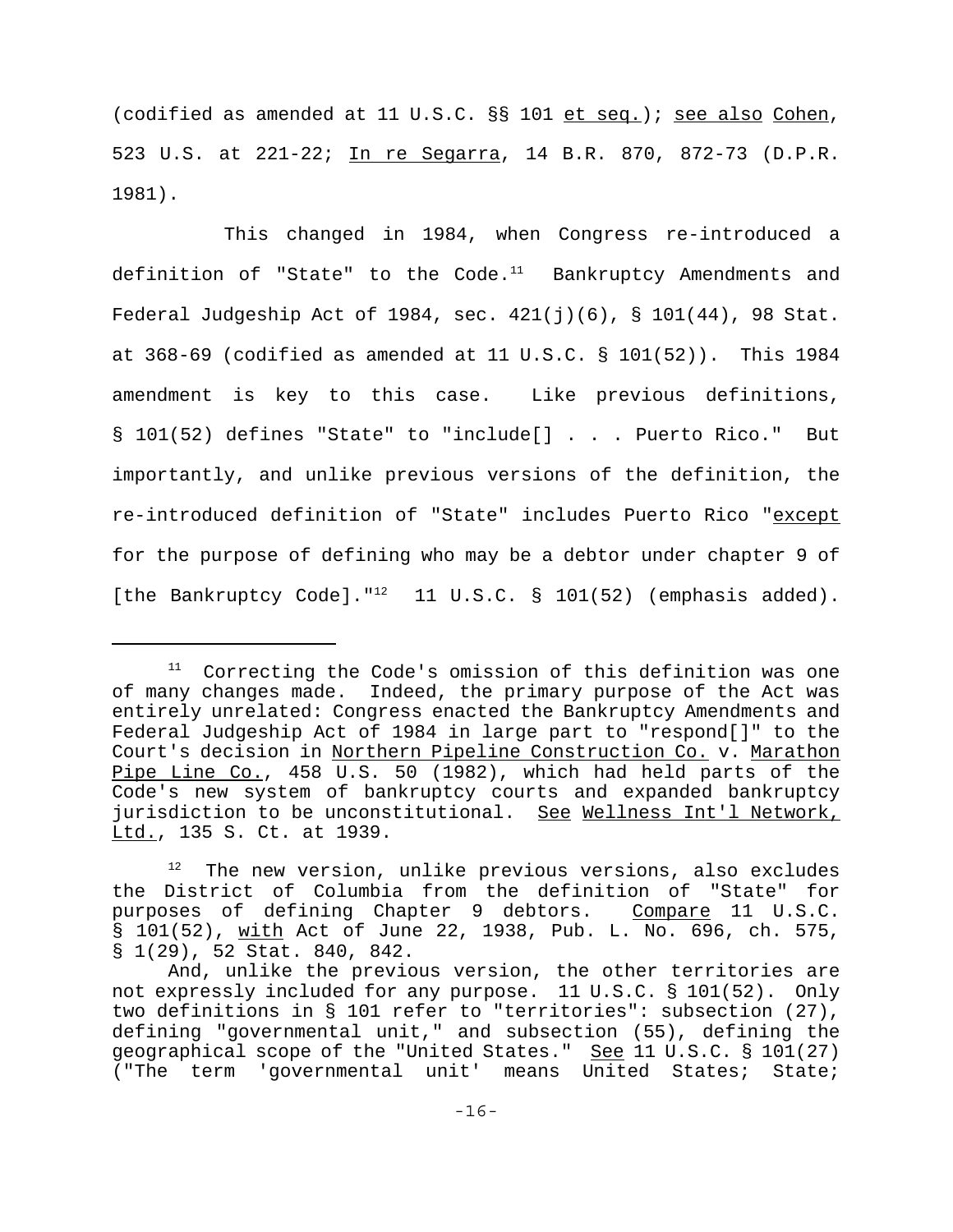(codified as amended at 11 U.S.C. §§ 101 _et seq._); _see also_ _Cohen_, 523 U.S. at 221-22; _In re Segarra_, 14 B.R. 870, 872-73 (D.P.R. 1981).

This changed in 1984, when Congress re-introduced a definition of "State" to the Code.[11] Bankruptcy Amendments and Federal Judgeship Act of 1984, sec. 421(j)(6), § 101(44), 98 Stat. at 368-69 (codified as amended at 11 U.S.C. § 101(52)). This 1984 amendment is key to this case. Like previous definitions, § 101(52) defines "State" to "include[] . . . Puerto Rico." But importantly, and unlike previous versions of the definition, the re-introduced definition of "State" includes Puerto Rico "_except_ for the purpose of defining who may be a debtor under chapter 9 of [the Bankruptcy Code]."[12] 11 U.S.C. § 101(52) (emphasis added).

---

[11] Correcting the Code's omission of this definition was one of many changes made. Indeed, the primary purpose of the Act was entirely unrelated: Congress enacted the Bankruptcy Amendments and Federal Judgeship Act of 1984 in large part to "respond[]" to the Court's decision in _Northern Pipeline Construction Co._ v. _Marathon Pipe Line Co._, 458 U.S. 50 (1982), which had held parts of the Code's new system of bankruptcy courts and expanded bankruptcy jurisdiction to be unconstitutional. _See_ _Wellness Int'l Network, Ltd._, 135 S. Ct. at 1939.

[12] The new version, unlike previous versions, also excludes the District of Columbia from the definition of "State" for purposes of defining Chapter 9 debtors. _Compare_ 11 U.S.C. § 101(52), _with_ Act of June 22, 1938, Pub. L. No. 696, ch. 575, § 1(29), 52 Stat. 840, 842.

And, unlike the previous version, the other territories are not expressly included for any purpose. 11 U.S.C. § 101(52). Only two definitions in § 101 refer to "territories": subsection (27), defining "governmental unit," and subsection (55), defining the geographical scope of the "United States." _See_ 11 U.S.C. § 101(27) ("The term 'governmental unit' means United States; State;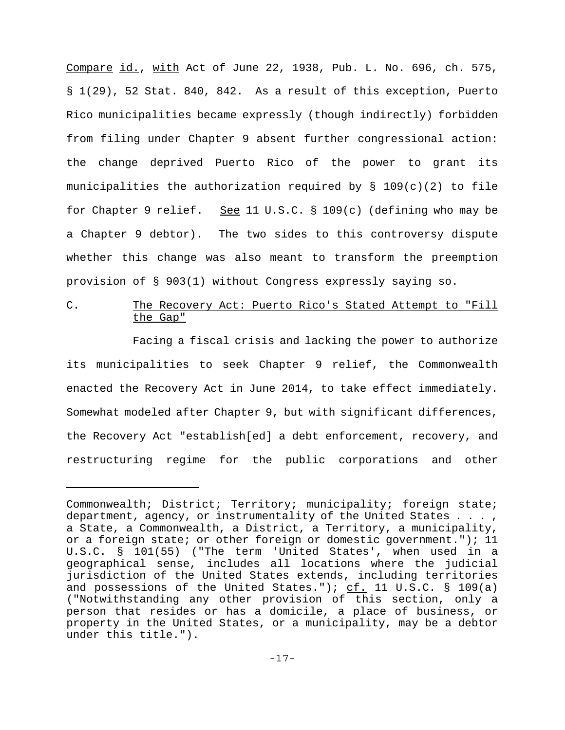Compare id., with Act of June 22, 1938, Pub. L. No. 696, ch. 575, § 1(29), 52 Stat. 840, 842. As a result of this exception, Puerto Rico municipalities became expressly (though indirectly) forbidden from filing under Chapter 9 absent further congressional action: the change deprived Puerto Rico of the power to grant its municipalities the authorization required by § 109(c)(2) to file for Chapter 9 relief. See 11 U.S.C. § 109(c) (defining who may be a Chapter 9 debtor). The two sides to this controversy dispute whether this change was also meant to transform the preemption provision of § 903(1) without Congress expressly saying so.

### C. The Recovery Act: Puerto Rico's Stated Attempt to "Fill the Gap"

Facing a fiscal crisis and lacking the power to authorize its municipalities to seek Chapter 9 relief, the Commonwealth enacted the Recovery Act in June 2014, to take effect immediately. Somewhat modeled after Chapter 9, but with significant differences, the Recovery Act "establish[ed] a debt enforcement, recovery, and restructuring regime for the public corporations and other

---

Commonwealth; District; Territory; municipality; foreign state; department, agency, or instrumentality of the United States . . . , a State, a Commonwealth, a District, a Territory, a municipality, or a foreign state; or other foreign or domestic government."); 11 U.S.C. § 101(55) ("The term 'United States', when used in a geographical sense, includes all locations where the judicial jurisdiction of the United States extends, including territories and possessions of the United States."); cf. 11 U.S.C. § 109(a) ("Notwithstanding any other provision of this section, only a person that resides or has a domicile, a place of business, or property in the United States, or a municipality, may be a debtor under this title.").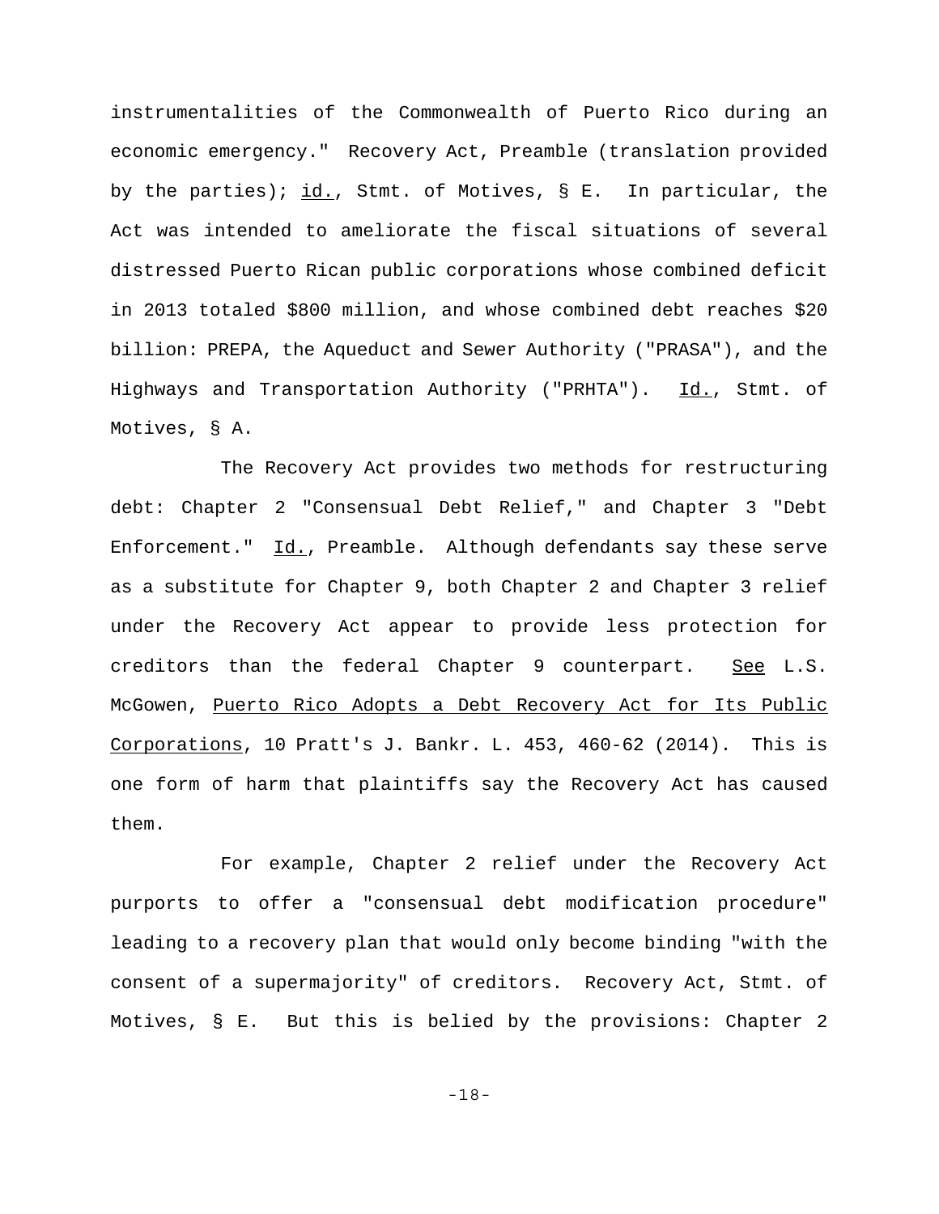instrumentalities of the Commonwealth of Puerto Rico during an economic emergency." Recovery Act, Preamble (translation provided by the parties); id., Stmt. of Motives, § E. In particular, the Act was intended to ameliorate the fiscal situations of several distressed Puerto Rican public corporations whose combined deficit in 2013 totaled $800 million, and whose combined debt reaches $20 billion: PREPA, the Aqueduct and Sewer Authority ("PRASA"), and the Highways and Transportation Authority ("PRHTA"). Id., Stmt. of Motives, § A.

The Recovery Act provides two methods for restructuring debt: Chapter 2 "Consensual Debt Relief," and Chapter 3 "Debt Enforcement." Id., Preamble. Although defendants say these serve as a substitute for Chapter 9, both Chapter 2 and Chapter 3 relief under the Recovery Act appear to provide less protection for creditors than the federal Chapter 9 counterpart. See L.S. McGowen, Puerto Rico Adopts a Debt Recovery Act for Its Public Corporations, 10 Pratt's J. Bankr. L. 453, 460-62 (2014). This is one form of harm that plaintiffs say the Recovery Act has caused them.

For example, Chapter 2 relief under the Recovery Act purports to offer a "consensual debt modification procedure" leading to a recovery plan that would only become binding "with the consent of a supermajority" of creditors. Recovery Act, Stmt. of Motives, § E. But this is belied by the provisions: Chapter 2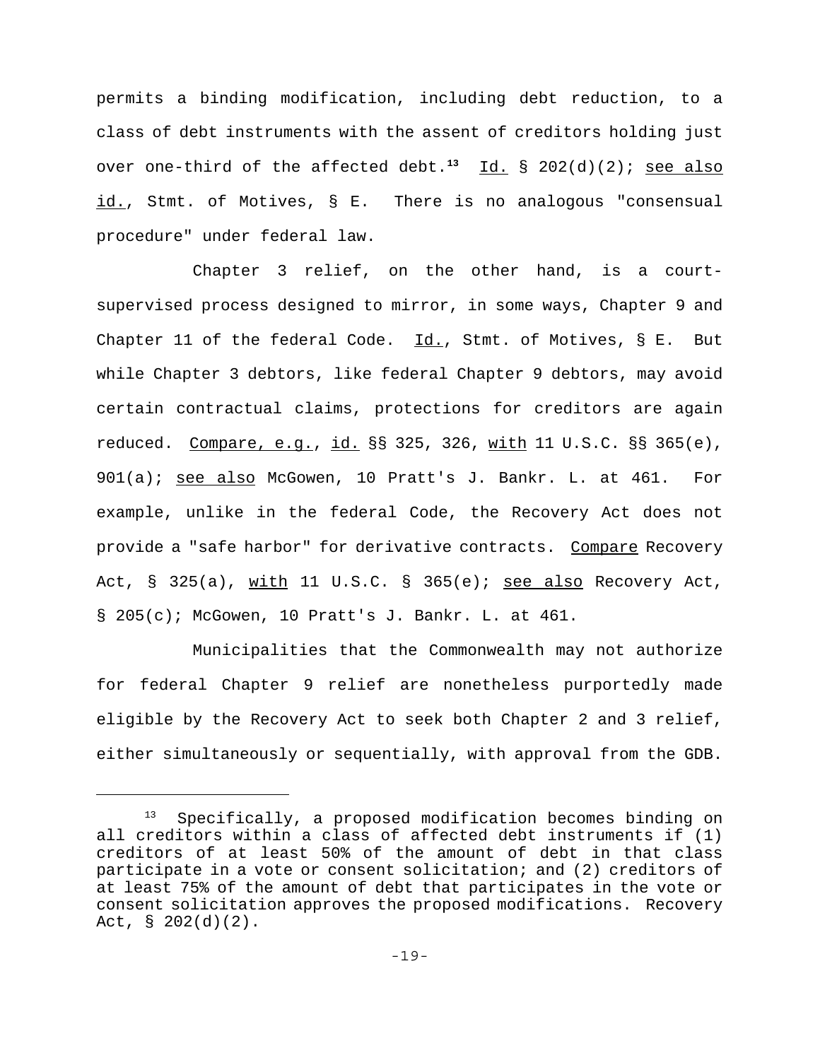permits a binding modification, including debt reduction, to a class of debt instruments with the assent of creditors holding just over one-third of the affected debt.[13] Id. § 202(d)(2); see also id., Stmt. of Motives, § E. There is no analogous "consensual procedure" under federal law.

Chapter 3 relief, on the other hand, is a court-supervised process designed to mirror, in some ways, Chapter 9 and Chapter 11 of the federal Code. Id., Stmt. of Motives, § E. But while Chapter 3 debtors, like federal Chapter 9 debtors, may avoid certain contractual claims, protections for creditors are again reduced. Compare, e.g., id. §§ 325, 326, with 11 U.S.C. §§ 365(e), 901(a); see also McGowen, 10 Pratt's J. Bankr. L. at 461. For example, unlike in the federal Code, the Recovery Act does not provide a "safe harbor" for derivative contracts. Compare Recovery Act, § 325(a), with 11 U.S.C. § 365(e); see also Recovery Act, § 205(c); McGowen, 10 Pratt's J. Bankr. L. at 461.

Municipalities that the Commonwealth may not authorize for federal Chapter 9 relief are nonetheless purportedly made eligible by the Recovery Act to seek both Chapter 2 and 3 relief, either simultaneously or sequentially, with approval from the GDB.

---

[13] Specifically, a proposed modification becomes binding on all creditors within a class of affected debt instruments if (1) creditors of at least 50% of the amount of debt in that class participate in a vote or consent solicitation; and (2) creditors of at least 75% of the amount of debt that participates in the vote or consent solicitation approves the proposed modifications. Recovery Act, § 202(d)(2).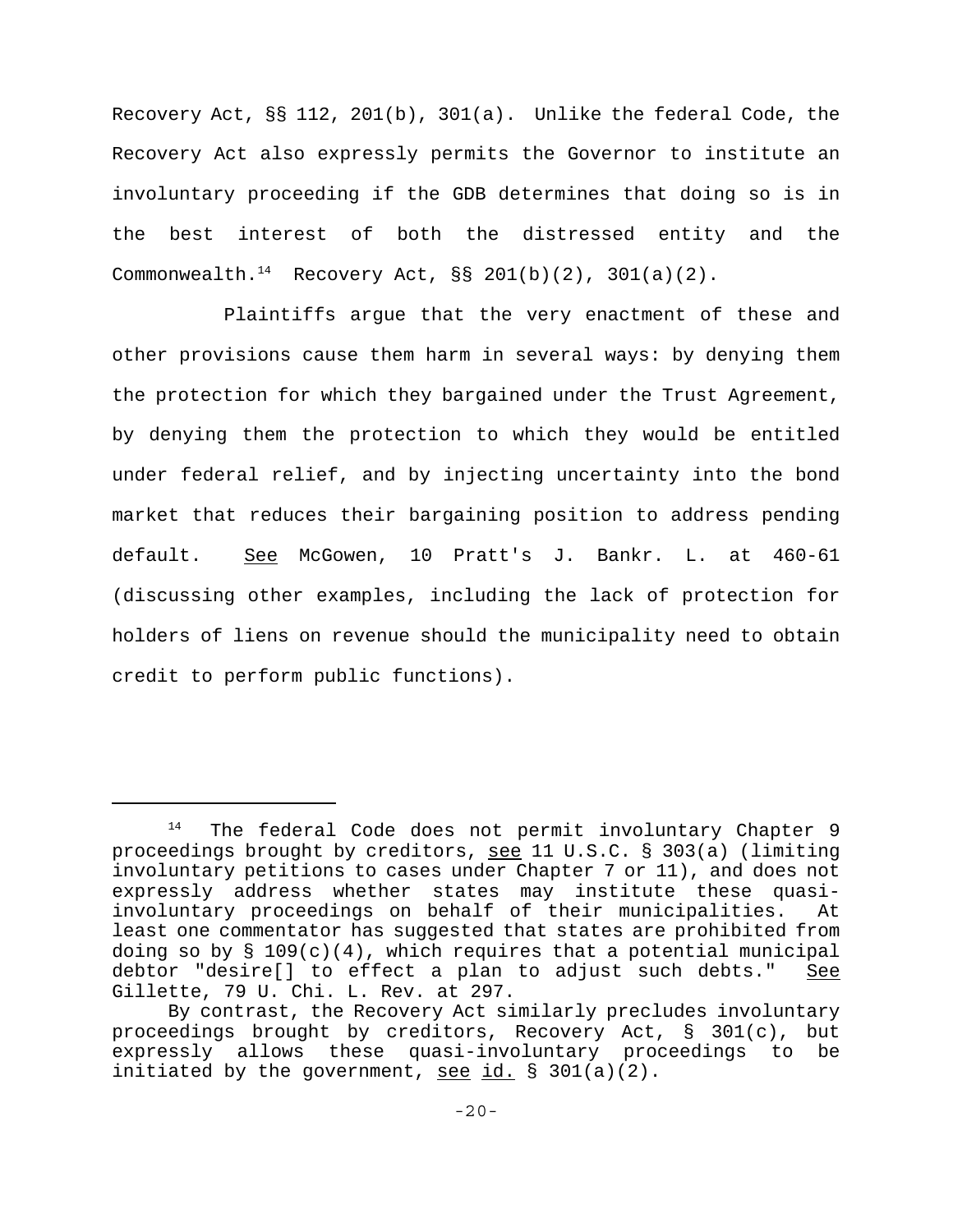Recovery Act, §§ 112, 201(b), 301(a). Unlike the federal Code, the Recovery Act also expressly permits the Governor to institute an involuntary proceeding if the GDB determines that doing so is in the best interest of both the distressed entity and the Commonwealth.[14] Recovery Act, §§ 201(b)(2), 301(a)(2).

Plaintiffs argue that the very enactment of these and other provisions cause them harm in several ways: by denying them the protection for which they bargained under the Trust Agreement, by denying them the protection to which they would be entitled under federal relief, and by injecting uncertainty into the bond market that reduces their bargaining position to address pending default. _See_ McGowen, 10 Pratt's J. Bankr. L. at 460-61 (discussing other examples, including the lack of protection for holders of liens on revenue should the municipality need to obtain credit to perform public functions).

---

[14] The federal Code does not permit involuntary Chapter 9 proceedings brought by creditors, _see_ 11 U.S.C. § 303(a) (limiting involuntary petitions to cases under Chapter 7 or 11), and does not expressly address whether states may institute these quasi-involuntary proceedings on behalf of their municipalities. At least one commentator has suggested that states are prohibited from doing so by § 109(c)(4), which requires that a potential municipal debtor "desire[] to effect a plan to adjust such debts." _See_ Gillette, 79 U. Chi. L. Rev. at 297.

By contrast, the Recovery Act similarly precludes involuntary proceedings brought by creditors, Recovery Act, § 301(c), but expressly allows these quasi-involuntary proceedings to be initiated by the government, _see_ _id._ § 301(a)(2).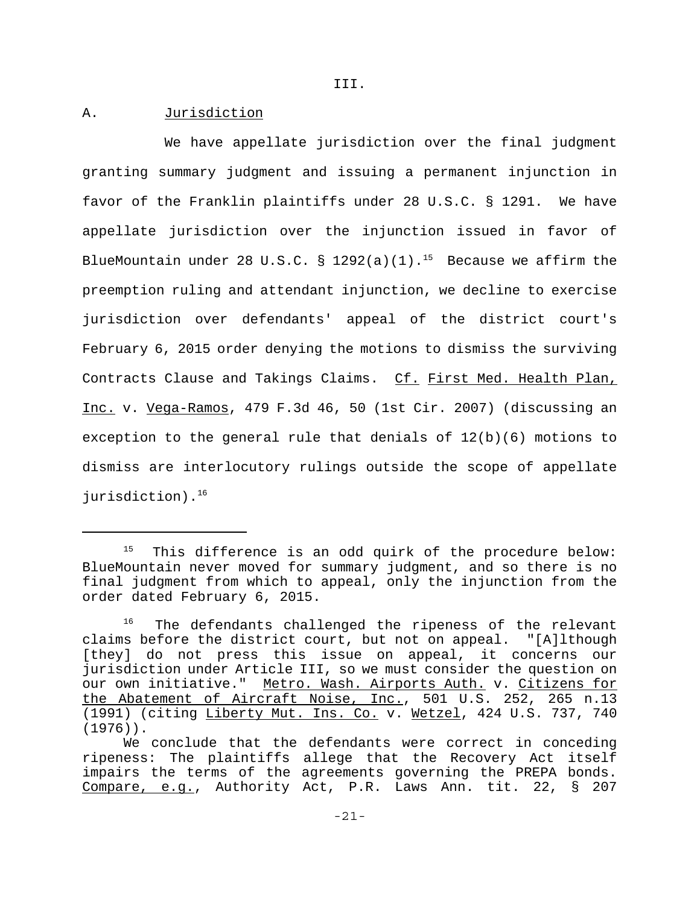III.

A. Jurisdiction

We have appellate jurisdiction over the final judgment granting summary judgment and issuing a permanent injunction in favor of the Franklin plaintiffs under 28 U.S.C. § 1291. We have appellate jurisdiction over the injunction issued in favor of BlueMountain under 28 U.S.C. § 1292(a)(1).[15] Because we affirm the preemption ruling and attendant injunction, we decline to exercise jurisdiction over defendants' appeal of the district court's February 6, 2015 order denying the motions to dismiss the surviving Contracts Clause and Takings Claims. Cf. First Med. Health Plan, Inc. v. Vega-Ramos, 479 F.3d 46, 50 (1st Cir. 2007) (discussing an exception to the general rule that denials of 12(b)(6) motions to dismiss are interlocutory rulings outside the scope of appellate jurisdiction).[16]

---

[15] This difference is an odd quirk of the procedure below: BlueMountain never moved for summary judgment, and so there is no final judgment from which to appeal, only the injunction from the order dated February 6, 2015.

[16] The defendants challenged the ripeness of the relevant claims before the district court, but not on appeal. "[A]lthough [they] do not press this issue on appeal, it concerns our jurisdiction under Article III, so we must consider the question on our own initiative." Metro. Wash. Airports Auth. v. Citizens for the Abatement of Aircraft Noise, Inc., 501 U.S. 252, 265 n.13 (1991) (citing Liberty Mut. Ins. Co. v. Wetzel, 424 U.S. 737, 740 (1976)).

We conclude that the defendants were correct in conceding ripeness: The plaintiffs allege that the Recovery Act itself impairs the terms of the agreements governing the PREPA bonds. Compare, e.g., Authority Act, P.R. Laws Ann. tit. 22, § 207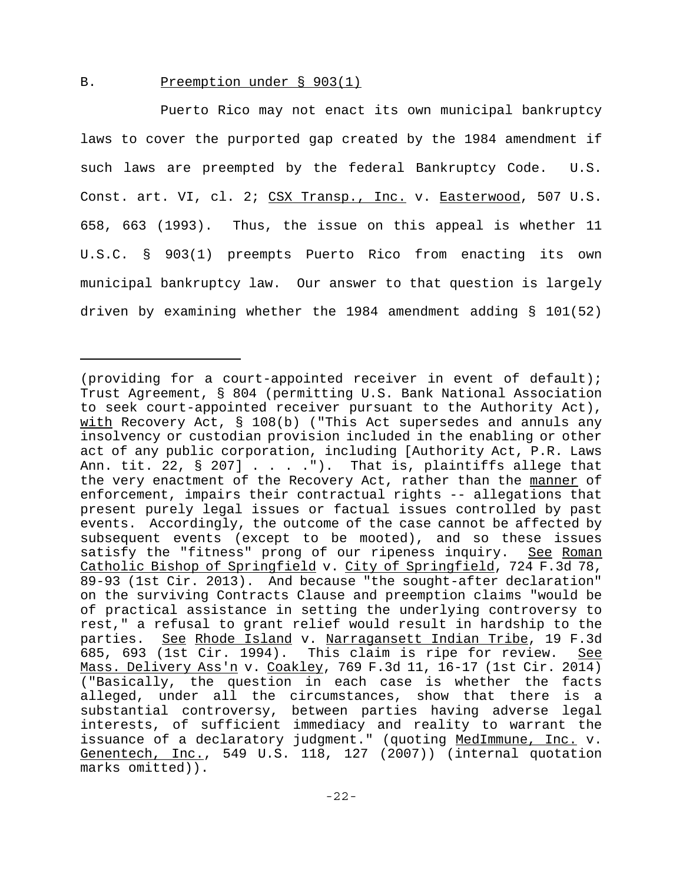## B. Preemption under § 903(1)

Puerto Rico may not enact its own municipal bankruptcy laws to cover the purported gap created by the 1984 amendment if such laws are preempted by the federal Bankruptcy Code. U.S. Const. art. VI, cl. 2; CSX Transp., Inc. v. Easterwood, 507 U.S. 658, 663 (1993). Thus, the issue on this appeal is whether 11 U.S.C. § 903(1) preempts Puerto Rico from enacting its own municipal bankruptcy law. Our answer to that question is largely driven by examining whether the 1984 amendment adding § 101(52)

---

(providing for a court-appointed receiver in event of default); Trust Agreement, § 804 (permitting U.S. Bank National Association to seek court-appointed receiver pursuant to the Authority Act), with Recovery Act, § 108(b) ("This Act supersedes and annuls any insolvency or custodian provision included in the enabling or other act of any public corporation, including [Authority Act, P.R. Laws Ann. tit. 22, § 207] . . . ."). That is, plaintiffs allege that the very enactment of the Recovery Act, rather than the manner of enforcement, impairs their contractual rights -- allegations that present purely legal issues or factual issues controlled by past events. Accordingly, the outcome of the case cannot be affected by subsequent events (except to be mooted), and so these issues satisfy the "fitness" prong of our ripeness inquiry. See Roman Catholic Bishop of Springfield v. City of Springfield, 724 F.3d 78, 89-93 (1st Cir. 2013). And because "the sought-after declaration" on the surviving Contracts Clause and preemption claims "would be of practical assistance in setting the underlying controversy to rest," a refusal to grant relief would result in hardship to the parties. See Rhode Island v. Narragansett Indian Tribe, 19 F.3d 685, 693 (1st Cir. 1994). This claim is ripe for review. See Mass. Delivery Ass'n v. Coakley, 769 F.3d 11, 16-17 (1st Cir. 2014) ("Basically, the question in each case is whether the facts alleged, under all the circumstances, show that there is a substantial controversy, between parties having adverse legal interests, of sufficient immediacy and reality to warrant the issuance of a declaratory judgment." (quoting MedImmune, Inc. v. Genentech, Inc., 549 U.S. 118, 127 (2007)) (internal quotation marks omitted)).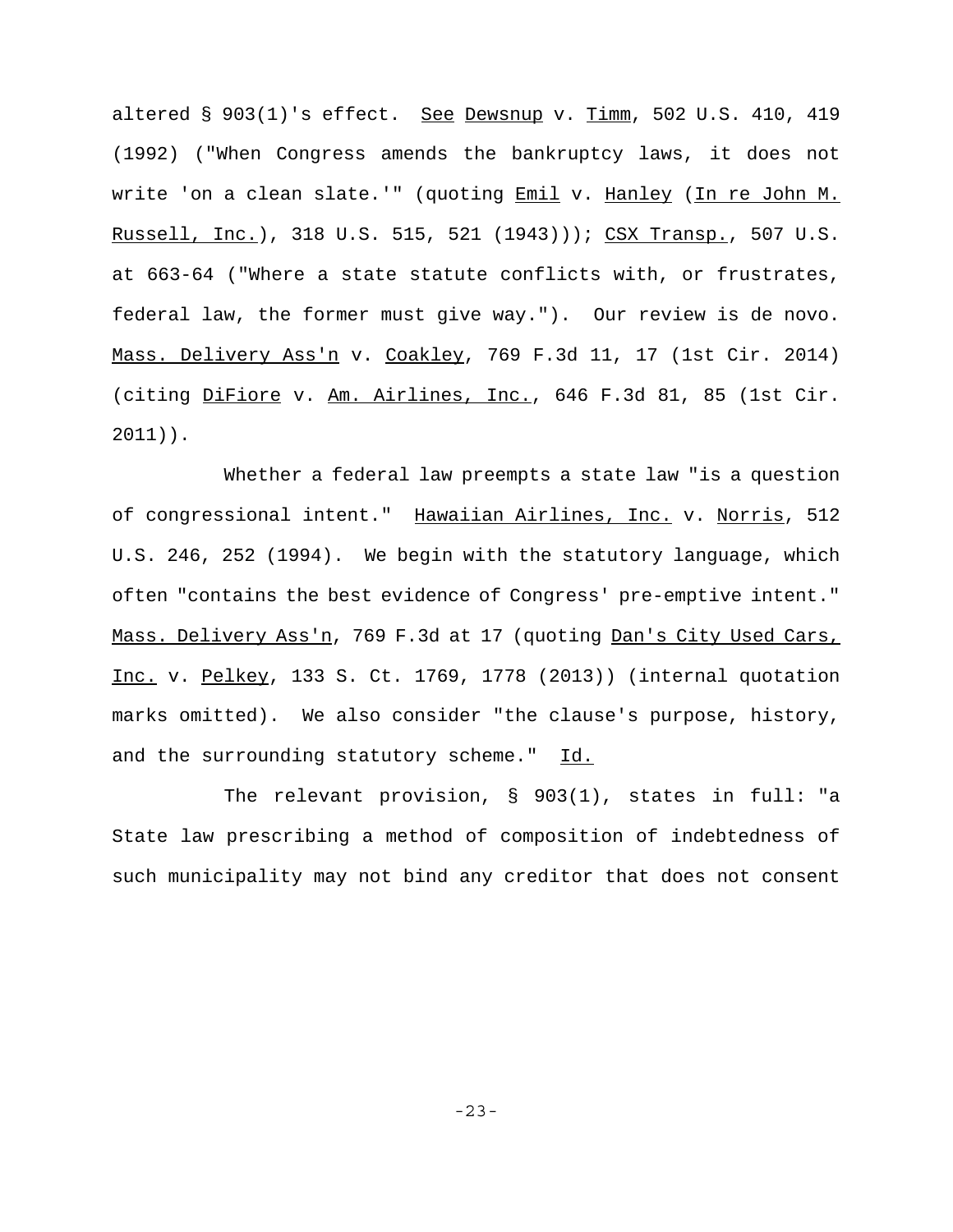altered § 903(1)'s effect. _See_ _Dewsnup_ v. _Timm_, 502 U.S. 410, 419 (1992) ("When Congress amends the bankruptcy laws, it does not write 'on a clean slate.'" (quoting _Emil_ v. _Hanley_ (_In re John M. Russell, Inc._), 318 U.S. 515, 521 (1943))); _CSX Transp._, 507 U.S. at 663-64 ("Where a state statute conflicts with, or frustrates, federal law, the former must give way."). Our review is de novo. _Mass. Delivery Ass'n_ v. _Coakley_, 769 F.3d 11, 17 (1st Cir. 2014) (citing _DiFiore_ v. _Am. Airlines, Inc._, 646 F.3d 81, 85 (1st Cir. 2011)).

Whether a federal law preempts a state law "is a question of congressional intent." _Hawaiian Airlines, Inc._ v. _Norris_, 512 U.S. 246, 252 (1994). We begin with the statutory language, which often "contains the best evidence of Congress' pre-emptive intent." _Mass. Delivery Ass'n_, 769 F.3d at 17 (quoting _Dan's City Used Cars, Inc._ v. _Pelkey_, 133 S. Ct. 1769, 1778 (2013)) (internal quotation marks omitted). We also consider "the clause's purpose, history, and the surrounding statutory scheme." _Id._

The relevant provision, § 903(1), states in full: "a State law prescribing a method of composition of indebtedness of such municipality may not bind any creditor that does not consent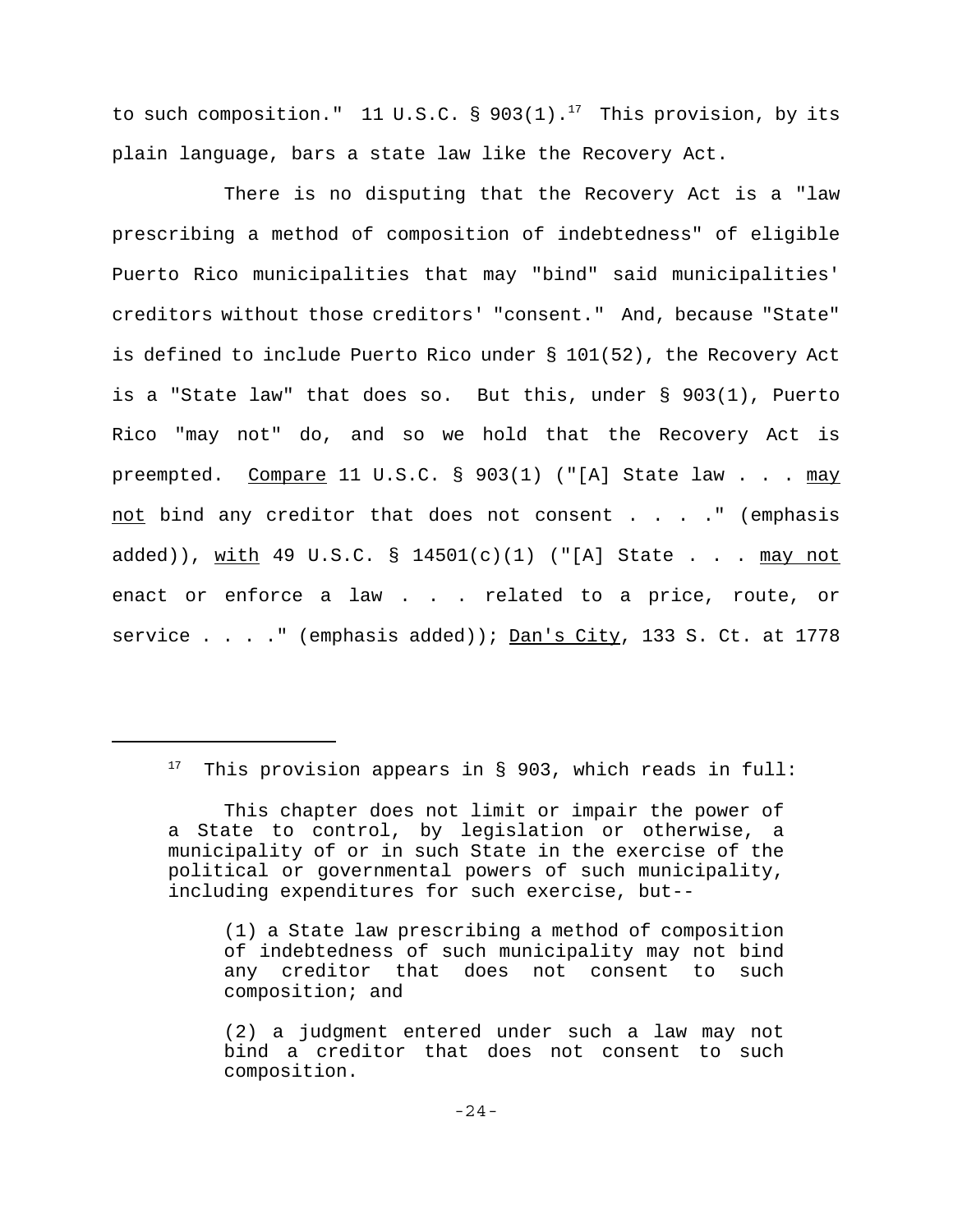to such composition." 11 U.S.C. § 903(1).[17] This provision, by its plain language, bars a state law like the Recovery Act.

There is no disputing that the Recovery Act is a "law prescribing a method of composition of indebtedness" of eligible Puerto Rico municipalities that may "bind" said municipalities' creditors without those creditors' "consent." And, because "State" is defined to include Puerto Rico under § 101(52), the Recovery Act is a "State law" that does so. But this, under § 903(1), Puerto Rico "may not" do, and so we hold that the Recovery Act is preempted. Compare 11 U.S.C. § 903(1) ("[A] State law . . . may not bind any creditor that does not consent . . . ." (emphasis added)), with 49 U.S.C. § 14501(c)(1) ("[A] State . . . may not enact or enforce a law . . . related to a price, route, or service . . . ." (emphasis added)); Dan's City, 133 S. Ct. at 1778

---

[17] This provision appears in § 903, which reads in full:

> This chapter does not limit or impair the power of a State to control, by legislation or otherwise, a municipality of or in such State in the exercise of the political or governmental powers of such municipality, including expenditures for such exercise, but--
>
> > (1) a State law prescribing a method of composition of indebtedness of such municipality may not bind any creditor that does not consent to such composition; and
> >
> > (2) a judgment entered under such a law may not bind a creditor that does not consent to such composition.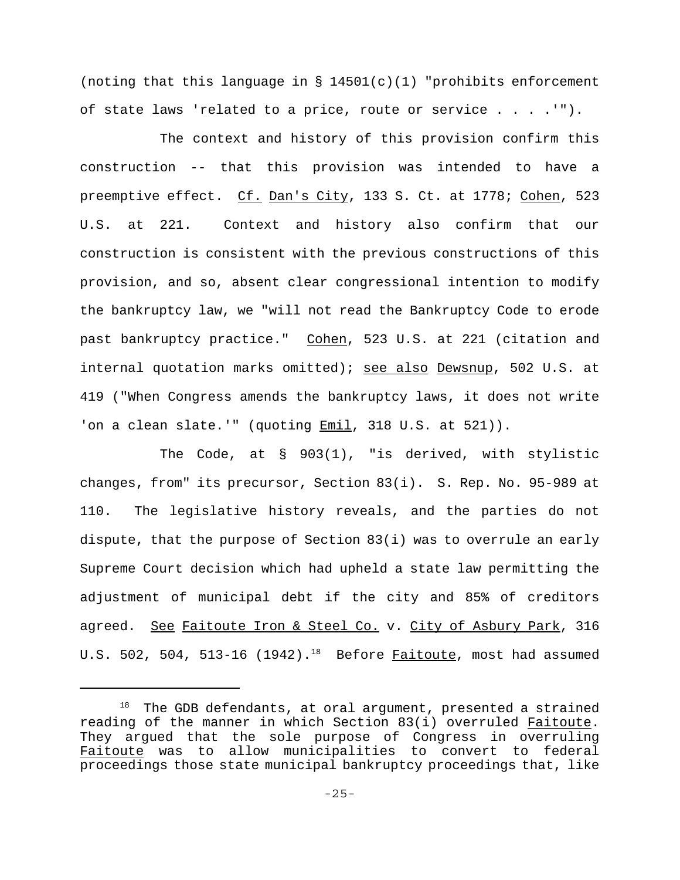(noting that this language in § 14501(c)(1) "prohibits enforcement of state laws 'related to a price, route or service . . . .'").

The context and history of this provision confirm this construction -- that this provision was intended to have a preemptive effect. Cf. Dan's City, 133 S. Ct. at 1778; Cohen, 523 U.S. at 221. Context and history also confirm that our construction is consistent with the previous constructions of this provision, and so, absent clear congressional intention to modify the bankruptcy law, we "will not read the Bankruptcy Code to erode past bankruptcy practice." Cohen, 523 U.S. at 221 (citation and internal quotation marks omitted); see also Dewsnup, 502 U.S. at 419 ("When Congress amends the bankruptcy laws, it does not write 'on a clean slate.'" (quoting Emil, 318 U.S. at 521)).

The Code, at § 903(1), "is derived, with stylistic changes, from" its precursor, Section 83(i). S. Rep. No. 95-989 at 110. The legislative history reveals, and the parties do not dispute, that the purpose of Section 83(i) was to overrule an early Supreme Court decision which had upheld a state law permitting the adjustment of municipal debt if the city and 85% of creditors agreed. See Faitoute Iron & Steel Co. v. City of Asbury Park, 316 U.S. 502, 504, 513-16 (1942).[18] Before Faitoute, most had assumed

---

[18] The GDB defendants, at oral argument, presented a strained reading of the manner in which Section 83(i) overruled Faitoute. They argued that the sole purpose of Congress in overruling Faitoute was to allow municipalities to convert to federal proceedings those state municipal bankruptcy proceedings that, like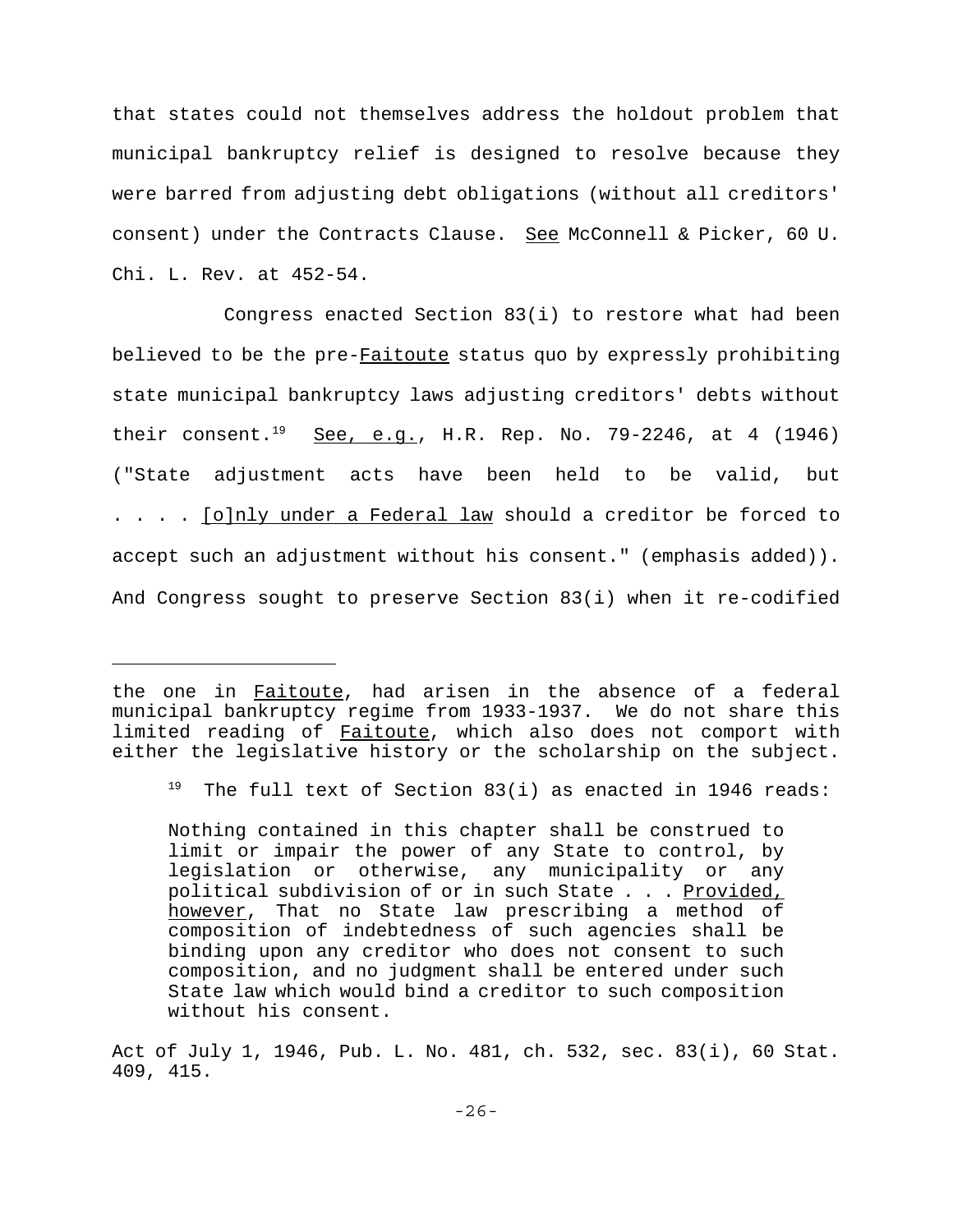that states could not themselves address the holdout problem that municipal bankruptcy relief is designed to resolve because they were barred from adjusting debt obligations (without all creditors' consent) under the Contracts Clause. See McConnell & Picker, 60 U. Chi. L. Rev. at 452-54.

Congress enacted Section 83(i) to restore what had been believed to be the pre-Faitoute status quo by expressly prohibiting state municipal bankruptcy laws adjusting creditors' debts without their consent.[19] See, e.g., H.R. Rep. No. 79-2246, at 4 (1946) ("State adjustment acts have been held to be valid, but . . . . [o]nly under a Federal law should a creditor be forced to accept such an adjustment without his consent." (emphasis added)). And Congress sought to preserve Section 83(i) when it re-codified

---

the one in Faitoute, had arisen in the absence of a federal municipal bankruptcy regime from 1933-1937. We do not share this limited reading of Faitoute, which also does not comport with either the legislative history or the scholarship on the subject.

[19] The full text of Section 83(i) as enacted in 1946 reads:

> Nothing contained in this chapter shall be construed to limit or impair the power of any State to control, by legislation or otherwise, any municipality or any political subdivision of or in such State . . . Provided, however, That no State law prescribing a method of composition of indebtedness of such agencies shall be binding upon any creditor who does not consent to such composition, and no judgment shall be entered under such State law which would bind a creditor to such composition without his consent.

Act of July 1, 1946, Pub. L. No. 481, ch. 532, sec. 83(i), 60 Stat. 409, 415.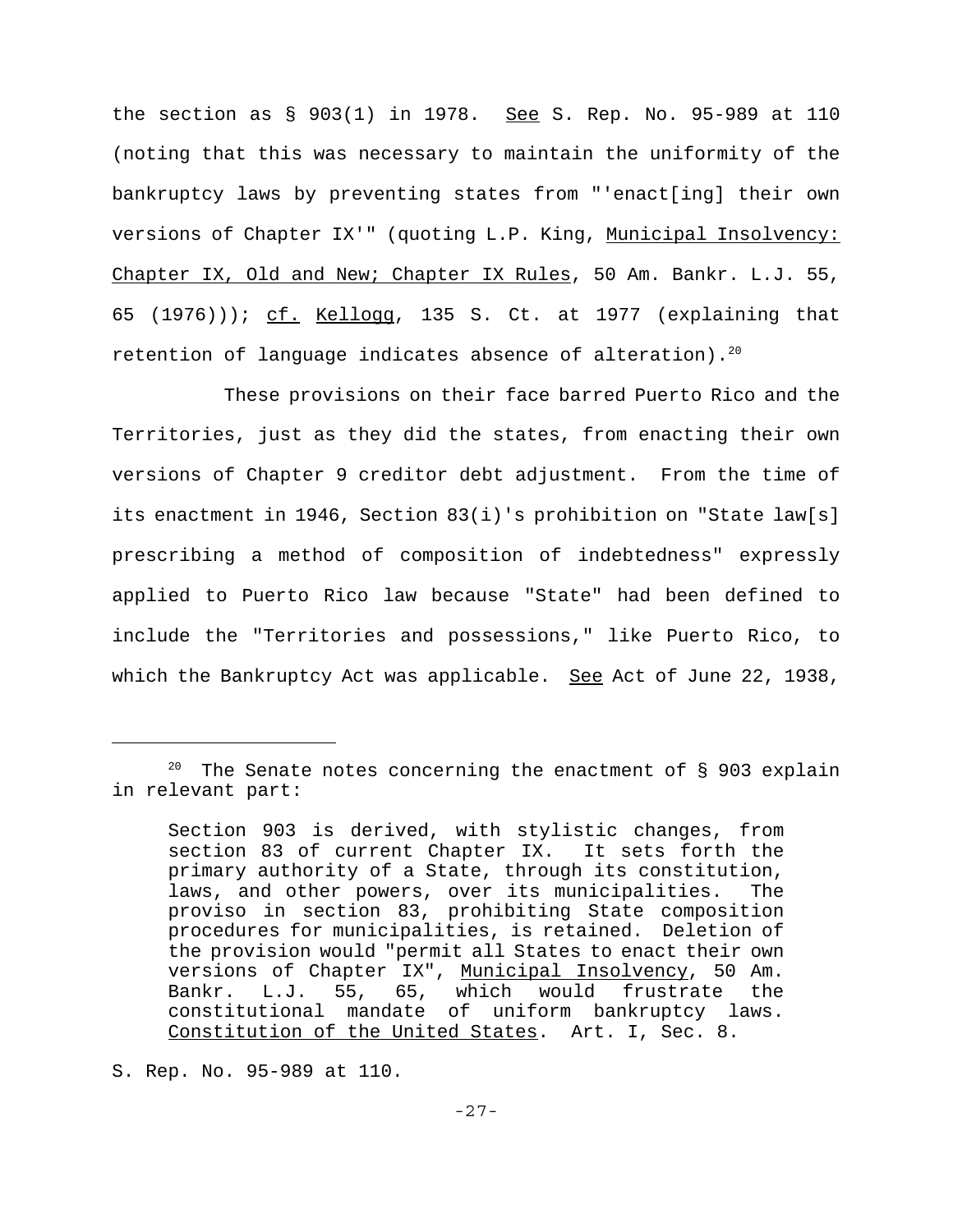the section as § 903(1) in 1978. See S. Rep. No. 95-989 at 110 (noting that this was necessary to maintain the uniformity of the bankruptcy laws by preventing states from "'enact[ing] their own versions of Chapter IX'" (quoting L.P. King, Municipal Insolvency: Chapter IX, Old and New; Chapter IX Rules, 50 Am. Bankr. L.J. 55, 65 (1976))); cf. Kellogg, 135 S. Ct. at 1977 (explaining that retention of language indicates absence of alteration).[20]

These provisions on their face barred Puerto Rico and the Territories, just as they did the states, from enacting their own versions of Chapter 9 creditor debt adjustment. From the time of its enactment in 1946, Section 83(i)'s prohibition on "State law[s] prescribing a method of composition of indebtedness" expressly applied to Puerto Rico law because "State" had been defined to include the "Territories and possessions," like Puerto Rico, to which the Bankruptcy Act was applicable. See Act of June 22, 1938,

---

[20] The Senate notes concerning the enactment of § 903 explain in relevant part:

> Section 903 is derived, with stylistic changes, from section 83 of current Chapter IX. It sets forth the primary authority of a State, through its constitution, laws, and other powers, over its municipalities. The proviso in section 83, prohibiting State composition procedures for municipalities, is retained. Deletion of the provision would "permit all States to enact their own versions of Chapter IX", Municipal Insolvency, 50 Am. Bankr. L.J. 55, 65, which would frustrate the constitutional mandate of uniform bankruptcy laws. Constitution of the United States. Art. I, Sec. 8.

S. Rep. No. 95-989 at 110.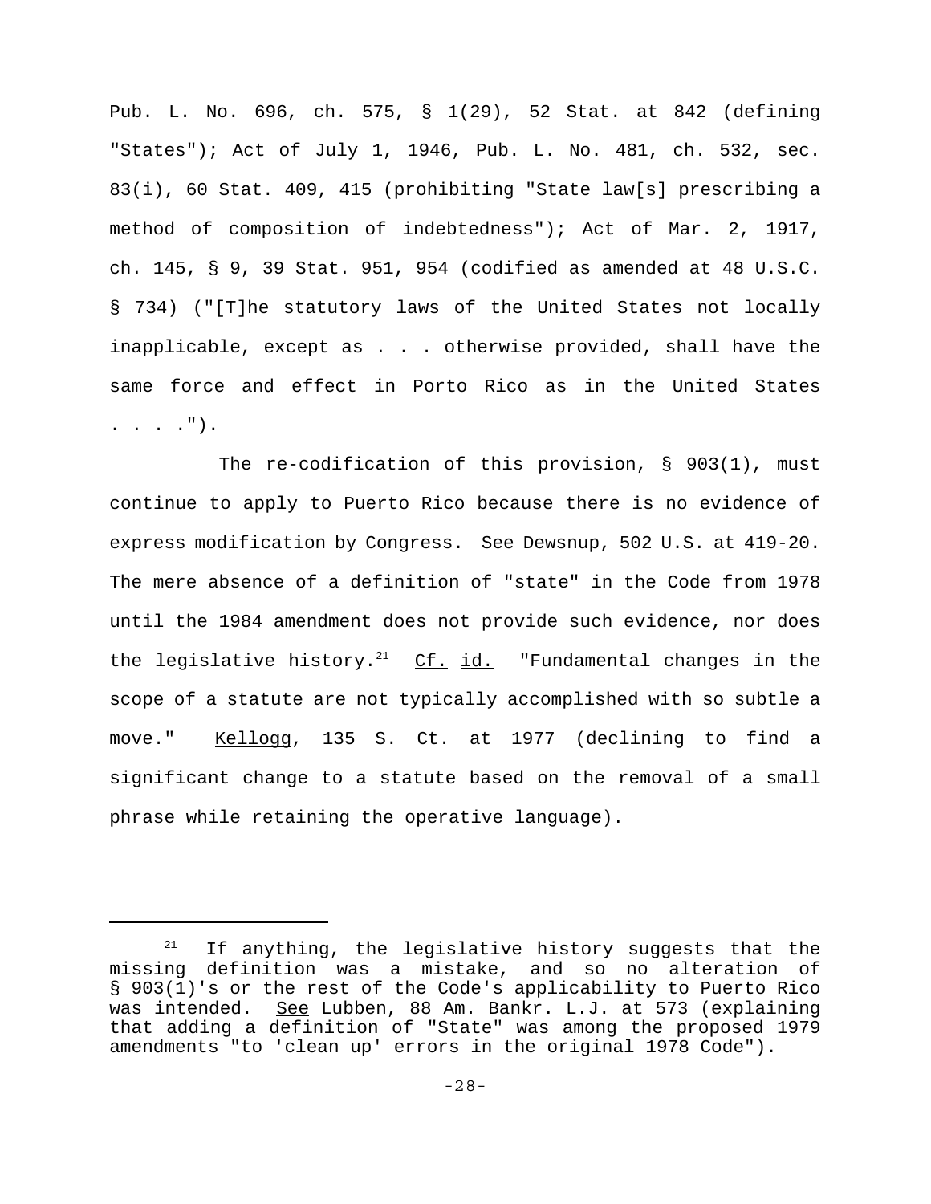Pub. L. No. 696, ch. 575, § 1(29), 52 Stat. at 842 (defining "States"); Act of July 1, 1946, Pub. L. No. 481, ch. 532, sec. 83(i), 60 Stat. 409, 415 (prohibiting "State law[s] prescribing a method of composition of indebtedness"); Act of Mar. 2, 1917, ch. 145, § 9, 39 Stat. 951, 954 (codified as amended at 48 U.S.C. § 734) ("[T]he statutory laws of the United States not locally inapplicable, except as . . . otherwise provided, shall have the same force and effect in Porto Rico as in the United States . . . .").

The re-codification of this provision, § 903(1), must continue to apply to Puerto Rico because there is no evidence of express modification by Congress. See Dewsnup, 502 U.S. at 419-20. The mere absence of a definition of "state" in the Code from 1978 until the 1984 amendment does not provide such evidence, nor does the legislative history.[21] Cf. id. "Fundamental changes in the scope of a statute are not typically accomplished with so subtle a move." Kellogg, 135 S. Ct. at 1977 (declining to find a significant change to a statute based on the removal of a small phrase while retaining the operative language).

---

[21] If anything, the legislative history suggests that the missing definition was a mistake, and so no alteration of § 903(1)'s or the rest of the Code's applicability to Puerto Rico was intended. See Lubben, 88 Am. Bankr. L.J. at 573 (explaining that adding a definition of "State" was among the proposed 1979 amendments "to 'clean up' errors in the original 1978 Code").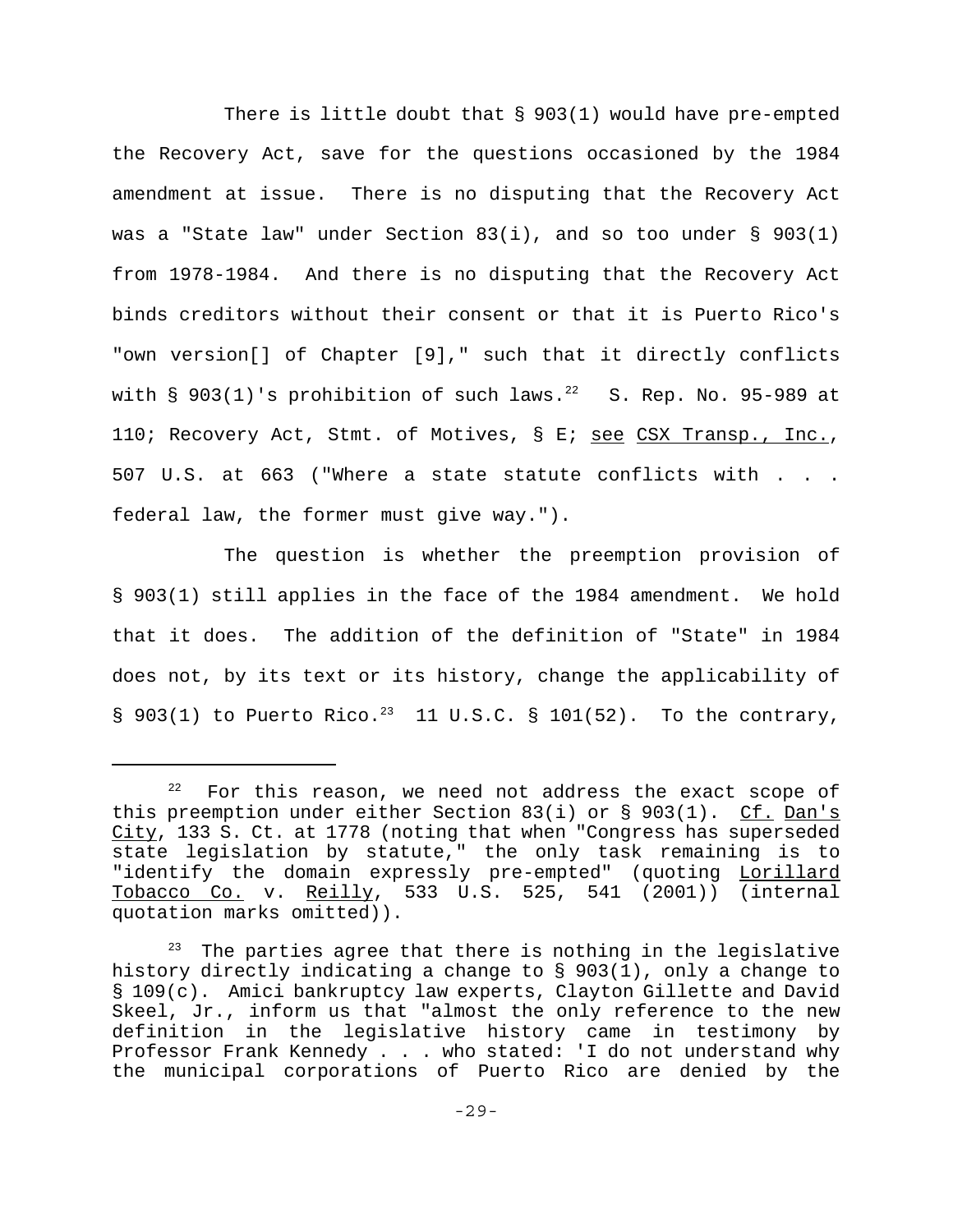There is little doubt that § 903(1) would have pre-empted the Recovery Act, save for the questions occasioned by the 1984 amendment at issue. There is no disputing that the Recovery Act was a "State law" under Section 83(i), and so too under § 903(1) from 1978-1984. And there is no disputing that the Recovery Act binds creditors without their consent or that it is Puerto Rico's "own version[] of Chapter [9]," such that it directly conflicts with § 903(1)'s prohibition of such laws.[22] S. Rep. No. 95-989 at 110; Recovery Act, Stmt. of Motives, § E; see CSX Transp., Inc., 507 U.S. at 663 ("Where a state statute conflicts with . . . federal law, the former must give way.").

The question is whether the preemption provision of § 903(1) still applies in the face of the 1984 amendment. We hold that it does. The addition of the definition of "State" in 1984 does not, by its text or its history, change the applicability of § 903(1) to Puerto Rico.[23] 11 U.S.C. § 101(52). To the contrary,

---

[22] For this reason, we need not address the exact scope of this preemption under either Section 83(i) or § 903(1). Cf. Dan's City, 133 S. Ct. at 1778 (noting that when "Congress has superseded state legislation by statute," the only task remaining is to "identify the domain expressly pre-empted" (quoting Lorillard Tobacco Co. v. Reilly, 533 U.S. 525, 541 (2001)) (internal quotation marks omitted)).

[23] The parties agree that there is nothing in the legislative history directly indicating a change to § 903(1), only a change to § 109(c). Amici bankruptcy law experts, Clayton Gillette and David Skeel, Jr., inform us that "almost the only reference to the new definition in the legislative history came in testimony by Professor Frank Kennedy . . . who stated: 'I do not understand why the municipal corporations of Puerto Rico are denied by the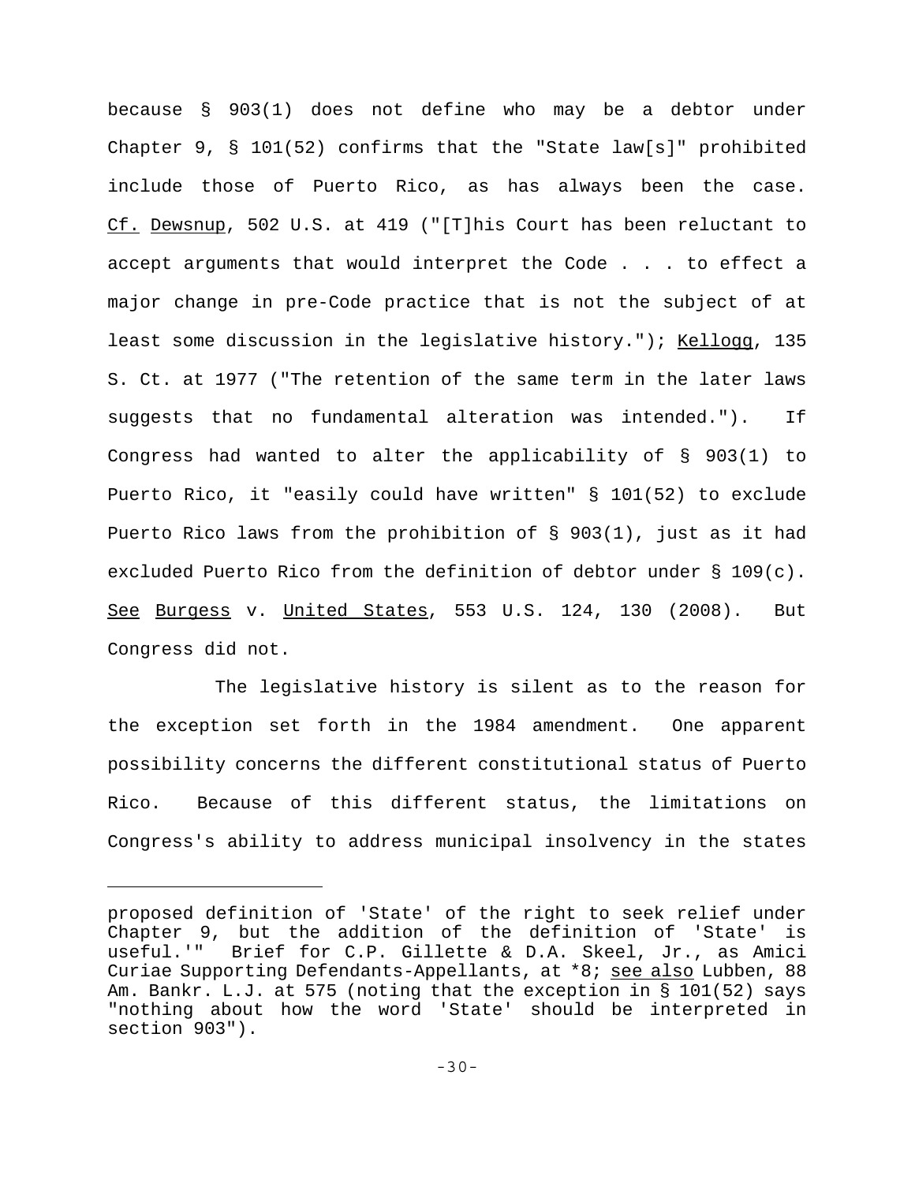because § 903(1) does not define who may be a debtor under Chapter 9, § 101(52) confirms that the "State law[s]" prohibited include those of Puerto Rico, as has always been the case. Cf. Dewsnup, 502 U.S. at 419 ("[T]his Court has been reluctant to accept arguments that would interpret the Code . . . to effect a major change in pre-Code practice that is not the subject of at least some discussion in the legislative history."); Kellogg, 135 S. Ct. at 1977 ("The retention of the same term in the later laws suggests that no fundamental alteration was intended."). If Congress had wanted to alter the applicability of § 903(1) to Puerto Rico, it "easily could have written" § 101(52) to exclude Puerto Rico laws from the prohibition of § 903(1), just as it had excluded Puerto Rico from the definition of debtor under § 109(c). See Burgess v. United States, 553 U.S. 124, 130 (2008). But Congress did not.

The legislative history is silent as to the reason for the exception set forth in the 1984 amendment. One apparent possibility concerns the different constitutional status of Puerto Rico. Because of this different status, the limitations on Congress's ability to address municipal insolvency in the states

---

proposed definition of 'State' of the right to seek relief under Chapter 9, but the addition of the definition of 'State' is useful.'" Brief for C.P. Gillette & D.A. Skeel, Jr., as Amici Curiae Supporting Defendants-Appellants, at *8; see also Lubben, 88 Am. Bankr. L.J. at 575 (noting that the exception in § 101(52) says "nothing about how the word 'State' should be interpreted in section 903").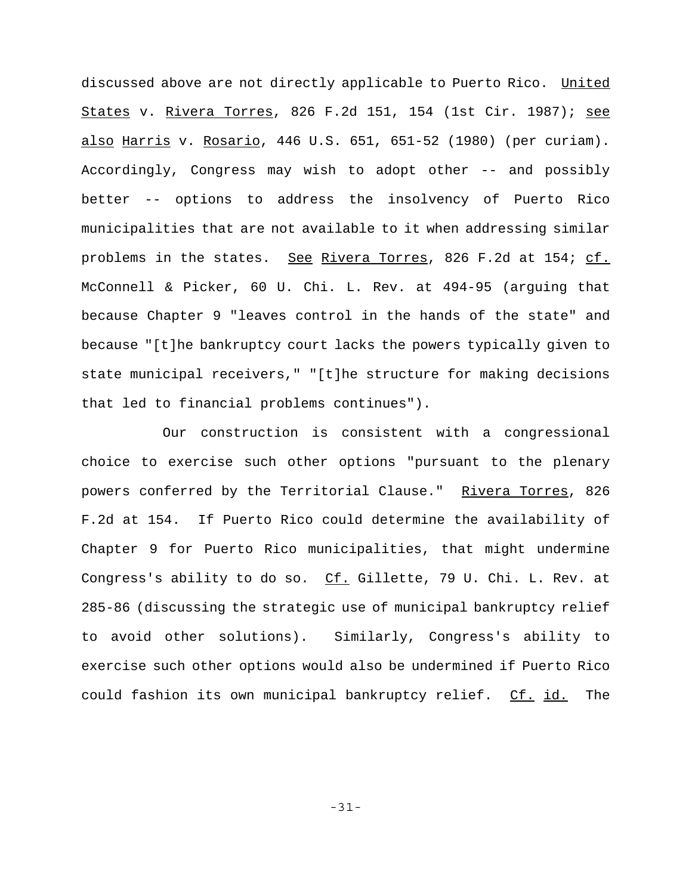discussed above are not directly applicable to Puerto Rico. _United States_ v. _Rivera Torres_, 826 F.2d 151, 154 (1st Cir. 1987); _see also_ _Harris_ v. _Rosario_, 446 U.S. 651, 651-52 (1980) (per curiam). Accordingly, Congress may wish to adopt other -- and possibly better -- options to address the insolvency of Puerto Rico municipalities that are not available to it when addressing similar problems in the states. _See_ _Rivera Torres_, 826 F.2d at 154; _cf._ McConnell & Picker, 60 U. Chi. L. Rev. at 494-95 (arguing that because Chapter 9 "leaves control in the hands of the state" and because "[t]he bankruptcy court lacks the powers typically given to state municipal receivers," "[t]he structure for making decisions that led to financial problems continues").

Our construction is consistent with a congressional choice to exercise such other options "pursuant to the plenary powers conferred by the Territorial Clause." _Rivera Torres_, 826 F.2d at 154. If Puerto Rico could determine the availability of Chapter 9 for Puerto Rico municipalities, that might undermine Congress's ability to do so. _Cf._ Gillette, 79 U. Chi. L. Rev. at 285-86 (discussing the strategic use of municipal bankruptcy relief to avoid other solutions). Similarly, Congress's ability to exercise such other options would also be undermined if Puerto Rico could fashion its own municipal bankruptcy relief. _Cf._ _id._ The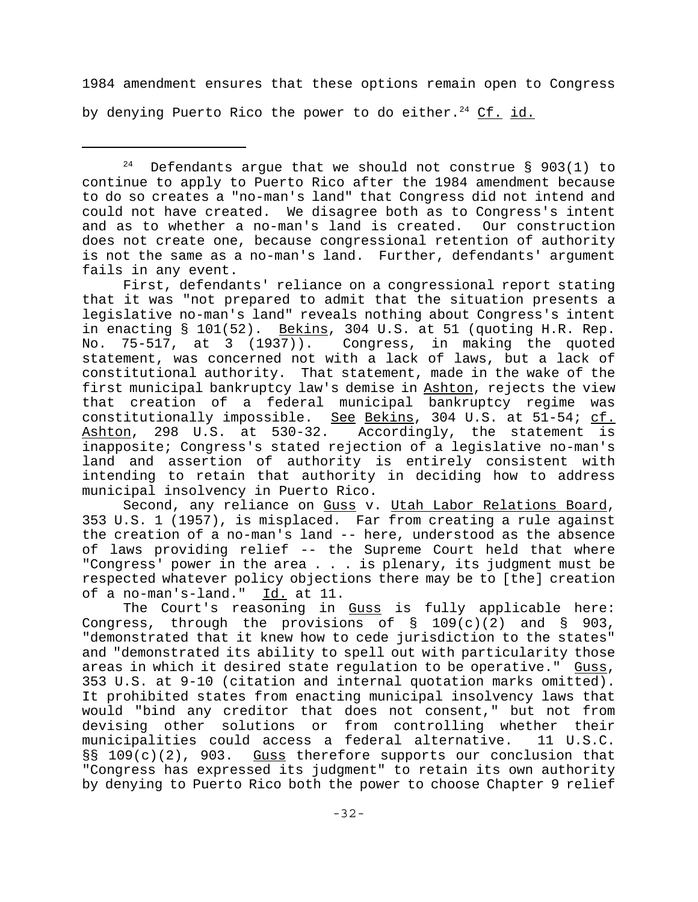1984 amendment ensures that these options remain open to Congress by denying Puerto Rico the power to do either.[24] Cf. id.

---

[24] Defendants argue that we should not construe § 903(1) to continue to apply to Puerto Rico after the 1984 amendment because to do so creates a "no-man's land" that Congress did not intend and could not have created. We disagree both as to Congress's intent and as to whether a no-man's land is created. Our construction does not create one, because congressional retention of authority is not the same as a no-man's land. Further, defendants' argument fails in any event.

First, defendants' reliance on a congressional report stating that it was "not prepared to admit that the situation presents a legislative no-man's land" reveals nothing about Congress's intent in enacting § 101(52). Bekins, 304 U.S. at 51 (quoting H.R. Rep. No. 75-517, at 3 (1937)). Congress, in making the quoted statement, was concerned not with a lack of laws, but a lack of constitutional authority. That statement, made in the wake of the first municipal bankruptcy law's demise in Ashton, rejects the view that creation of a federal municipal bankruptcy regime was constitutionally impossible. See Bekins, 304 U.S. at 51-54; cf. Ashton, 298 U.S. at 530-32. Accordingly, the statement is inapposite; Congress's stated rejection of a legislative no-man's land and assertion of authority is entirely consistent with intending to retain that authority in deciding how to address municipal insolvency in Puerto Rico.

Second, any reliance on Guss v. Utah Labor Relations Board, 353 U.S. 1 (1957), is misplaced. Far from creating a rule against the creation of a no-man's land -- here, understood as the absence of laws providing relief -- the Supreme Court held that where "Congress' power in the area . . . is plenary, its judgment must be respected whatever policy objections there may be to [the] creation of a no-man's-land." Id. at 11.

The Court's reasoning in Guss is fully applicable here: Congress, through the provisions of § 109(c)(2) and § 903, "demonstrated that it knew how to cede jurisdiction to the states" and "demonstrated its ability to spell out with particularity those areas in which it desired state regulation to be operative." Guss, 353 U.S. at 9-10 (citation and internal quotation marks omitted). It prohibited states from enacting municipal insolvency laws that would "bind any creditor that does not consent," but not from devising other solutions or from controlling whether their municipalities could access a federal alternative. 11 U.S.C. §§ 109(c)(2), 903. Guss therefore supports our conclusion that "Congress has expressed its judgment" to retain its own authority by denying to Puerto Rico both the power to choose Chapter 9 relief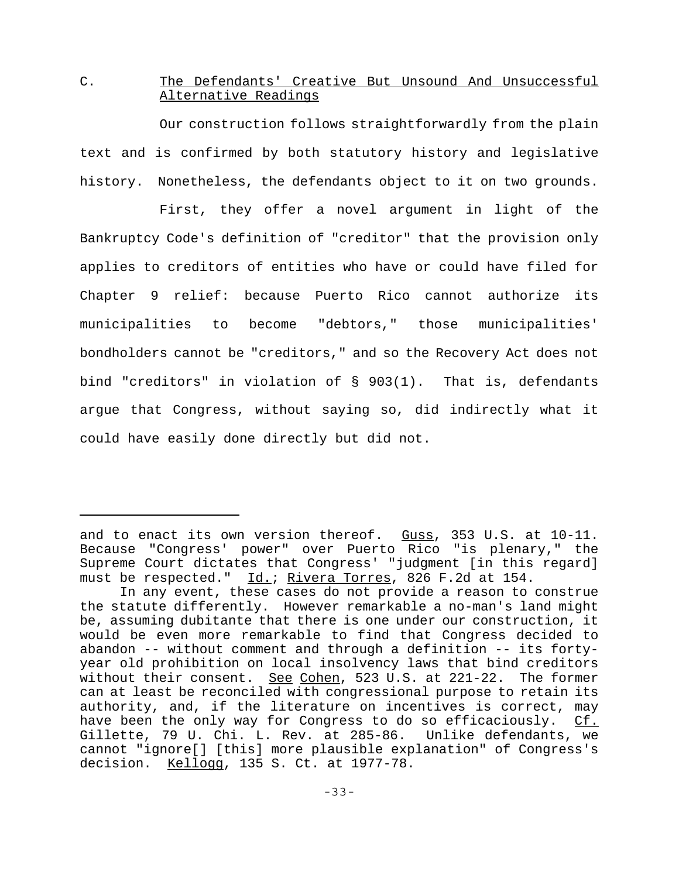C. <u>The Defendants' Creative But Unsound And Unsuccessful Alternative Readings</u>

Our construction follows straightforwardly from the plain text and is confirmed by both statutory history and legislative history. Nonetheless, the defendants object to it on two grounds.

First, they offer a novel argument in light of the Bankruptcy Code's definition of "creditor" that the provision only applies to creditors of entities who have or could have filed for Chapter 9 relief: because Puerto Rico cannot authorize its municipalities to become "debtors," those municipalities' bondholders cannot be "creditors," and so the Recovery Act does not bind "creditors" in violation of § 903(1). That is, defendants argue that Congress, without saying so, did indirectly what it could have easily done directly but did not.

---

and to enact its own version thereof. <u>Guss</u>, 353 U.S. at 10-11. Because "Congress' power" over Puerto Rico "is plenary," the Supreme Court dictates that Congress' "judgment [in this regard] must be respected." <u>Id.</u>; <u>Rivera Torres</u>, 826 F.2d at 154.

In any event, these cases do not provide a reason to construe the statute differently. However remarkable a no-man's land might be, assuming dubitante that there is one under our construction, it would be even more remarkable to find that Congress decided to abandon -- without comment and through a definition -- its forty-year old prohibition on local insolvency laws that bind creditors without their consent. <u>See</u> <u>Cohen</u>, 523 U.S. at 221-22. The former can at least be reconciled with congressional purpose to retain its authority, and, if the literature on incentives is correct, may have been the only way for Congress to do so efficaciously. <u>Cf.</u> Gillette, 79 U. Chi. L. Rev. at 285-86. Unlike defendants, we cannot "ignore[] [this] more plausible explanation" of Congress's decision. <u>Kellogg</u>, 135 S. Ct. at 1977-78.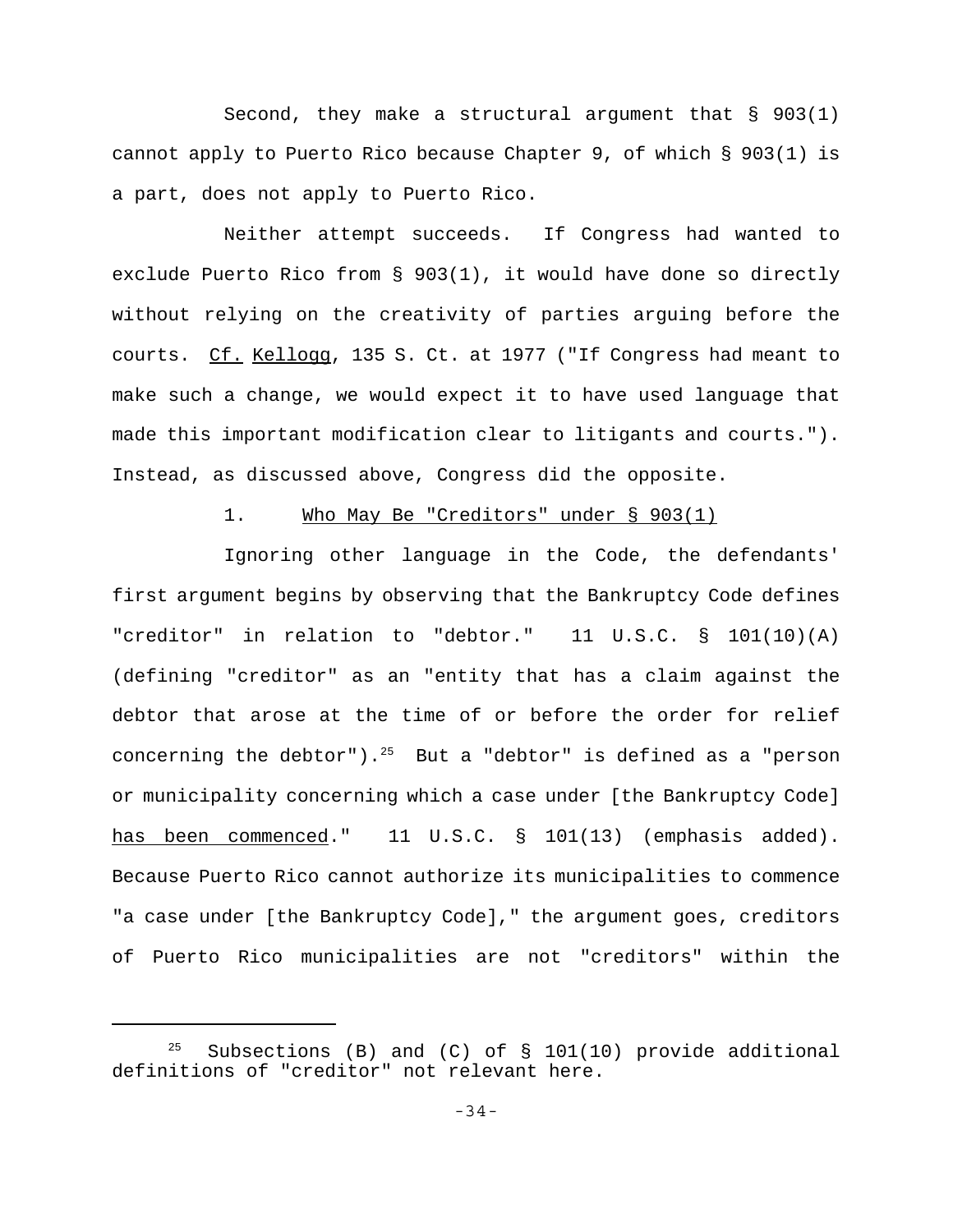Second, they make a structural argument that § 903(1) cannot apply to Puerto Rico because Chapter 9, of which § 903(1) is a part, does not apply to Puerto Rico.

Neither attempt succeeds. If Congress had wanted to exclude Puerto Rico from § 903(1), it would have done so directly without relying on the creativity of parties arguing before the courts. Cf. Kellogg, 135 S. Ct. at 1977 ("If Congress had meant to make such a change, we would expect it to have used language that made this important modification clear to litigants and courts."). Instead, as discussed above, Congress did the opposite.

1. Who May Be "Creditors" under § 903(1)

Ignoring other language in the Code, the defendants' first argument begins by observing that the Bankruptcy Code defines "creditor" in relation to "debtor." 11 U.S.C. § 101(10)(A) (defining "creditor" as an "entity that has a claim against the debtor that arose at the time of or before the order for relief concerning the debtor").[25] But a "debtor" is defined as a "person or municipality concerning which a case under [the Bankruptcy Code] has been commenced." 11 U.S.C. § 101(13) (emphasis added). Because Puerto Rico cannot authorize its municipalities to commence "a case under [the Bankruptcy Code]," the argument goes, creditors of Puerto Rico municipalities are not "creditors" within the

---

[25] Subsections (B) and (C) of § 101(10) provide additional definitions of "creditor" not relevant here.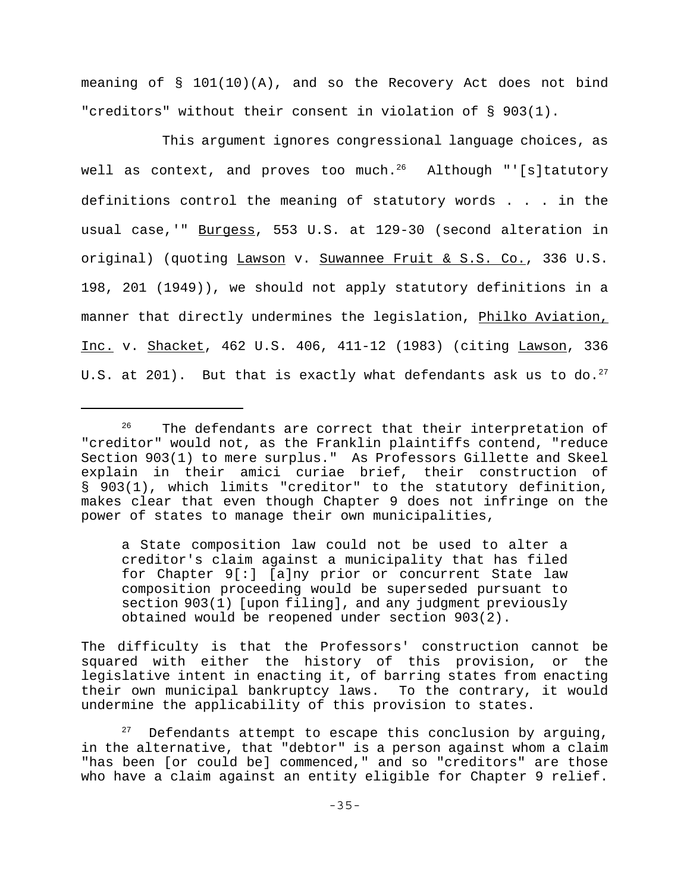meaning of § 101(10)(A), and so the Recovery Act does not bind "creditors" without their consent in violation of § 903(1).

This argument ignores congressional language choices, as well as context, and proves too much.[26] Although "'[s]tatutory definitions control the meaning of statutory words . . . in the usual case,'" Burgess, 553 U.S. at 129-30 (second alteration in original) (quoting Lawson v. Suwannee Fruit & S.S. Co., 336 U.S. 198, 201 (1949)), we should not apply statutory definitions in a manner that directly undermines the legislation, Philko Aviation, Inc. v. Shacket, 462 U.S. 406, 411-12 (1983) (citing Lawson, 336 U.S. at 201). But that is exactly what defendants ask us to do.[27]

---

[26] The defendants are correct that their interpretation of "creditor" would not, as the Franklin plaintiffs contend, "reduce Section 903(1) to mere surplus." As Professors Gillette and Skeel explain in their amici curiae brief, their construction of § 903(1), which limits "creditor" to the statutory definition, makes clear that even though Chapter 9 does not infringe on the power of states to manage their own municipalities,

> a State composition law could not be used to alter a creditor's claim against a municipality that has filed for Chapter 9[:] [a]ny prior or concurrent State law composition proceeding would be superseded pursuant to section 903(1) [upon filing], and any judgment previously obtained would be reopened under section 903(2).

The difficulty is that the Professors' construction cannot be squared with either the history of this provision, or the legislative intent in enacting it, of barring states from enacting their own municipal bankruptcy laws. To the contrary, it would undermine the applicability of this provision to states.

[27] Defendants attempt to escape this conclusion by arguing, in the alternative, that "debtor" is a person against whom a claim "has been [or could be] commenced," and so "creditors" are those who have a claim against an entity eligible for Chapter 9 relief.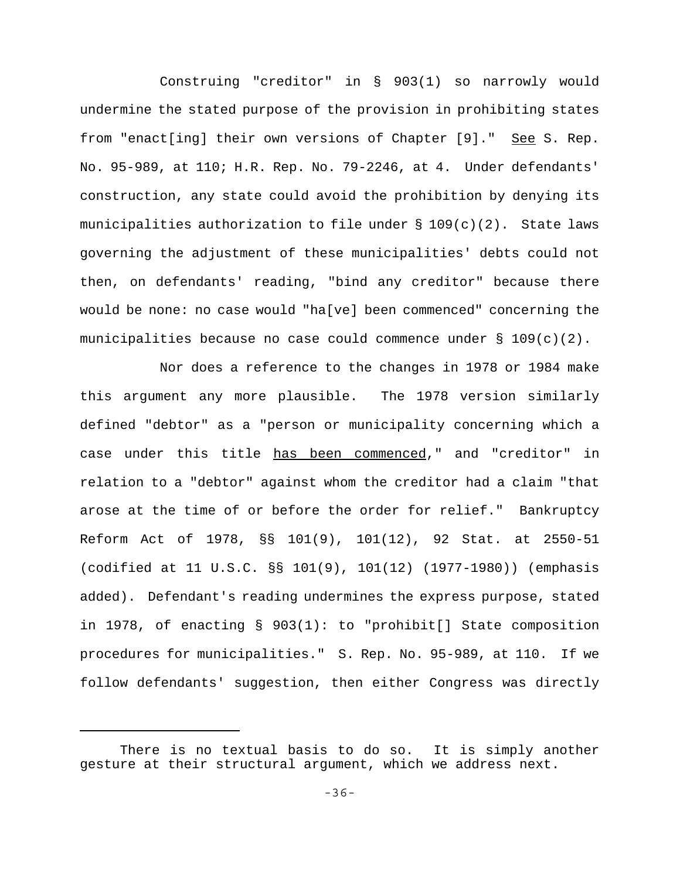Construing "creditor" in § 903(1) so narrowly would undermine the stated purpose of the provision in prohibiting states from "enact[ing] their own versions of Chapter [9]." See S. Rep. No. 95-989, at 110; H.R. Rep. No. 79-2246, at 4. Under defendants' construction, any state could avoid the prohibition by denying its municipalities authorization to file under § 109(c)(2). State laws governing the adjustment of these municipalities' debts could not then, on defendants' reading, "bind any creditor" because there would be none: no case would "ha[ve] been commenced" concerning the municipalities because no case could commence under § 109(c)(2).

Nor does a reference to the changes in 1978 or 1984 make this argument any more plausible. The 1978 version similarly defined "debtor" as a "person or municipality concerning which a case under this title has been commenced," and "creditor" in relation to a "debtor" against whom the creditor had a claim "that arose at the time of or before the order for relief." Bankruptcy Reform Act of 1978, §§ 101(9), 101(12), 92 Stat. at 2550-51 (codified at 11 U.S.C. §§ 101(9), 101(12) (1977-1980)) (emphasis added). Defendant's reading undermines the express purpose, stated in 1978, of enacting § 903(1): to "prohibit[] State composition procedures for municipalities." S. Rep. No. 95-989, at 110. If we follow defendants' suggestion, then either Congress was directly

---

There is no textual basis to do so. It is simply another gesture at their structural argument, which we address next.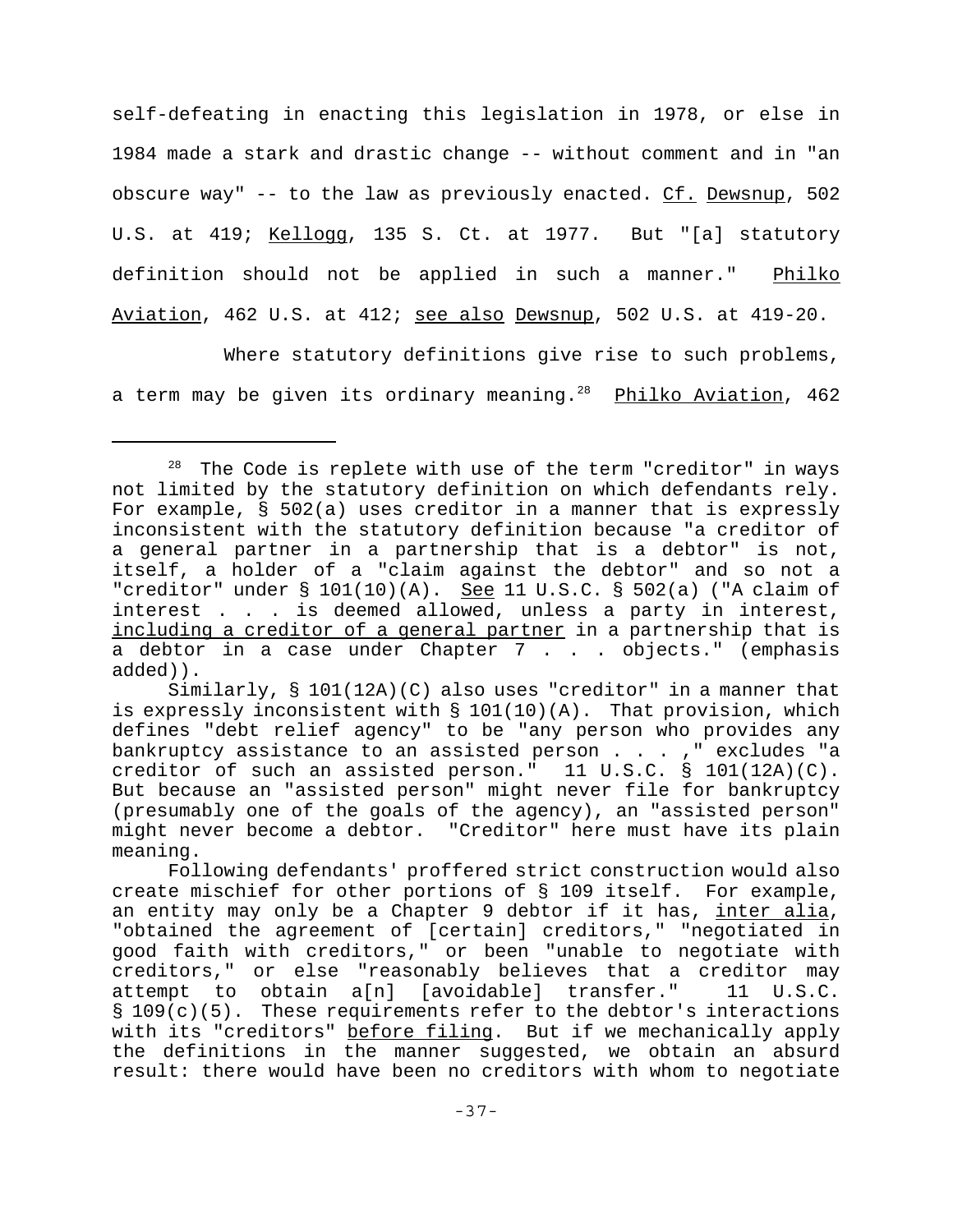self-defeating in enacting this legislation in 1978, or else in 1984 made a stark and drastic change -- without comment and in "an obscure way" -- to the law as previously enacted. Cf. Dewsnup, 502 U.S. at 419; Kellogg, 135 S. Ct. at 1977. But "[a] statutory definition should not be applied in such a manner." Philko Aviation, 462 U.S. at 412; see also Dewsnup, 502 U.S. at 419-20.

Where statutory definitions give rise to such problems, a term may be given its ordinary meaning.[28] Philko Aviation, 462

---

[28] The Code is replete with use of the term "creditor" in ways not limited by the statutory definition on which defendants rely. For example, § 502(a) uses creditor in a manner that is expressly inconsistent with the statutory definition because "a creditor of a general partner in a partnership that is a debtor" is not, itself, a holder of a "claim against the debtor" and so not a "creditor" under § 101(10)(A). See 11 U.S.C. § 502(a) ("A claim of interest . . . is deemed allowed, unless a party in interest, including a creditor of a general partner in a partnership that is a debtor in a case under Chapter 7 . . . objects." (emphasis added)).

Similarly, § 101(12A)(C) also uses "creditor" in a manner that is expressly inconsistent with § 101(10)(A). That provision, which defines "debt relief agency" to be "any person who provides any bankruptcy assistance to an assisted person . . . ," excludes "a creditor of such an assisted person." 11 U.S.C. § 101(12A)(C). But because an "assisted person" might never file for bankruptcy (presumably one of the goals of the agency), an "assisted person" might never become a debtor. "Creditor" here must have its plain meaning.

Following defendants' proffered strict construction would also create mischief for other portions of § 109 itself. For example, an entity may only be a Chapter 9 debtor if it has, inter alia, "obtained the agreement of [certain] creditors," "negotiated in good faith with creditors," or been "unable to negotiate with creditors," or else "reasonably believes that a creditor may attempt to obtain a[n] [avoidable] transfer." 11 U.S.C. § 109(c)(5). These requirements refer to the debtor's interactions with its "creditors" before filing. But if we mechanically apply the definitions in the manner suggested, we obtain an absurd result: there would have been no creditors with whom to negotiate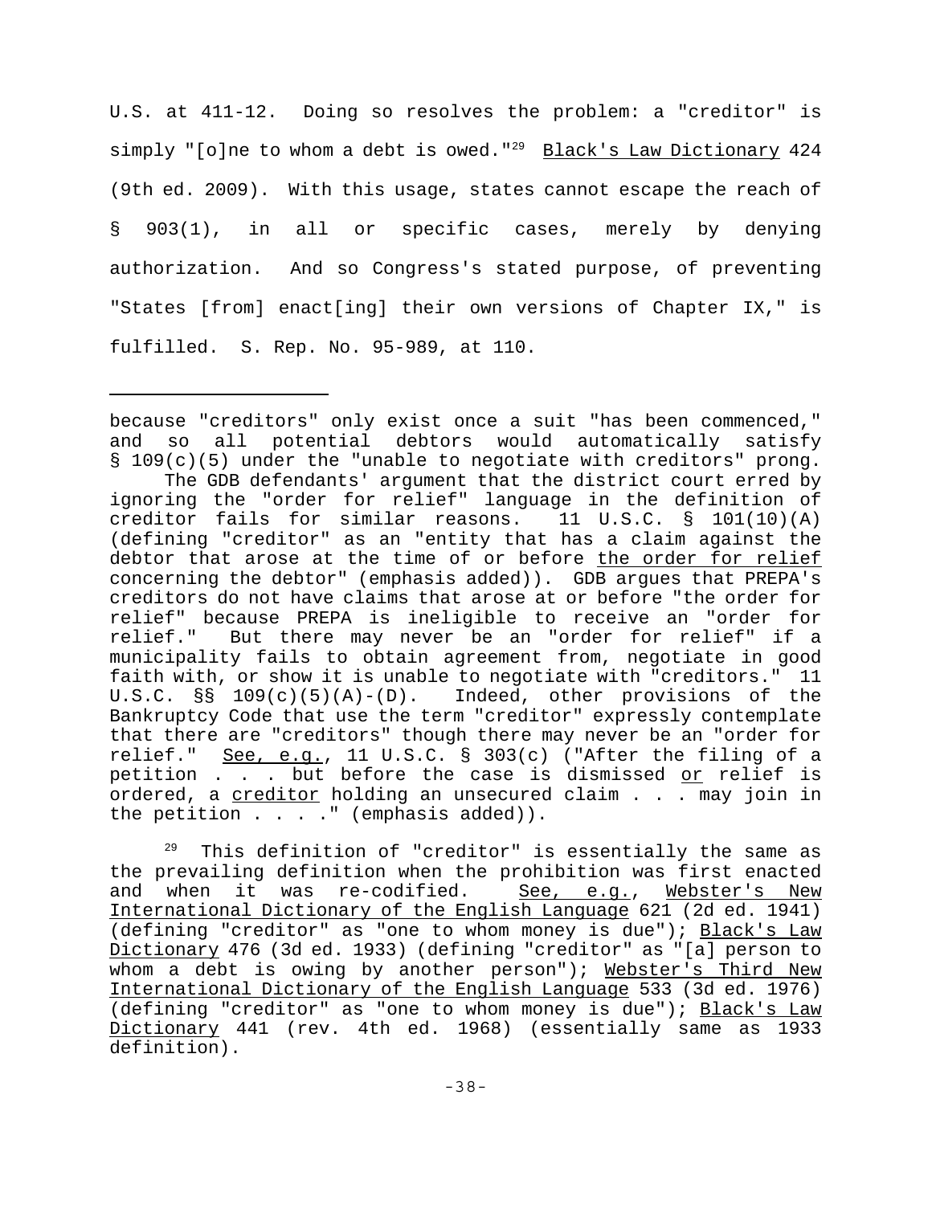U.S. at 411-12. Doing so resolves the problem: a "creditor" is simply "[o]ne to whom a debt is owed."[29] Black's Law Dictionary 424 (9th ed. 2009). With this usage, states cannot escape the reach of § 903(1), in all or specific cases, merely by denying authorization. And so Congress's stated purpose, of preventing "States [from] enact[ing] their own versions of Chapter IX," is fulfilled. S. Rep. No. 95-989, at 110.

---

because "creditors" only exist once a suit "has been commenced," and so all potential debtors would automatically satisfy § 109(c)(5) under the "unable to negotiate with creditors" prong.

The GDB defendants' argument that the district court erred by ignoring the "order for relief" language in the definition of creditor fails for similar reasons. 11 U.S.C. § 101(10)(A) (defining "creditor" as an "entity that has a claim against the debtor that arose at the time of or before <u>the order for relief</u> concerning the debtor" (emphasis added)). GDB argues that PREPA's creditors do not have claims that arose at or before "the order for relief" because PREPA is ineligible to receive an "order for relief." But there may never be an "order for relief" if a municipality fails to obtain agreement from, negotiate in good faith with, or show it is unable to negotiate with "creditors." 11 U.S.C. §§ 109(c)(5)(A)-(D). Indeed, other provisions of the Bankruptcy Code that use the term "creditor" expressly contemplate that there are "creditors" though there may never be an "order for relief." <u>See, e.g.</u>, 11 U.S.C. § 303(c) ("After the filing of a petition . . . but before the case is dismissed <u>or</u> relief is ordered, a <u>creditor</u> holding an unsecured claim . . . may join in the petition . . . ." (emphasis added)).

[29] This definition of "creditor" is essentially the same as the prevailing definition when the prohibition was first enacted and when it was re-codified. <u>See, e.g.</u>, <u>Webster's New International Dictionary of the English Language</u> 621 (2d ed. 1941) (defining "creditor" as "one to whom money is due"); <u>Black's Law Dictionary</u> 476 (3d ed. 1933) (defining "creditor" as "[a] person to whom a debt is owing by another person"); <u>Webster's Third New International Dictionary of the English Language</u> 533 (3d ed. 1976) (defining "creditor" as "one to whom money is due"); <u>Black's Law Dictionary</u> 441 (rev. 4th ed. 1968) (essentially same as 1933 definition).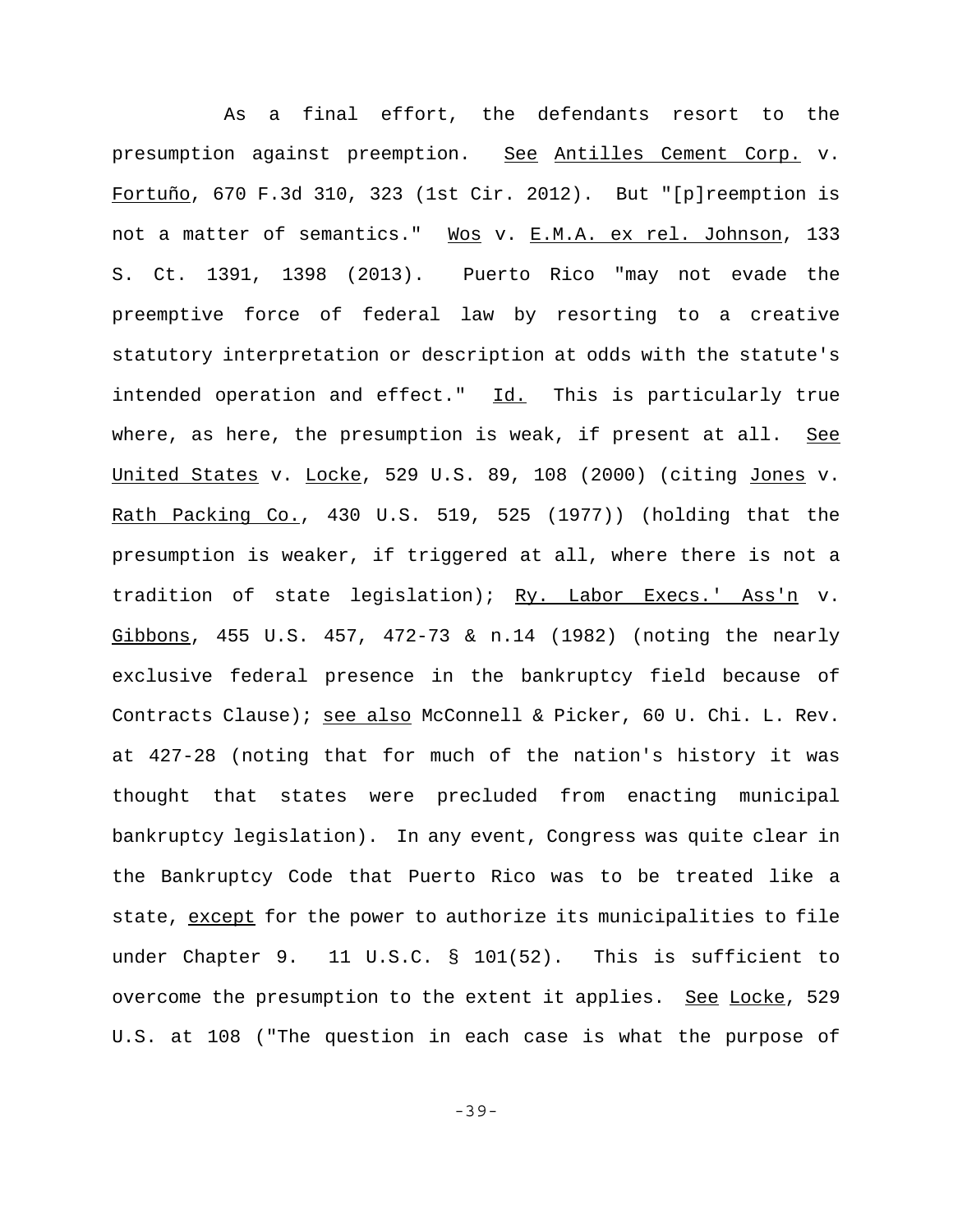As a final effort, the defendants resort to the presumption against preemption. See Antilles Cement Corp. v. Fortuño, 670 F.3d 310, 323 (1st Cir. 2012). But "[p]reemption is not a matter of semantics." Wos v. E.M.A. ex rel. Johnson, 133 S. Ct. 1391, 1398 (2013). Puerto Rico "may not evade the preemptive force of federal law by resorting to a creative statutory interpretation or description at odds with the statute's intended operation and effect." Id. This is particularly true where, as here, the presumption is weak, if present at all. See United States v. Locke, 529 U.S. 89, 108 (2000) (citing Jones v. Rath Packing Co., 430 U.S. 519, 525 (1977)) (holding that the presumption is weaker, if triggered at all, where there is not a tradition of state legislation); Ry. Labor Execs.' Ass'n v. Gibbons, 455 U.S. 457, 472-73 & n.14 (1982) (noting the nearly exclusive federal presence in the bankruptcy field because of Contracts Clause); see also McConnell & Picker, 60 U. Chi. L. Rev. at 427-28 (noting that for much of the nation's history it was thought that states were precluded from enacting municipal bankruptcy legislation). In any event, Congress was quite clear in the Bankruptcy Code that Puerto Rico was to be treated like a state, except for the power to authorize its municipalities to file under Chapter 9. 11 U.S.C. § 101(52). This is sufficient to overcome the presumption to the extent it applies. See Locke, 529 U.S. at 108 ("The question in each case is what the purpose of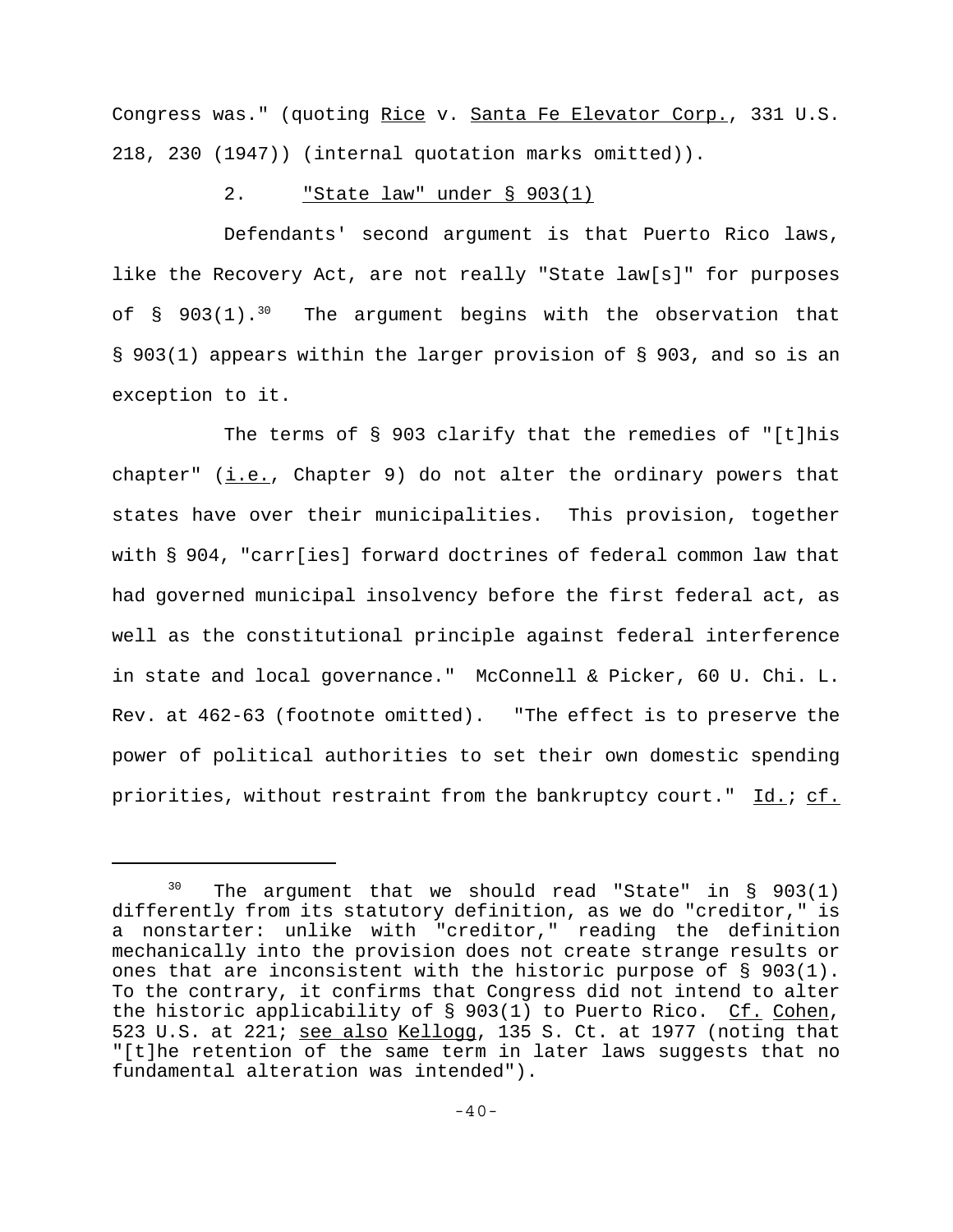Congress was." (quoting Rice v. Santa Fe Elevator Corp., 331 U.S. 218, 230 (1947)) (internal quotation marks omitted)).

2. "State law" under § 903(1)

Defendants' second argument is that Puerto Rico laws, like the Recovery Act, are not really "State law[s]" for purposes of § 903(1).[30] The argument begins with the observation that § 903(1) appears within the larger provision of § 903, and so is an exception to it.

The terms of § 903 clarify that the remedies of "[t]his chapter" (i.e., Chapter 9) do not alter the ordinary powers that states have over their municipalities. This provision, together with § 904, "carr[ies] forward doctrines of federal common law that had governed municipal insolvency before the first federal act, as well as the constitutional principle against federal interference in state and local governance." McConnell & Picker, 60 U. Chi. L. Rev. at 462-63 (footnote omitted). "The effect is to preserve the power of political authorities to set their own domestic spending priorities, without restraint from the bankruptcy court." Id.; cf.

---

[30] The argument that we should read "State" in § 903(1) differently from its statutory definition, as we do "creditor," is a nonstarter: unlike with "creditor," reading the definition mechanically into the provision does not create strange results or ones that are inconsistent with the historic purpose of § 903(1). To the contrary, it confirms that Congress did not intend to alter the historic applicability of § 903(1) to Puerto Rico. Cf. Cohen, 523 U.S. at 221; see also Kellogg, 135 S. Ct. at 1977 (noting that "[t]he retention of the same term in later laws suggests that no fundamental alteration was intended").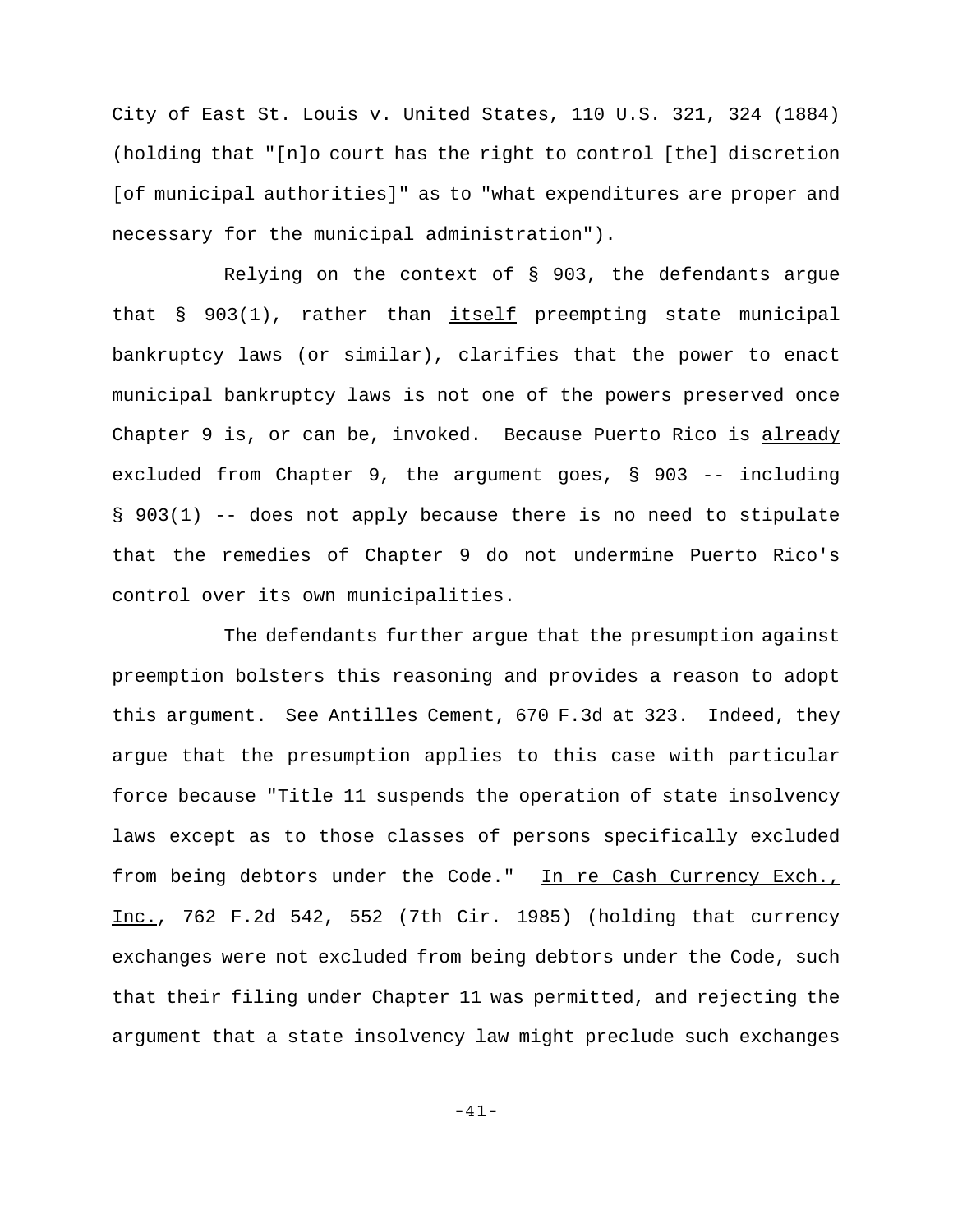City of East St. Louis v. United States, 110 U.S. 321, 324 (1884) (holding that "[n]o court has the right to control [the] discretion [of municipal authorities]" as to "what expenditures are proper and necessary for the municipal administration").

Relying on the context of § 903, the defendants argue that § 903(1), rather than itself preempting state municipal bankruptcy laws (or similar), clarifies that the power to enact municipal bankruptcy laws is not one of the powers preserved once Chapter 9 is, or can be, invoked. Because Puerto Rico is already excluded from Chapter 9, the argument goes, § 903 -- including § 903(1) -- does not apply because there is no need to stipulate that the remedies of Chapter 9 do not undermine Puerto Rico's control over its own municipalities.

The defendants further argue that the presumption against preemption bolsters this reasoning and provides a reason to adopt this argument. See Antilles Cement, 670 F.3d at 323. Indeed, they argue that the presumption applies to this case with particular force because "Title 11 suspends the operation of state insolvency laws except as to those classes of persons specifically excluded from being debtors under the Code." In re Cash Currency Exch., Inc., 762 F.2d 542, 552 (7th Cir. 1985) (holding that currency exchanges were not excluded from being debtors under the Code, such that their filing under Chapter 11 was permitted, and rejecting the argument that a state insolvency law might preclude such exchanges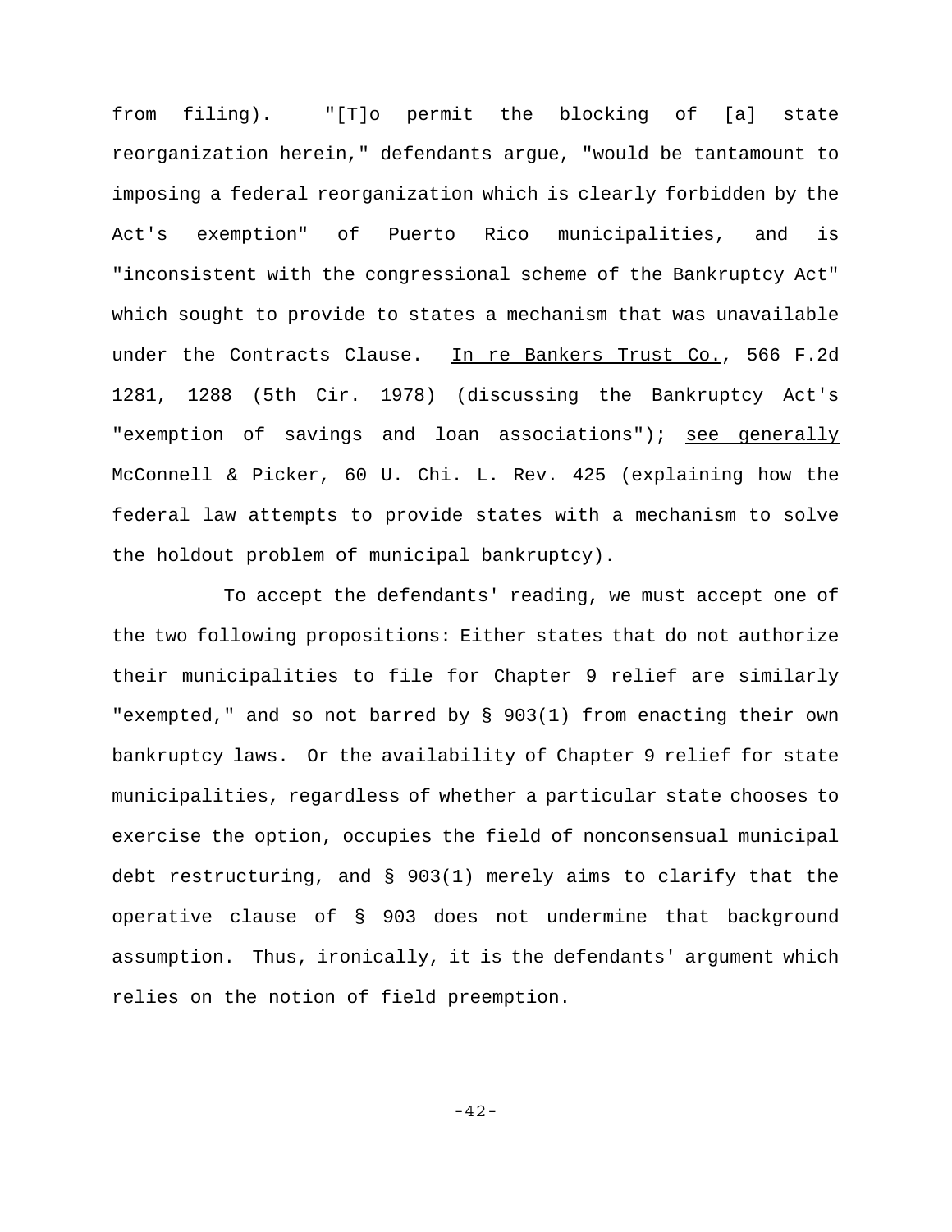from filing). "[T]o permit the blocking of [a] state reorganization herein," defendants argue, "would be tantamount to imposing a federal reorganization which is clearly forbidden by the Act's exemption" of Puerto Rico municipalities, and is "inconsistent with the congressional scheme of the Bankruptcy Act" which sought to provide to states a mechanism that was unavailable under the Contracts Clause. In re Bankers Trust Co., 566 F.2d 1281, 1288 (5th Cir. 1978) (discussing the Bankruptcy Act's "exemption of savings and loan associations"); see generally McConnell & Picker, 60 U. Chi. L. Rev. 425 (explaining how the federal law attempts to provide states with a mechanism to solve the holdout problem of municipal bankruptcy).

To accept the defendants' reading, we must accept one of the two following propositions: Either states that do not authorize their municipalities to file for Chapter 9 relief are similarly "exempted," and so not barred by § 903(1) from enacting their own bankruptcy laws. Or the availability of Chapter 9 relief for state municipalities, regardless of whether a particular state chooses to exercise the option, occupies the field of nonconsensual municipal debt restructuring, and § 903(1) merely aims to clarify that the operative clause of § 903 does not undermine that background assumption. Thus, ironically, it is the defendants' argument which relies on the notion of field preemption.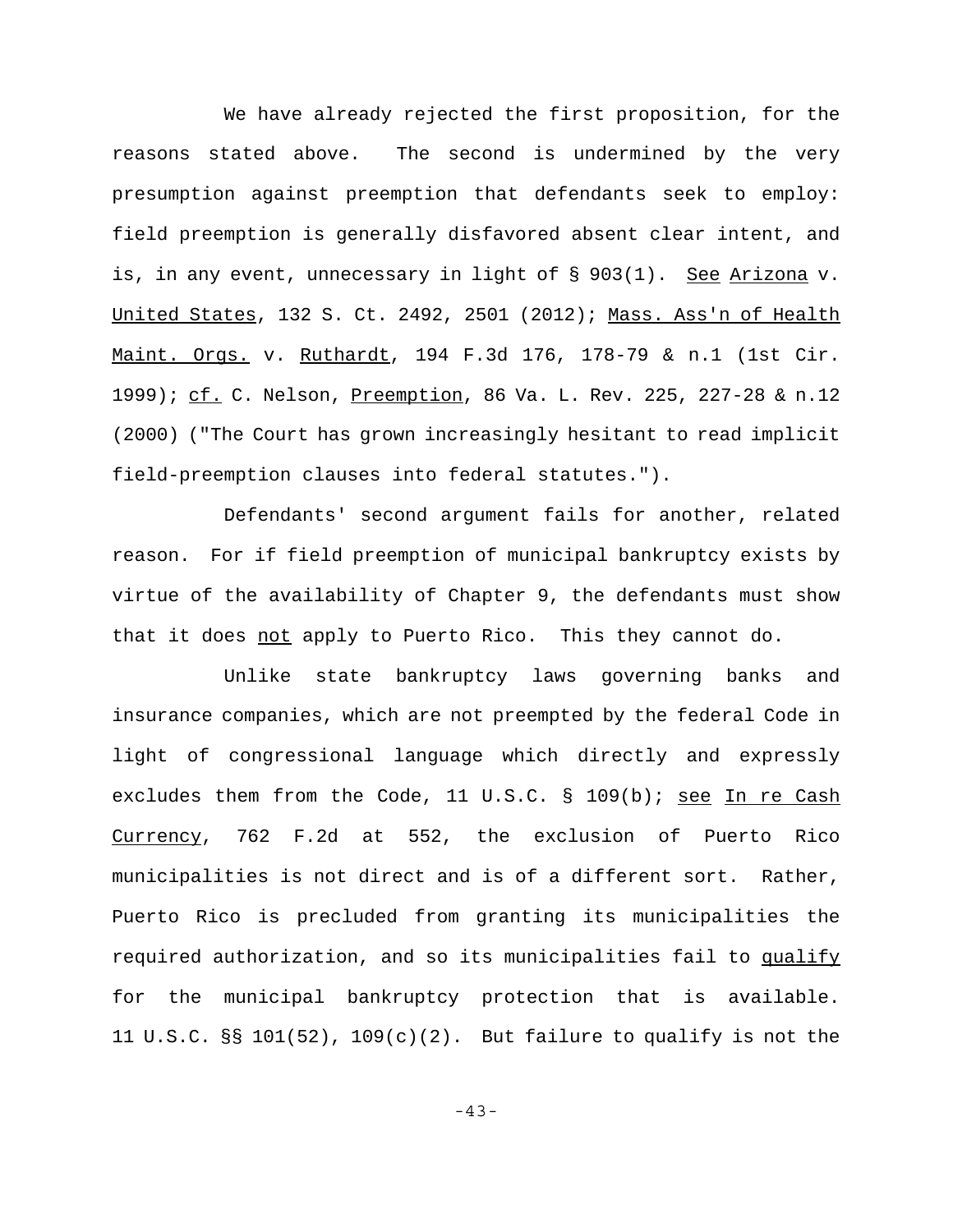We have already rejected the first proposition, for the reasons stated above. The second is undermined by the very presumption against preemption that defendants seek to employ: field preemption is generally disfavored absent clear intent, and is, in any event, unnecessary in light of § 903(1). See Arizona v. United States, 132 S. Ct. 2492, 2501 (2012); Mass. Ass'n of Health Maint. Orgs. v. Ruthardt, 194 F.3d 176, 178-79 & n.1 (1st Cir. 1999); cf. C. Nelson, Preemption, 86 Va. L. Rev. 225, 227-28 & n.12 (2000) ("The Court has grown increasingly hesitant to read implicit field-preemption clauses into federal statutes.").

Defendants' second argument fails for another, related reason. For if field preemption of municipal bankruptcy exists by virtue of the availability of Chapter 9, the defendants must show that it does not apply to Puerto Rico. This they cannot do.

Unlike state bankruptcy laws governing banks and insurance companies, which are not preempted by the federal Code in light of congressional language which directly and expressly excludes them from the Code, 11 U.S.C. § 109(b); see In re Cash Currency, 762 F.2d at 552, the exclusion of Puerto Rico municipalities is not direct and is of a different sort. Rather, Puerto Rico is precluded from granting its municipalities the required authorization, and so its municipalities fail to qualify for the municipal bankruptcy protection that is available. 11 U.S.C. §§ 101(52), 109(c)(2). But failure to qualify is not the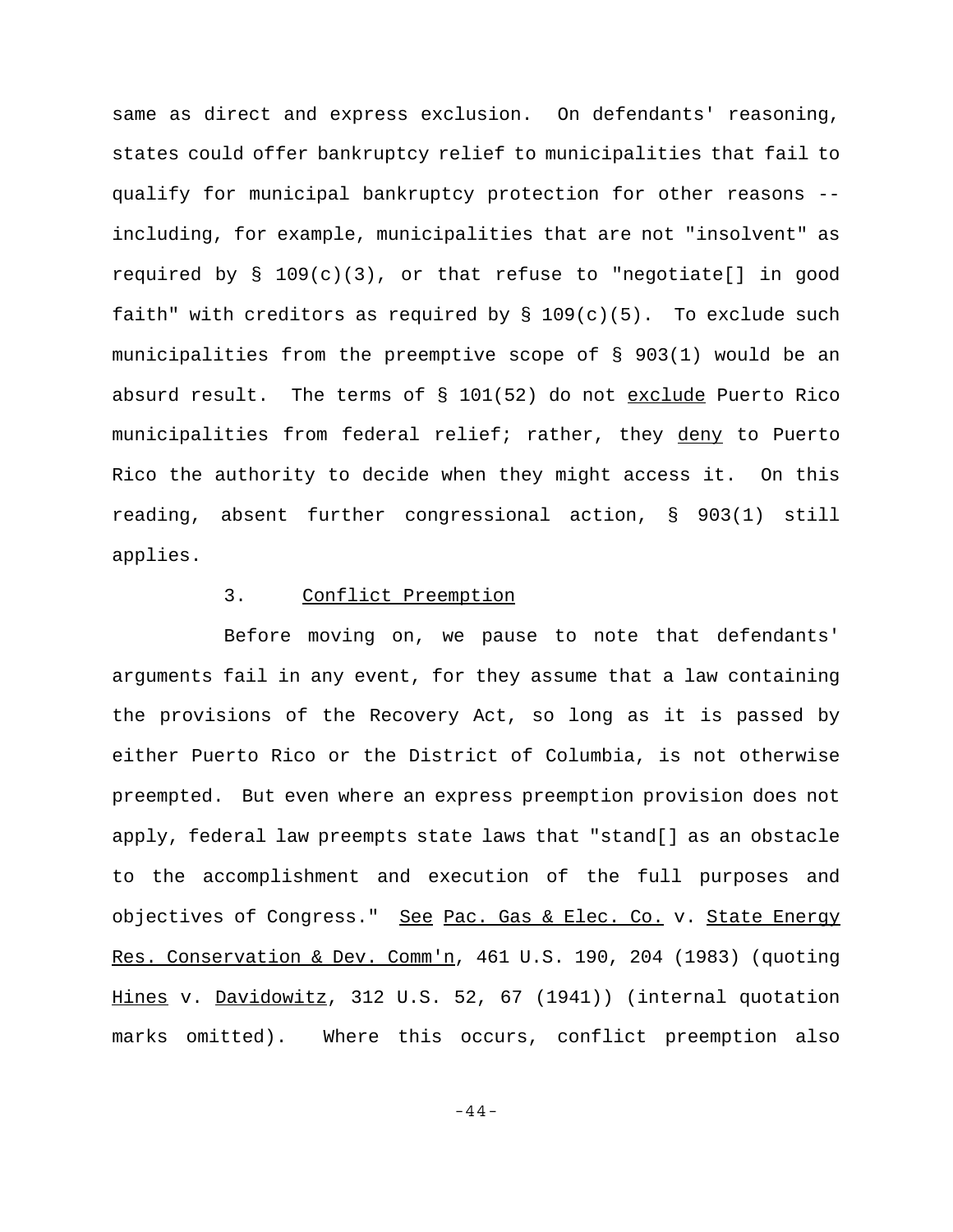same as direct and express exclusion. On defendants' reasoning, states could offer bankruptcy relief to municipalities that fail to qualify for municipal bankruptcy protection for other reasons -- including, for example, municipalities that are not "insolvent" as required by § 109(c)(3), or that refuse to "negotiate[] in good faith" with creditors as required by § 109(c)(5). To exclude such municipalities from the preemptive scope of § 903(1) would be an absurd result. The terms of § 101(52) do not <u>exclude</u> Puerto Rico municipalities from federal relief; rather, they <u>deny</u> to Puerto Rico the authority to decide when they might access it. On this reading, absent further congressional action, § 903(1) still applies.

### 3. Conflict Preemption

Before moving on, we pause to note that defendants' arguments fail in any event, for they assume that a law containing the provisions of the Recovery Act, so long as it is passed by either Puerto Rico or the District of Columbia, is not otherwise preempted. But even where an express preemption provision does not apply, federal law preempts state laws that "stand[] as an obstacle to the accomplishment and execution of the full purposes and objectives of Congress." <u>See</u> <u>Pac. Gas & Elec. Co.</u> v. <u>State Energy Res. Conservation & Dev. Comm'n</u>, 461 U.S. 190, 204 (1983) (quoting <u>Hines</u> v. <u>Davidowitz</u>, 312 U.S. 52, 67 (1941)) (internal quotation marks omitted). Where this occurs, conflict preemption also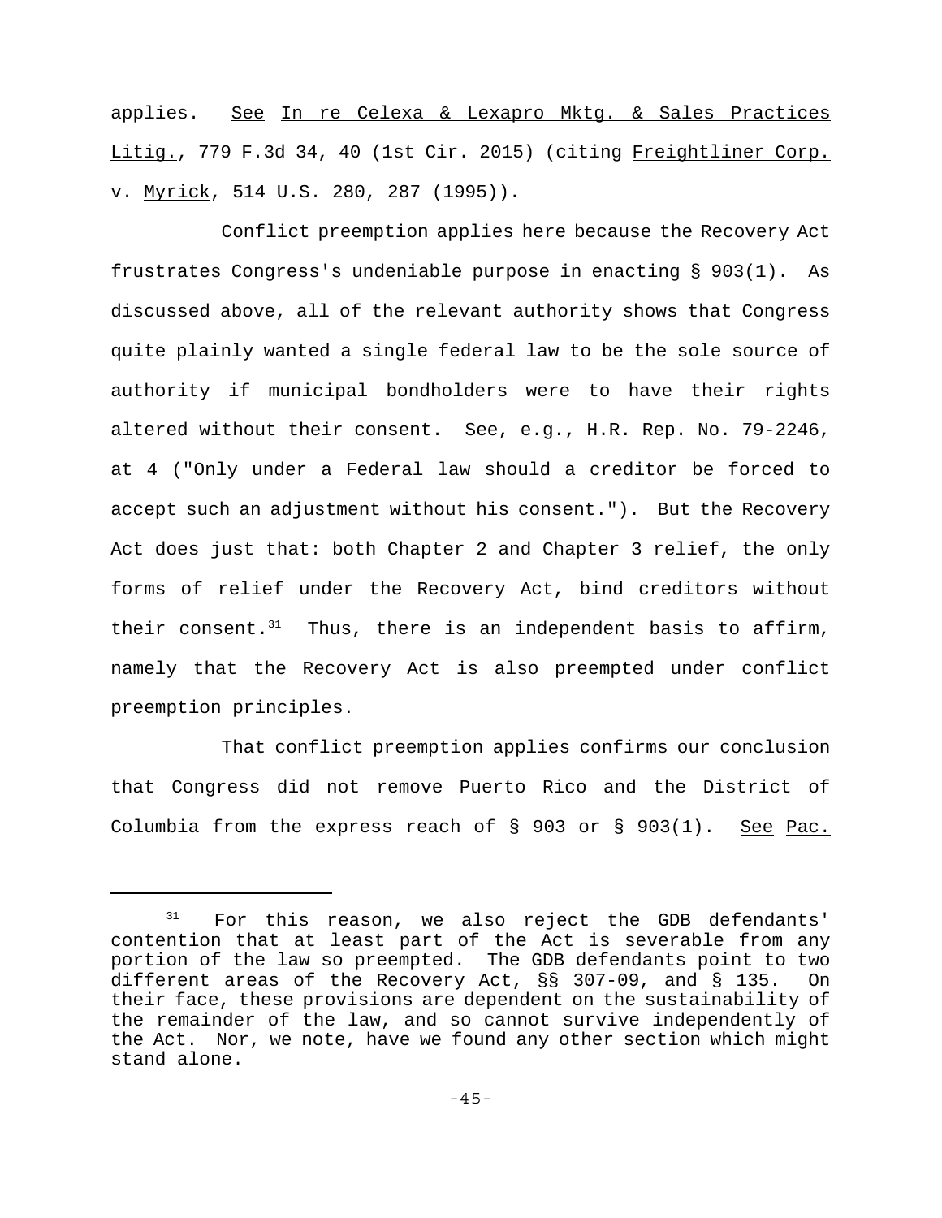applies. See In re Celexa & Lexapro Mktg. & Sales Practices Litig., 779 F.3d 34, 40 (1st Cir. 2015) (citing Freightliner Corp. v. Myrick, 514 U.S. 280, 287 (1995)).

Conflict preemption applies here because the Recovery Act frustrates Congress's undeniable purpose in enacting § 903(1). As discussed above, all of the relevant authority shows that Congress quite plainly wanted a single federal law to be the sole source of authority if municipal bondholders were to have their rights altered without their consent. See, e.g., H.R. Rep. No. 79-2246, at 4 ("Only under a Federal law should a creditor be forced to accept such an adjustment without his consent."). But the Recovery Act does just that: both Chapter 2 and Chapter 3 relief, the only forms of relief under the Recovery Act, bind creditors without their consent.[31] Thus, there is an independent basis to affirm, namely that the Recovery Act is also preempted under conflict preemption principles.

That conflict preemption applies confirms our conclusion that Congress did not remove Puerto Rico and the District of Columbia from the express reach of § 903 or § 903(1). See Pac.

---

[31] For this reason, we also reject the GDB defendants' contention that at least part of the Act is severable from any portion of the law so preempted. The GDB defendants point to two different areas of the Recovery Act, §§ 307-09, and § 135. On their face, these provisions are dependent on the sustainability of the remainder of the law, and so cannot survive independently of the Act. Nor, we note, have we found any other section which might stand alone.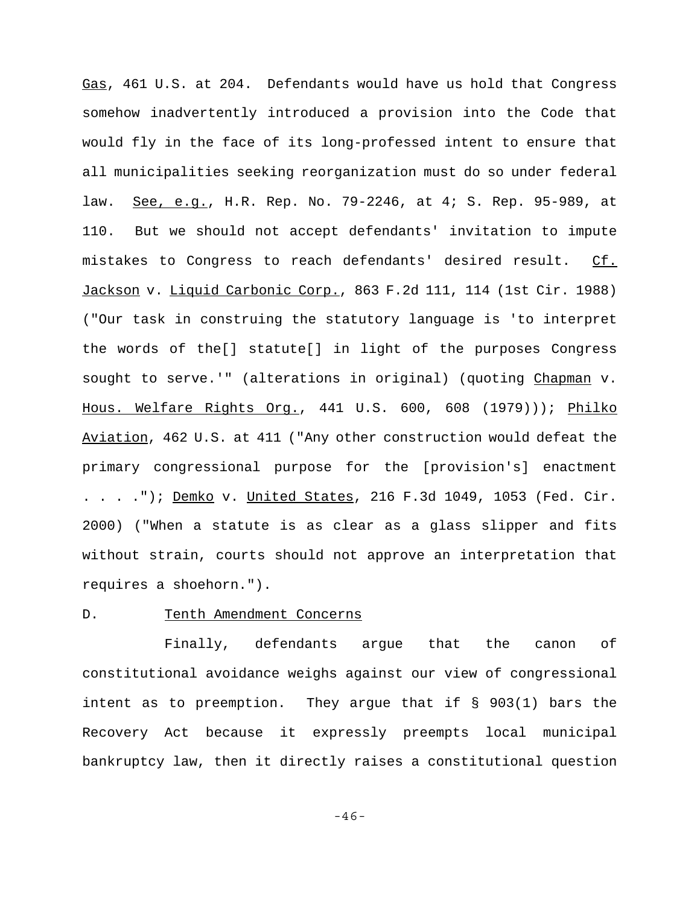Gas, 461 U.S. at 204. Defendants would have us hold that Congress somehow inadvertently introduced a provision into the Code that would fly in the face of its long-professed intent to ensure that all municipalities seeking reorganization must do so under federal law. See, e.g., H.R. Rep. No. 79-2246, at 4; S. Rep. 95-989, at 110. But we should not accept defendants' invitation to impute mistakes to Congress to reach defendants' desired result. Cf. Jackson v. Liquid Carbonic Corp., 863 F.2d 111, 114 (1st Cir. 1988) ("Our task in construing the statutory language is 'to interpret the words of the[] statute[] in light of the purposes Congress sought to serve.'" (alterations in original) (quoting Chapman v. Hous. Welfare Rights Org., 441 U.S. 600, 608 (1979))); Philko Aviation, 462 U.S. at 411 ("Any other construction would defeat the primary congressional purpose for the [provision's] enactment . . . ."); Demko v. United States, 216 F.3d 1049, 1053 (Fed. Cir. 2000) ("When a statute is as clear as a glass slipper and fits without strain, courts should not approve an interpretation that requires a shoehorn.").

### D. Tenth Amendment Concerns

Finally, defendants argue that the canon of constitutional avoidance weighs against our view of congressional intent as to preemption. They argue that if § 903(1) bars the Recovery Act because it expressly preempts local municipal bankruptcy law, then it directly raises a constitutional question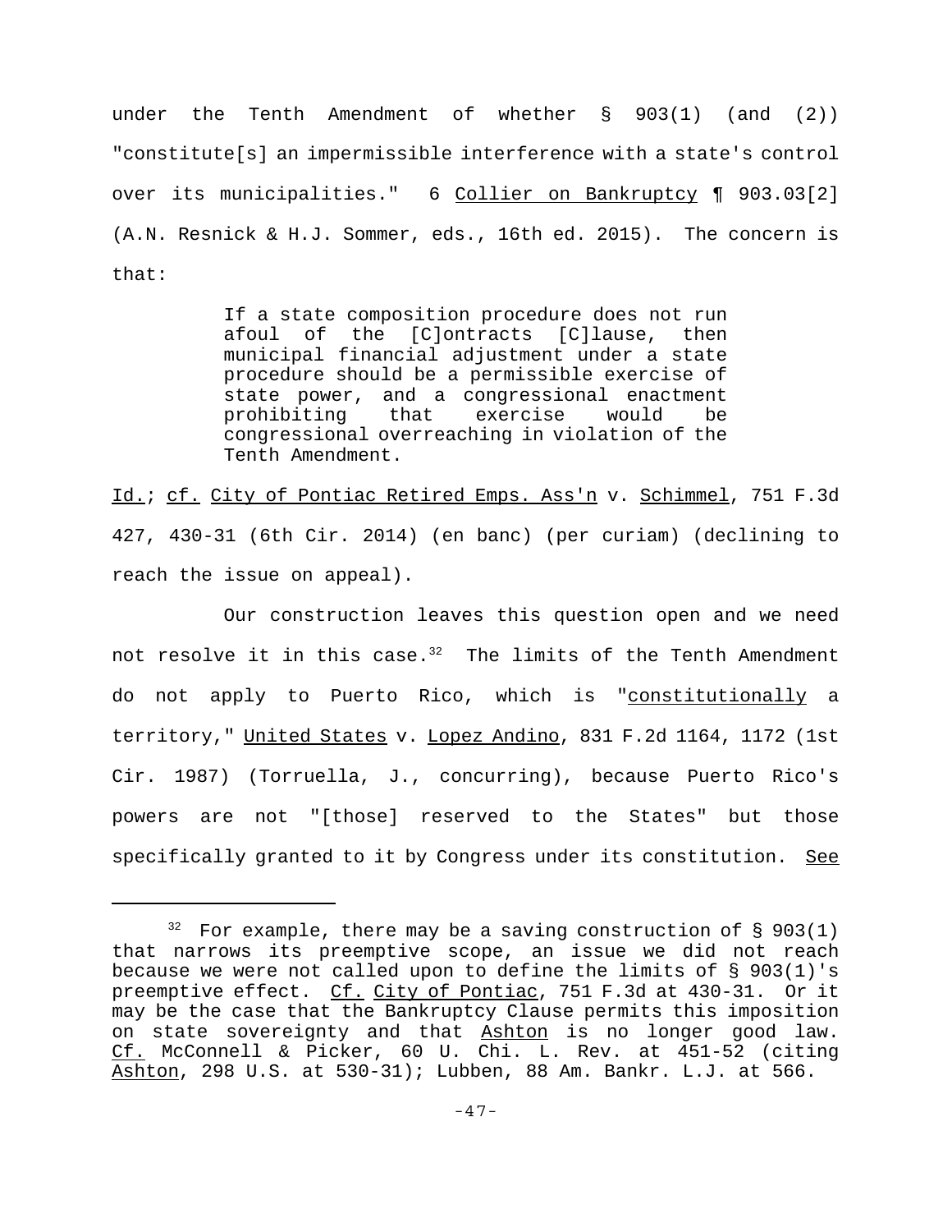under the Tenth Amendment of whether § 903(1) (and (2)) "constitute[s] an impermissible interference with a state's control over its municipalities." 6 Collier on Bankruptcy ¶ 903.03[2] (A.N. Resnick & H.J. Sommer, eds., 16th ed. 2015). The concern is that:

> If a state composition procedure does not run afoul of the [C]ontracts [C]lause, then municipal financial adjustment under a state procedure should be a permissible exercise of state power, and a congressional enactment prohibiting that exercise would be congressional overreaching in violation of the Tenth Amendment.

Id.; cf. City of Pontiac Retired Emps. Ass'n v. Schimmel, 751 F.3d 427, 430-31 (6th Cir. 2014) (en banc) (per curiam) (declining to reach the issue on appeal).

Our construction leaves this question open and we need not resolve it in this case.[32] The limits of the Tenth Amendment do not apply to Puerto Rico, which is "constitutionally a territory," United States v. Lopez Andino, 831 F.2d 1164, 1172 (1st Cir. 1987) (Torruella, J., concurring), because Puerto Rico's powers are not "[those] reserved to the States" but those specifically granted to it by Congress under its constitution. See

---

[32] For example, there may be a saving construction of § 903(1) that narrows its preemptive scope, an issue we did not reach because we were not called upon to define the limits of § 903(1)'s preemptive effect. Cf. City of Pontiac, 751 F.3d at 430-31. Or it may be the case that the Bankruptcy Clause permits this imposition on state sovereignty and that Ashton is no longer good law. Cf. McConnell & Picker, 60 U. Chi. L. Rev. at 451-52 (citing Ashton, 298 U.S. at 530-31); Lubben, 88 Am. Bankr. L.J. at 566.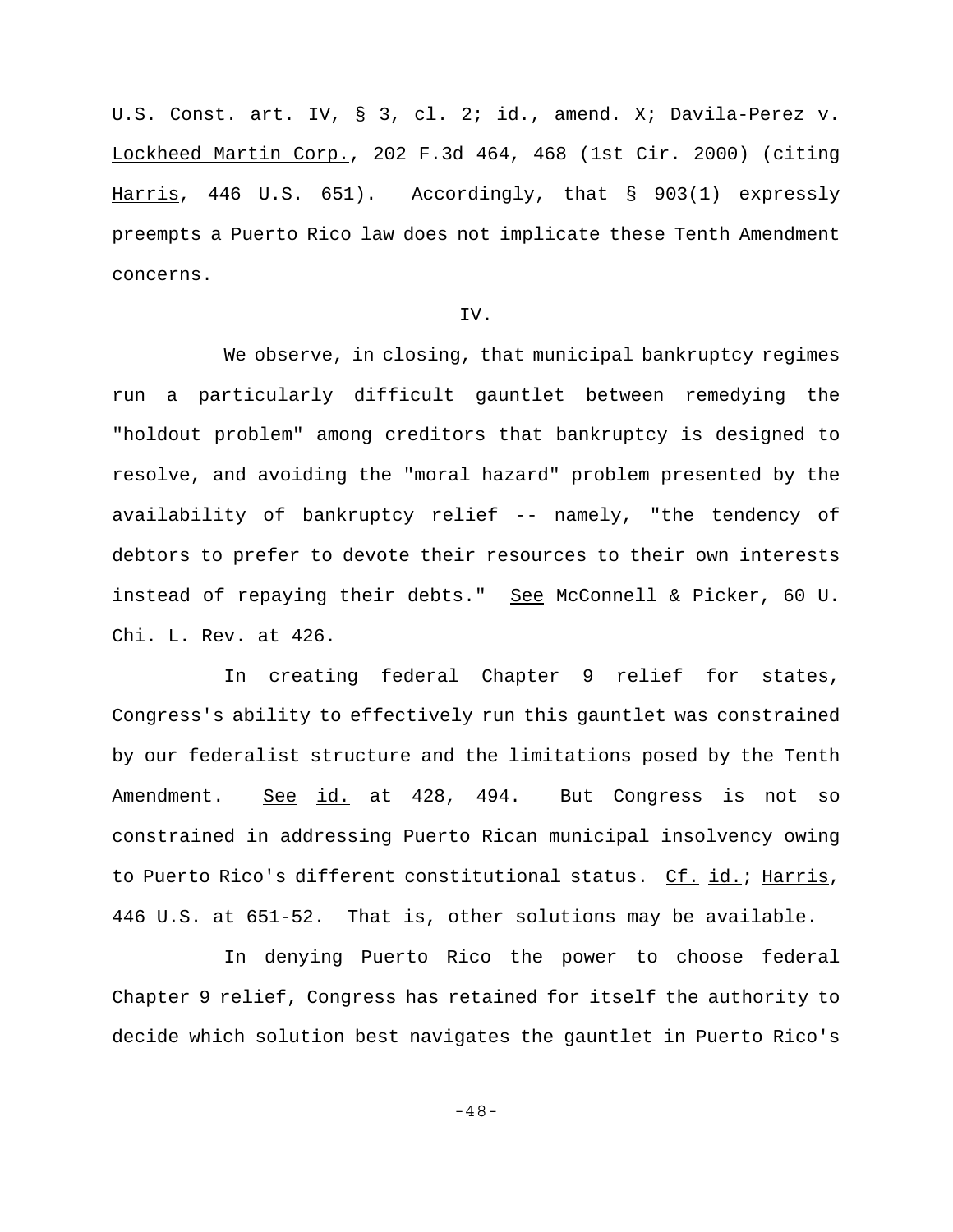U.S. Const. art. IV, § 3, cl. 2; id., amend. X; Davila-Perez v. Lockheed Martin Corp., 202 F.3d 464, 468 (1st Cir. 2000) (citing Harris, 446 U.S. 651). Accordingly, that § 903(1) expressly preempts a Puerto Rico law does not implicate these Tenth Amendment concerns.

IV.

We observe, in closing, that municipal bankruptcy regimes run a particularly difficult gauntlet between remedying the "holdout problem" among creditors that bankruptcy is designed to resolve, and avoiding the "moral hazard" problem presented by the availability of bankruptcy relief -- namely, "the tendency of debtors to prefer to devote their resources to their own interests instead of repaying their debts." See McConnell & Picker, 60 U. Chi. L. Rev. at 426.

In creating federal Chapter 9 relief for states, Congress's ability to effectively run this gauntlet was constrained by our federalist structure and the limitations posed by the Tenth Amendment. See id. at 428, 494. But Congress is not so constrained in addressing Puerto Rican municipal insolvency owing to Puerto Rico's different constitutional status. Cf. id.; Harris, 446 U.S. at 651-52. That is, other solutions may be available.

In denying Puerto Rico the power to choose federal Chapter 9 relief, Congress has retained for itself the authority to decide which solution best navigates the gauntlet in Puerto Rico's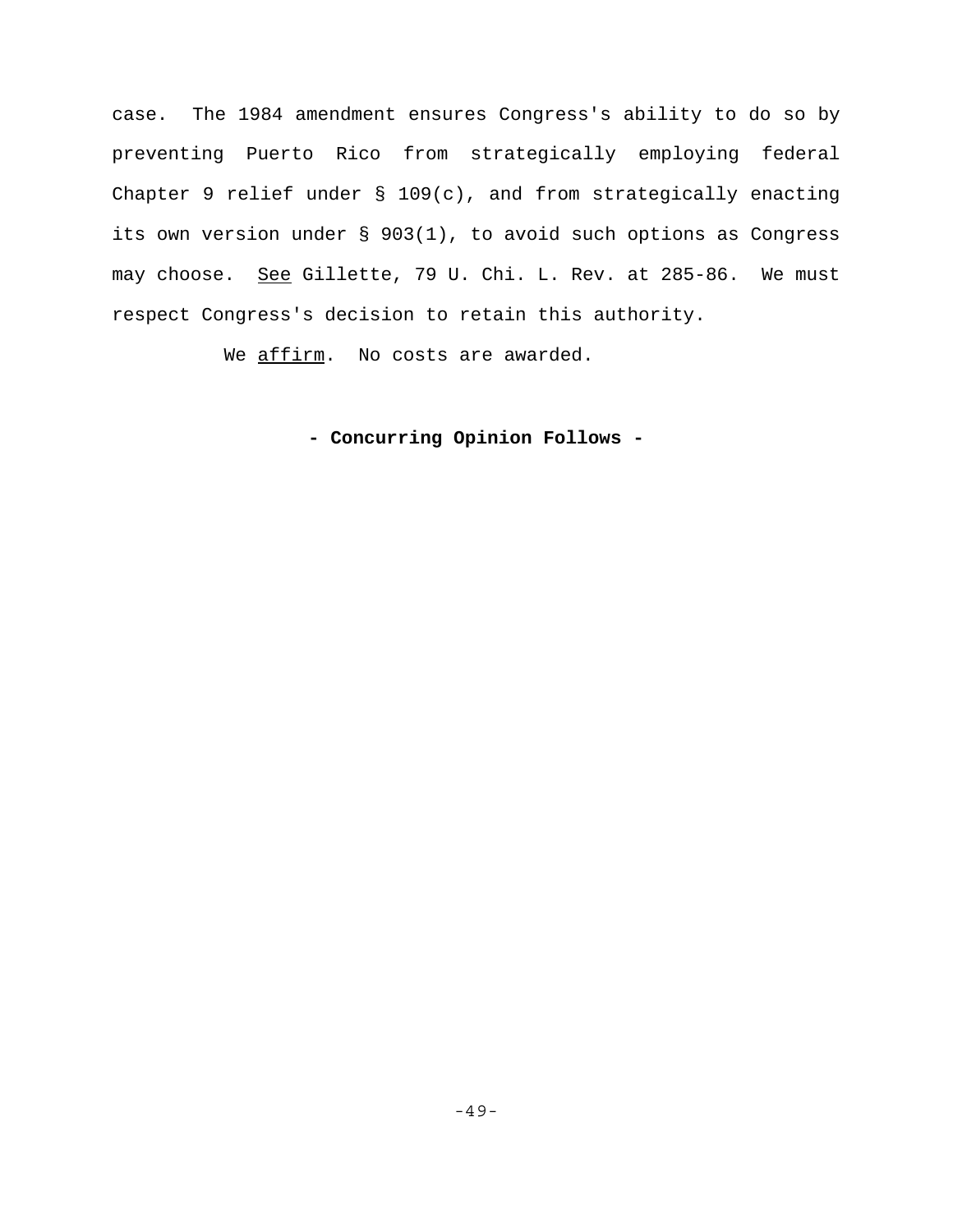case. The 1984 amendment ensures Congress's ability to do so by preventing Puerto Rico from strategically employing federal Chapter 9 relief under § 109(c), and from strategically enacting its own version under § 903(1), to avoid such options as Congress may choose. _See_ Gillette, 79 U. Chi. L. Rev. at 285-86. We must respect Congress's decision to retain this authority.

We _affirm_. No costs are awarded.

**- Concurring Opinion Follows -**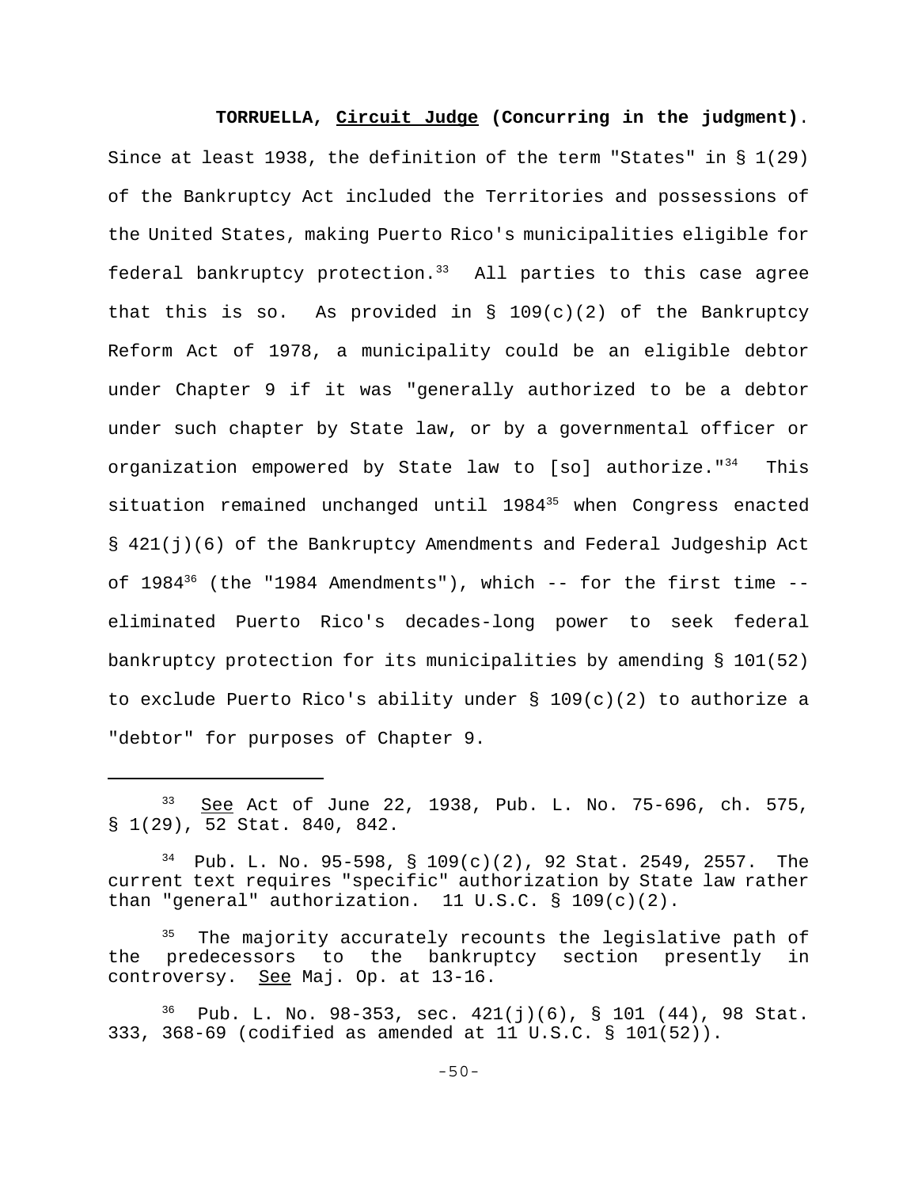**TORRUELLA, Circuit Judge (Concurring in the judgment).** Since at least 1938, the definition of the term "States" in § 1(29) of the Bankruptcy Act included the Territories and possessions of the United States, making Puerto Rico's municipalities eligible for federal bankruptcy protection.[33] All parties to this case agree that this is so. As provided in § 109(c)(2) of the Bankruptcy Reform Act of 1978, a municipality could be an eligible debtor under Chapter 9 if it was "generally authorized to be a debtor under such chapter by State law, or by a governmental officer or organization empowered by State law to [so] authorize."[34] This situation remained unchanged until 1984[35] when Congress enacted § 421(j)(6) of the Bankruptcy Amendments and Federal Judgeship Act of 1984[36] (the "1984 Amendments"), which -- for the first time -- eliminated Puerto Rico's decades-long power to seek federal bankruptcy protection for its municipalities by amending § 101(52) to exclude Puerto Rico's ability under § 109(c)(2) to authorize a "debtor" for purposes of Chapter 9.

---

[33] See Act of June 22, 1938, Pub. L. No. 75-696, ch. 575, § 1(29), 52 Stat. 840, 842.

[34] Pub. L. No. 95-598, § 109(c)(2), 92 Stat. 2549, 2557. The current text requires "specific" authorization by State law rather than "general" authorization. 11 U.S.C. § 109(c)(2).

[35] The majority accurately recounts the legislative path of the predecessors to the bankruptcy section presently in controversy. See Maj. Op. at 13-16.

[36] Pub. L. No. 98-353, sec. 421(j)(6), § 101 (44), 98 Stat. 333, 368-69 (codified as amended at 11 U.S.C. § 101(52)).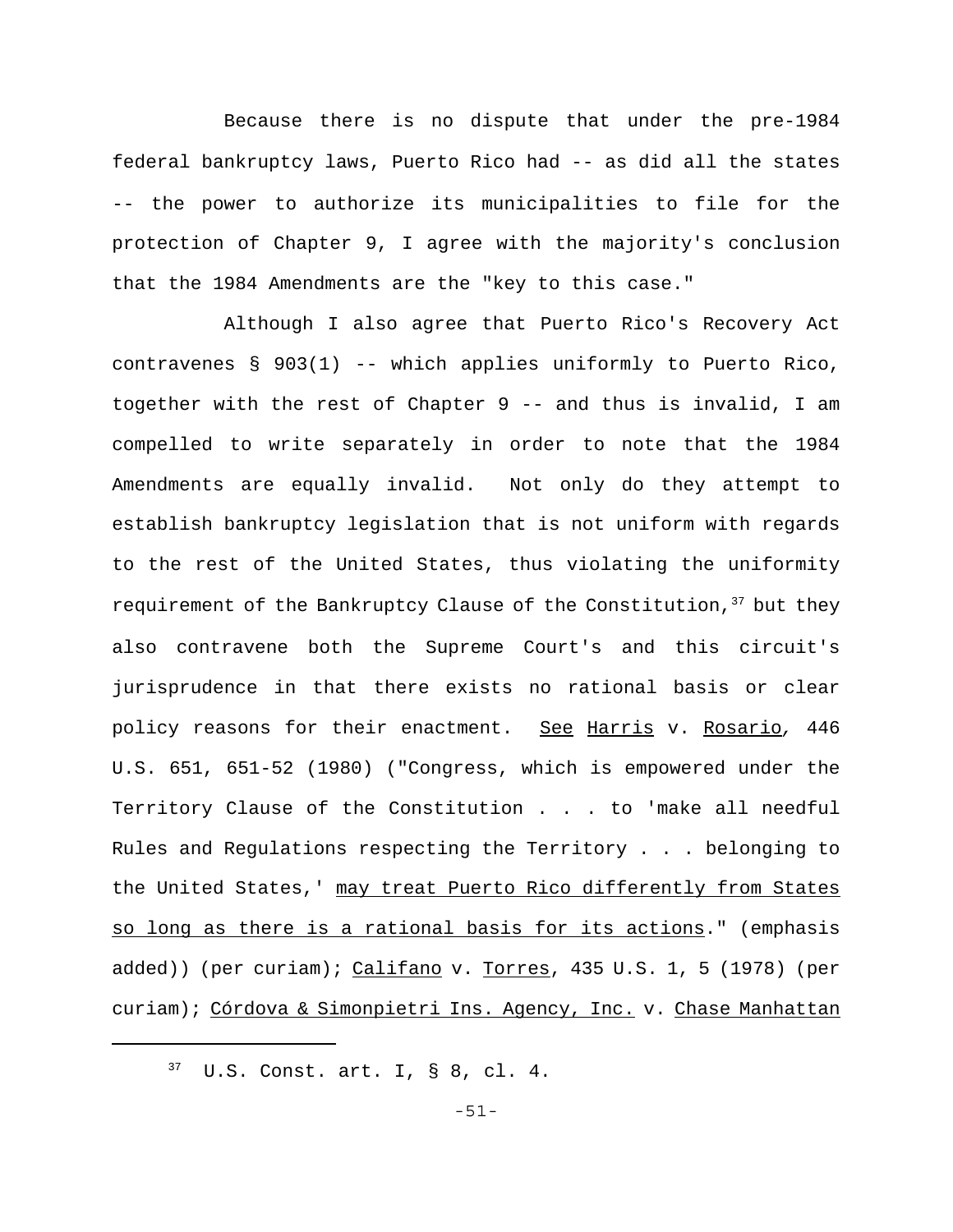Because there is no dispute that under the pre-1984 federal bankruptcy laws, Puerto Rico had -- as did all the states -- the power to authorize its municipalities to file for the protection of Chapter 9, I agree with the majority's conclusion that the 1984 Amendments are the "key to this case."

Although I also agree that Puerto Rico's Recovery Act contravenes § 903(1) -- which applies uniformly to Puerto Rico, together with the rest of Chapter 9 -- and thus is invalid, I am compelled to write separately in order to note that the 1984 Amendments are equally invalid. Not only do they attempt to establish bankruptcy legislation that is not uniform with regards to the rest of the United States, thus violating the uniformity requirement of the Bankruptcy Clause of the Constitution,[37] but they also contravene both the Supreme Court's and this circuit's jurisprudence in that there exists no rational basis or clear policy reasons for their enactment. See Harris v. Rosario, 446 U.S. 651, 651-52 (1980) ("Congress, which is empowered under the Territory Clause of the Constitution . . . to 'make all needful Rules and Regulations respecting the Territory . . . belonging to the United States,' may treat Puerto Rico differently from States so long as there is a rational basis for its actions." (emphasis added)) (per curiam); Califano v. Torres, 435 U.S. 1, 5 (1978) (per curiam); Córdova & Simonpietri Ins. Agency, Inc. v. Chase Manhattan

---

[37] U.S. Const. art. I, § 8, cl. 4.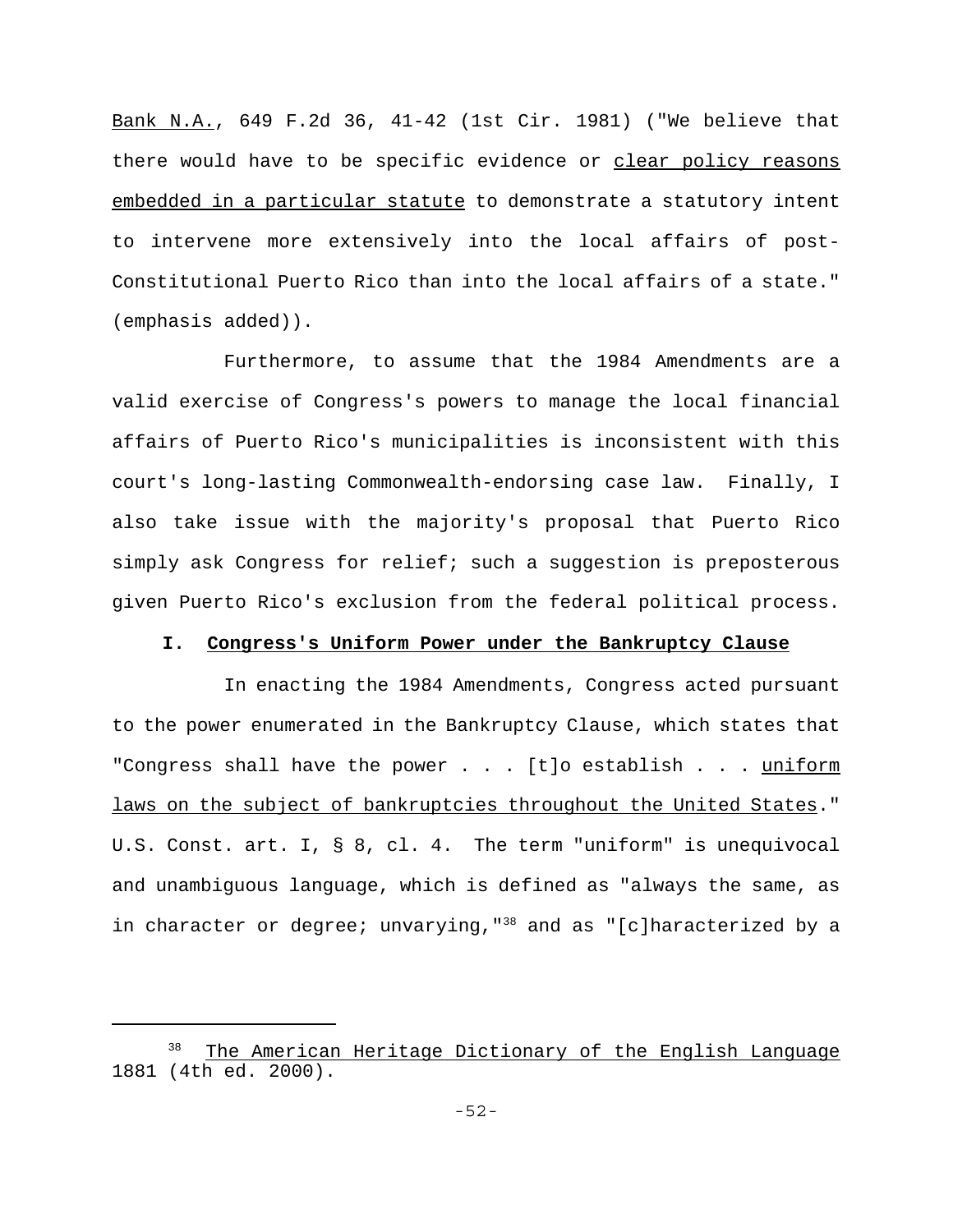Bank N.A., 649 F.2d 36, 41-42 (1st Cir. 1981) ("We believe that there would have to be specific evidence or clear policy reasons embedded in a particular statute to demonstrate a statutory intent to intervene more extensively into the local affairs of post-Constitutional Puerto Rico than into the local affairs of a state." (emphasis added)).

Furthermore, to assume that the 1984 Amendments are a valid exercise of Congress's powers to manage the local financial affairs of Puerto Rico's municipalities is inconsistent with this court's long-lasting Commonwealth-endorsing case law. Finally, I also take issue with the majority's proposal that Puerto Rico simply ask Congress for relief; such a suggestion is preposterous given Puerto Rico's exclusion from the federal political process.

## I. Congress's Uniform Power under the Bankruptcy Clause

In enacting the 1984 Amendments, Congress acted pursuant to the power enumerated in the Bankruptcy Clause, which states that "Congress shall have the power . . . [t]o establish . . . uniform laws on the subject of bankruptcies throughout the United States." U.S. Const. art. I, § 8, cl. 4. The term "uniform" is unequivocal and unambiguous language, which is defined as "always the same, as in character or degree; unvarying,"[38] and as "[c]haracterized by a

---

[38] The American Heritage Dictionary of the English Language 1881 (4th ed. 2000).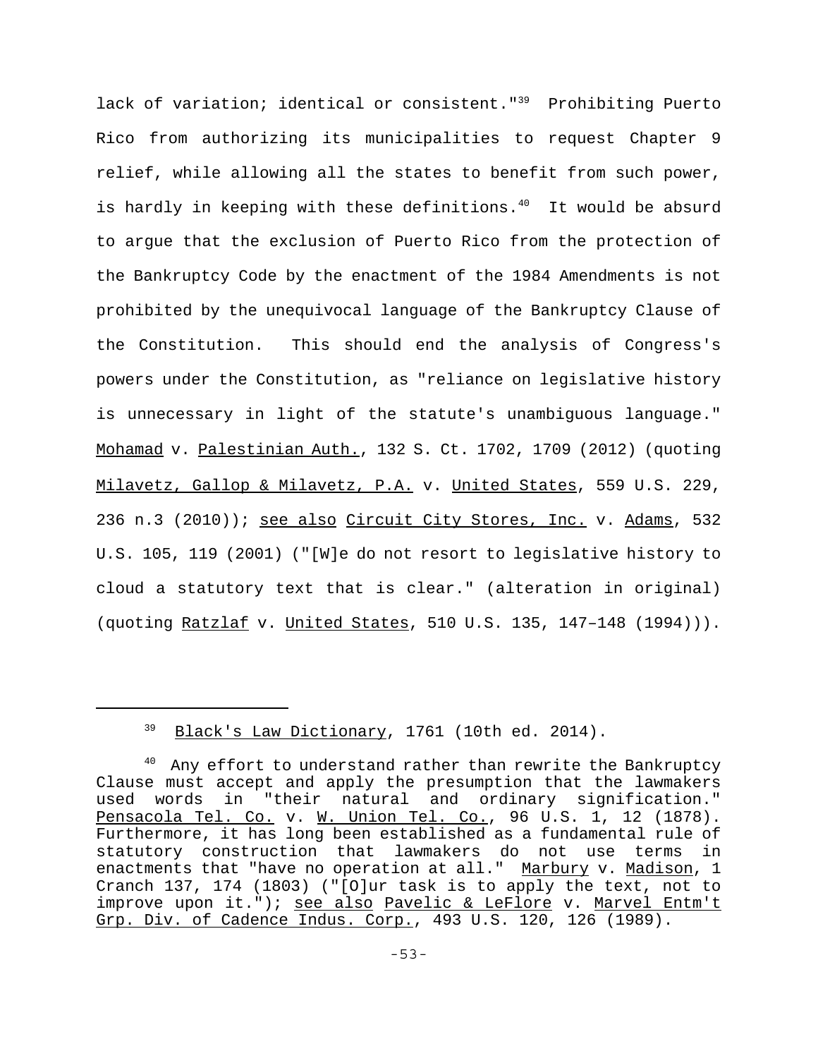lack of variation; identical or consistent."[39] Prohibiting Puerto Rico from authorizing its municipalities to request Chapter 9 relief, while allowing all the states to benefit from such power, is hardly in keeping with these definitions.[40] It would be absurd to argue that the exclusion of Puerto Rico from the protection of the Bankruptcy Code by the enactment of the 1984 Amendments is not prohibited by the unequivocal language of the Bankruptcy Clause of the Constitution. This should end the analysis of Congress's powers under the Constitution, as "reliance on legislative history is unnecessary in light of the statute's unambiguous language." Mohamad v. Palestinian Auth., 132 S. Ct. 1702, 1709 (2012) (quoting Milavetz, Gallop & Milavetz, P.A. v. United States, 559 U.S. 229, 236 n.3 (2010)); see also Circuit City Stores, Inc. v. Adams, 532 U.S. 105, 119 (2001) ("[W]e do not resort to legislative history to cloud a statutory text that is clear." (alteration in original) (quoting Ratzlaf v. United States, 510 U.S. 135, 147–148 (1994))).

---

[39] Black's Law Dictionary, 1761 (10th ed. 2014).

[40] Any effort to understand rather than rewrite the Bankruptcy Clause must accept and apply the presumption that the lawmakers used words in "their natural and ordinary signification." Pensacola Tel. Co. v. W. Union Tel. Co., 96 U.S. 1, 12 (1878). Furthermore, it has long been established as a fundamental rule of statutory construction that lawmakers do not use terms in enactments that "have no operation at all." Marbury v. Madison, 1 Cranch 137, 174 (1803) ("[O]ur task is to apply the text, not to improve upon it."); see also Pavelic & LeFlore v. Marvel Entm't Grp. Div. of Cadence Indus. Corp., 493 U.S. 120, 126 (1989).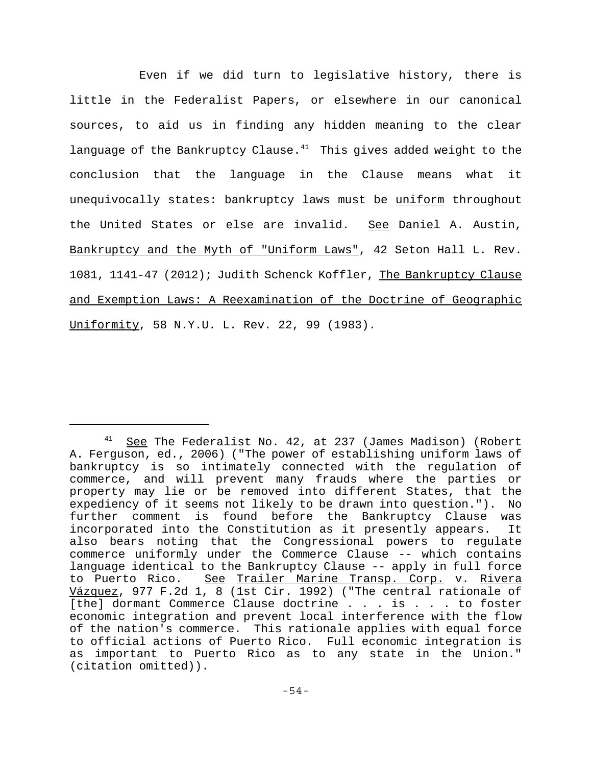Even if we did turn to legislative history, there is little in the Federalist Papers, or elsewhere in our canonical sources, to aid us in finding any hidden meaning to the clear language of the Bankruptcy Clause.[41] This gives added weight to the conclusion that the language in the Clause means what it unequivocally states: bankruptcy laws must be uniform throughout the United States or else are invalid. See Daniel A. Austin, Bankruptcy and the Myth of "Uniform Laws", 42 Seton Hall L. Rev. 1081, 1141-47 (2012); Judith Schenck Koffler, The Bankruptcy Clause and Exemption Laws: A Reexamination of the Doctrine of Geographic Uniformity, 58 N.Y.U. L. Rev. 22, 99 (1983).

---

[41] See The Federalist No. 42, at 237 (James Madison) (Robert A. Ferguson, ed., 2006) ("The power of establishing uniform laws of bankruptcy is so intimately connected with the regulation of commerce, and will prevent many frauds where the parties or property may lie or be removed into different States, that the expediency of it seems not likely to be drawn into question."). No further comment is found before the Bankruptcy Clause was incorporated into the Constitution as it presently appears. It also bears noting that the Congressional powers to regulate commerce uniformly under the Commerce Clause -- which contains language identical to the Bankruptcy Clause -- apply in full force to Puerto Rico. See Trailer Marine Transp. Corp. v. Rivera Vázquez, 977 F.2d 1, 8 (1st Cir. 1992) ("The central rationale of [the] dormant Commerce Clause doctrine . . . is . . . to foster economic integration and prevent local interference with the flow of the nation's commerce. This rationale applies with equal force to official actions of Puerto Rico. Full economic integration is as important to Puerto Rico as to any state in the Union." (citation omitted)).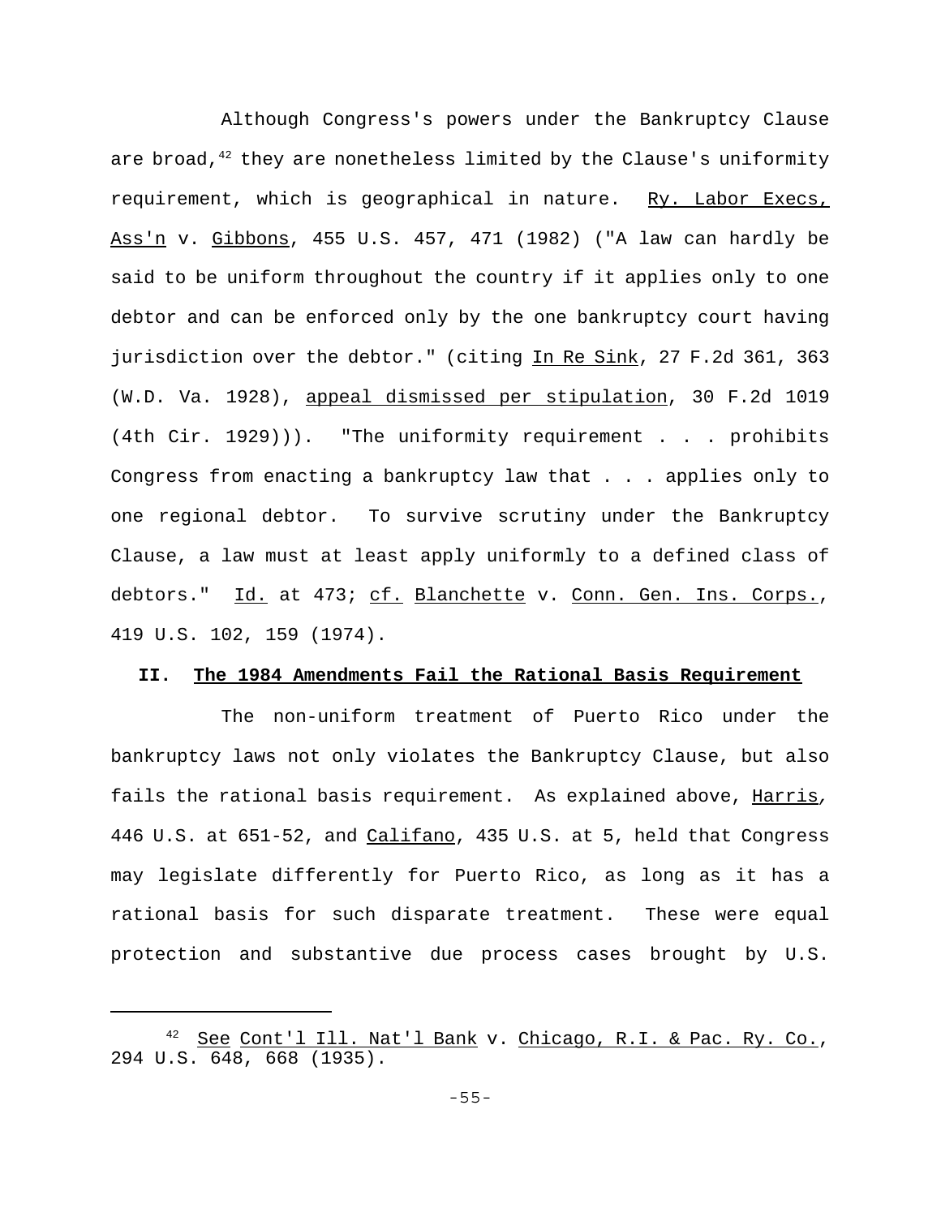Although Congress's powers under the Bankruptcy Clause are broad,[42] they are nonetheless limited by the Clause's uniformity requirement, which is geographical in nature. Ry. Labor Execs, Ass'n v. Gibbons, 455 U.S. 457, 471 (1982) ("A law can hardly be said to be uniform throughout the country if it applies only to one debtor and can be enforced only by the one bankruptcy court having jurisdiction over the debtor." (citing In Re Sink, 27 F.2d 361, 363 (W.D. Va. 1928), appeal dismissed per stipulation, 30 F.2d 1019 (4th Cir. 1929))). "The uniformity requirement . . . prohibits Congress from enacting a bankruptcy law that . . . applies only to one regional debtor. To survive scrutiny under the Bankruptcy Clause, a law must at least apply uniformly to a defined class of debtors." Id. at 473; cf. Blanchette v. Conn. Gen. Ins. Corps., 419 U.S. 102, 159 (1974).

## II. The 1984 Amendments Fail the Rational Basis Requirement

The non-uniform treatment of Puerto Rico under the bankruptcy laws not only violates the Bankruptcy Clause, but also fails the rational basis requirement. As explained above, Harris, 446 U.S. at 651-52, and Califano, 435 U.S. at 5, held that Congress may legislate differently for Puerto Rico, as long as it has a rational basis for such disparate treatment. These were equal protection and substantive due process cases brought by U.S.

---

[42] See Cont'l Ill. Nat'l Bank v. Chicago, R.I. & Pac. Ry. Co., 294 U.S. 648, 668 (1935).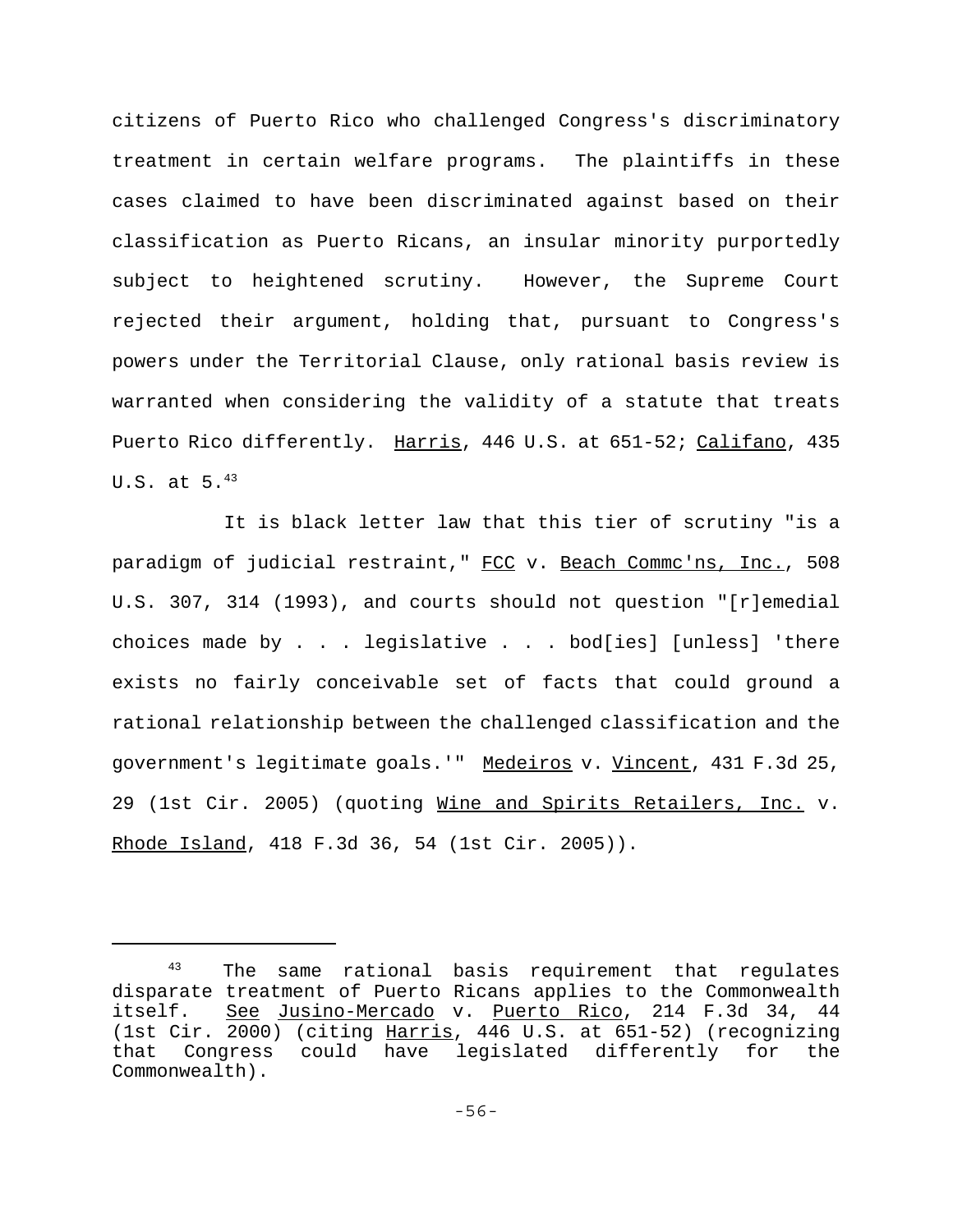citizens of Puerto Rico who challenged Congress's discriminatory treatment in certain welfare programs. The plaintiffs in these cases claimed to have been discriminated against based on their classification as Puerto Ricans, an insular minority purportedly subject to heightened scrutiny. However, the Supreme Court rejected their argument, holding that, pursuant to Congress's powers under the Territorial Clause, only rational basis review is warranted when considering the validity of a statute that treats Puerto Rico differently. Harris, 446 U.S. at 651-52; Califano, 435 U.S. at 5.[43]

It is black letter law that this tier of scrutiny "is a paradigm of judicial restraint," FCC v. Beach Commc'ns, Inc., 508 U.S. 307, 314 (1993), and courts should not question "[r]emedial choices made by . . . legislative . . . bod[ies] [unless] 'there exists no fairly conceivable set of facts that could ground a rational relationship between the challenged classification and the government's legitimate goals.'" Medeiros v. Vincent, 431 F.3d 25, 29 (1st Cir. 2005) (quoting Wine and Spirits Retailers, Inc. v. Rhode Island, 418 F.3d 36, 54 (1st Cir. 2005)).

---

[43] The same rational basis requirement that regulates disparate treatment of Puerto Ricans applies to the Commonwealth itself. See Jusino-Mercado v. Puerto Rico, 214 F.3d 34, 44 (1st Cir. 2000) (citing Harris, 446 U.S. at 651-52) (recognizing that Congress could have legislated differently for the Commonwealth).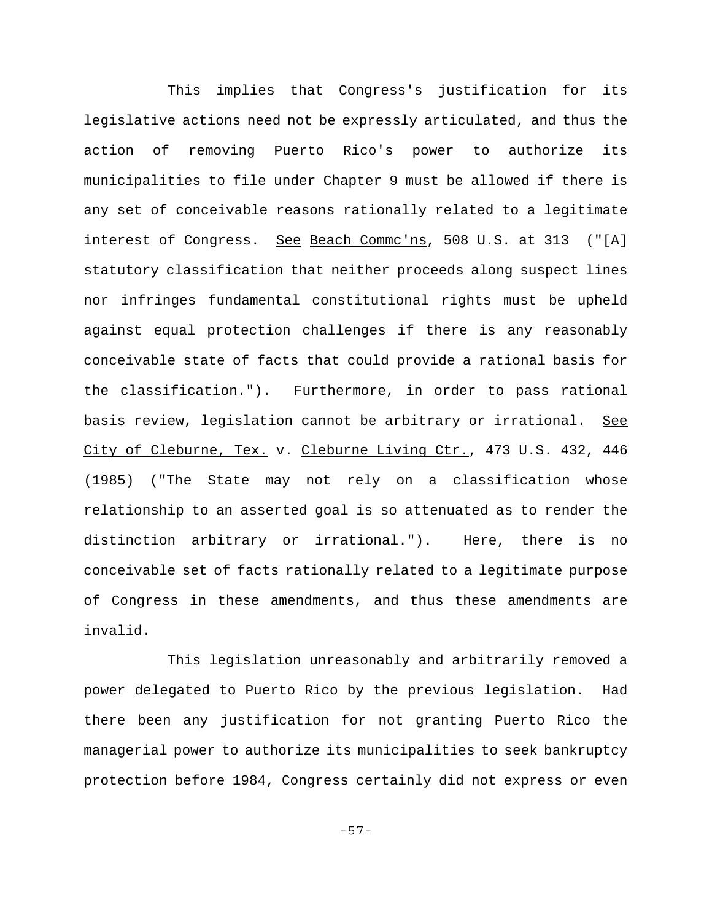This implies that Congress's justification for its legislative actions need not be expressly articulated, and thus the action of removing Puerto Rico's power to authorize its municipalities to file under Chapter 9 must be allowed if there is any set of conceivable reasons rationally related to a legitimate interest of Congress. See Beach Commc'ns, 508 U.S. at 313 ("[A] statutory classification that neither proceeds along suspect lines nor infringes fundamental constitutional rights must be upheld against equal protection challenges if there is any reasonably conceivable state of facts that could provide a rational basis for the classification."). Furthermore, in order to pass rational basis review, legislation cannot be arbitrary or irrational. See City of Cleburne, Tex. v. Cleburne Living Ctr., 473 U.S. 432, 446 (1985) ("The State may not rely on a classification whose relationship to an asserted goal is so attenuated as to render the distinction arbitrary or irrational."). Here, there is no conceivable set of facts rationally related to a legitimate purpose of Congress in these amendments, and thus these amendments are invalid.

This legislation unreasonably and arbitrarily removed a power delegated to Puerto Rico by the previous legislation. Had there been any justification for not granting Puerto Rico the managerial power to authorize its municipalities to seek bankruptcy protection before 1984, Congress certainly did not express or even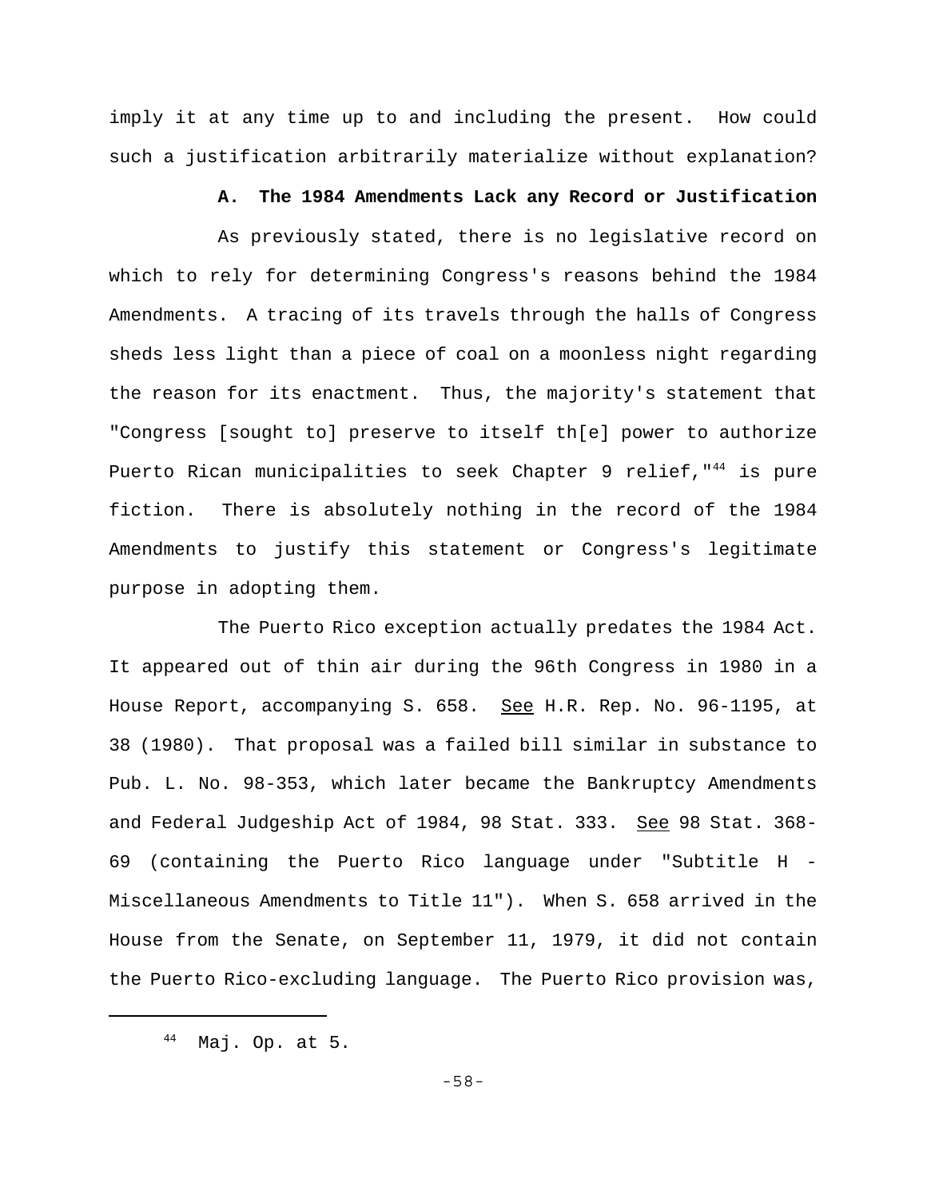imply it at any time up to and including the present. How could such a justification arbitrarily materialize without explanation?

**A. The 1984 Amendments Lack any Record or Justification**

As previously stated, there is no legislative record on which to rely for determining Congress's reasons behind the 1984 Amendments. A tracing of its travels through the halls of Congress sheds less light than a piece of coal on a moonless night regarding the reason for its enactment. Thus, the majority's statement that "Congress [sought to] preserve to itself th[e] power to authorize Puerto Rican municipalities to seek Chapter 9 relief,"[44] is pure fiction. There is absolutely nothing in the record of the 1984 Amendments to justify this statement or Congress's legitimate purpose in adopting them.

The Puerto Rico exception actually predates the 1984 Act. It appeared out of thin air during the 96th Congress in 1980 in a House Report, accompanying S. 658. See H.R. Rep. No. 96-1195, at 38 (1980). That proposal was a failed bill similar in substance to Pub. L. No. 98-353, which later became the Bankruptcy Amendments and Federal Judgeship Act of 1984, 98 Stat. 333. See 98 Stat. 368-69 (containing the Puerto Rico language under "Subtitle H - Miscellaneous Amendments to Title 11"). When S. 658 arrived in the House from the Senate, on September 11, 1979, it did not contain the Puerto Rico-excluding language. The Puerto Rico provision was,

[44] Maj. Op. at 5.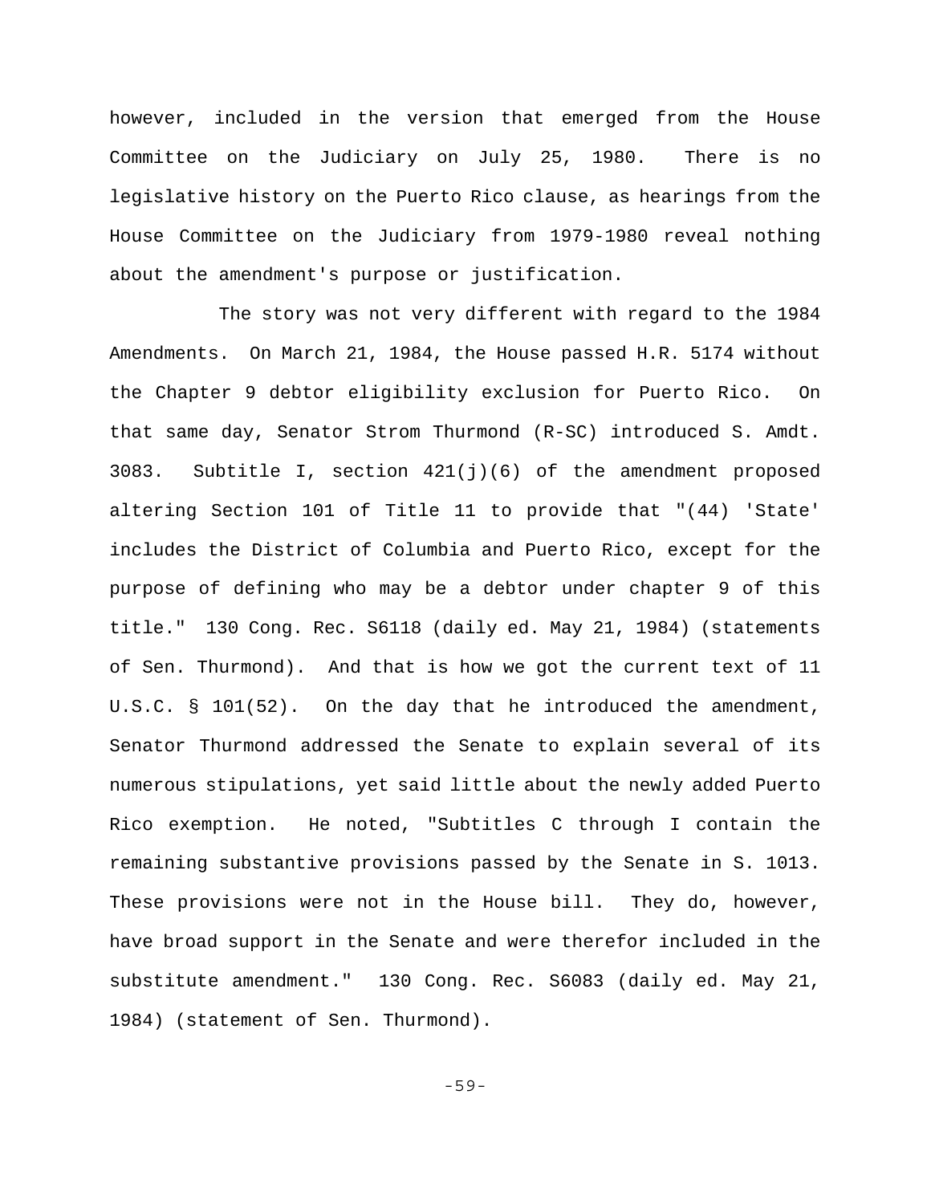however, included in the version that emerged from the House Committee on the Judiciary on July 25, 1980. There is no legislative history on the Puerto Rico clause, as hearings from the House Committee on the Judiciary from 1979-1980 reveal nothing about the amendment's purpose or justification.

The story was not very different with regard to the 1984 Amendments. On March 21, 1984, the House passed H.R. 5174 without the Chapter 9 debtor eligibility exclusion for Puerto Rico. On that same day, Senator Strom Thurmond (R-SC) introduced S. Amdt. 3083. Subtitle I, section 421(j)(6) of the amendment proposed altering Section 101 of Title 11 to provide that "(44) 'State' includes the District of Columbia and Puerto Rico, except for the purpose of defining who may be a debtor under chapter 9 of this title." 130 Cong. Rec. S6118 (daily ed. May 21, 1984) (statements of Sen. Thurmond). And that is how we got the current text of 11 U.S.C. § 101(52). On the day that he introduced the amendment, Senator Thurmond addressed the Senate to explain several of its numerous stipulations, yet said little about the newly added Puerto Rico exemption. He noted, "Subtitles C through I contain the remaining substantive provisions passed by the Senate in S. 1013. These provisions were not in the House bill. They do, however, have broad support in the Senate and were therefor included in the substitute amendment." 130 Cong. Rec. S6083 (daily ed. May 21, 1984) (statement of Sen. Thurmond).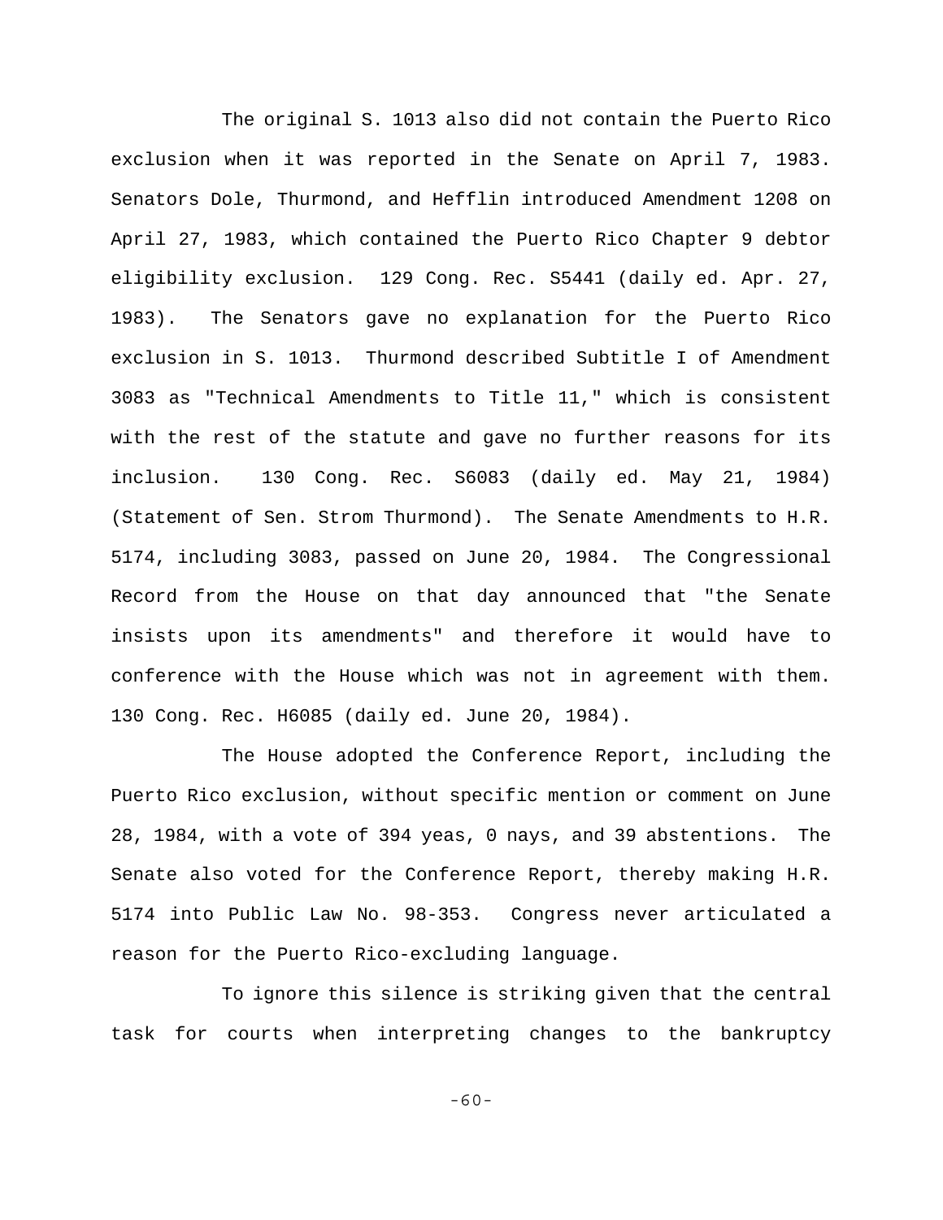The original S. 1013 also did not contain the Puerto Rico exclusion when it was reported in the Senate on April 7, 1983. Senators Dole, Thurmond, and Hefflin introduced Amendment 1208 on April 27, 1983, which contained the Puerto Rico Chapter 9 debtor eligibility exclusion. 129 Cong. Rec. S5441 (daily ed. Apr. 27, 1983). The Senators gave no explanation for the Puerto Rico exclusion in S. 1013. Thurmond described Subtitle I of Amendment 3083 as "Technical Amendments to Title 11," which is consistent with the rest of the statute and gave no further reasons for its inclusion. 130 Cong. Rec. S6083 (daily ed. May 21, 1984) (Statement of Sen. Strom Thurmond). The Senate Amendments to H.R. 5174, including 3083, passed on June 20, 1984. The Congressional Record from the House on that day announced that "the Senate insists upon its amendments" and therefore it would have to conference with the House which was not in agreement with them. 130 Cong. Rec. H6085 (daily ed. June 20, 1984).

The House adopted the Conference Report, including the Puerto Rico exclusion, without specific mention or comment on June 28, 1984, with a vote of 394 yeas, 0 nays, and 39 abstentions. The Senate also voted for the Conference Report, thereby making H.R. 5174 into Public Law No. 98-353. Congress never articulated a reason for the Puerto Rico-excluding language.

To ignore this silence is striking given that the central task for courts when interpreting changes to the bankruptcy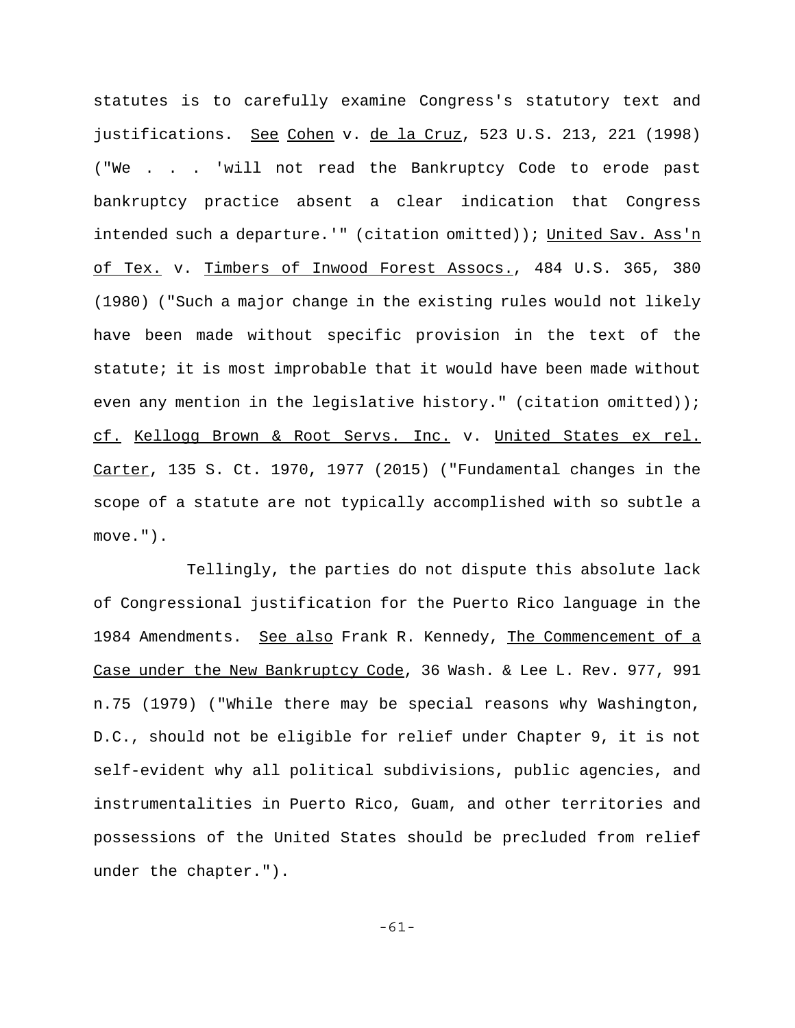statutes is to carefully examine Congress's statutory text and justifications. See Cohen v. de la Cruz, 523 U.S. 213, 221 (1998) ("We . . . 'will not read the Bankruptcy Code to erode past bankruptcy practice absent a clear indication that Congress intended such a departure.'" (citation omitted)); United Sav. Ass'n of Tex. v. Timbers of Inwood Forest Assocs., 484 U.S. 365, 380 (1980) ("Such a major change in the existing rules would not likely have been made without specific provision in the text of the statute; it is most improbable that it would have been made without even any mention in the legislative history." (citation omitted)); cf. Kellogg Brown & Root Servs. Inc. v. United States ex rel. Carter, 135 S. Ct. 1970, 1977 (2015) ("Fundamental changes in the scope of a statute are not typically accomplished with so subtle a move.").

Tellingly, the parties do not dispute this absolute lack of Congressional justification for the Puerto Rico language in the 1984 Amendments. See also Frank R. Kennedy, The Commencement of a Case under the New Bankruptcy Code, 36 Wash. & Lee L. Rev. 977, 991 n.75 (1979) ("While there may be special reasons why Washington, D.C., should not be eligible for relief under Chapter 9, it is not self-evident why all political subdivisions, public agencies, and instrumentalities in Puerto Rico, Guam, and other territories and possessions of the United States should be precluded from relief under the chapter.").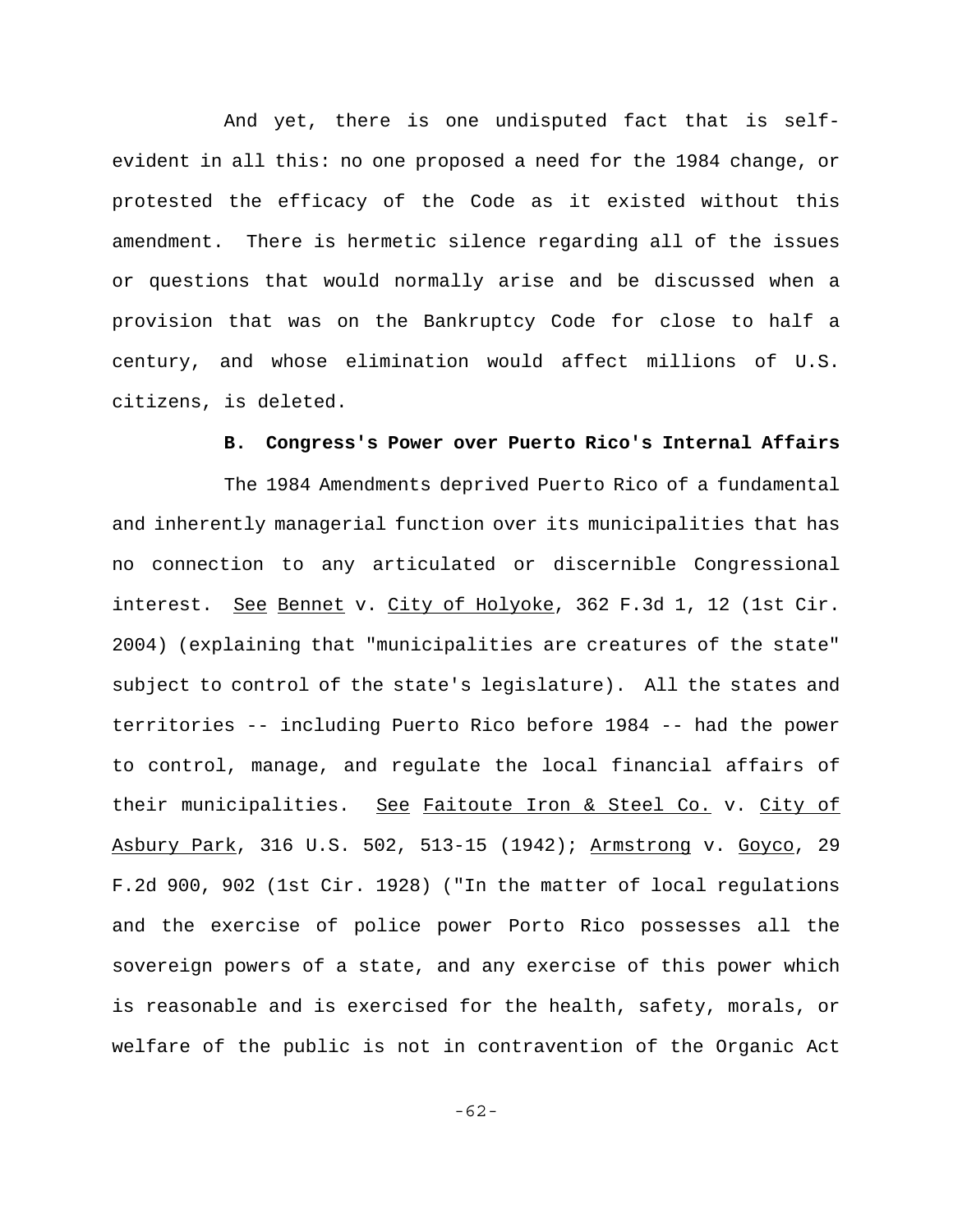And yet, there is one undisputed fact that is self-evident in all this: no one proposed a need for the 1984 change, or protested the efficacy of the Code as it existed without this amendment. There is hermetic silence regarding all of the issues or questions that would normally arise and be discussed when a provision that was on the Bankruptcy Code for close to half a century, and whose elimination would affect millions of U.S. citizens, is deleted.

**B. Congress's Power over Puerto Rico's Internal Affairs**

The 1984 Amendments deprived Puerto Rico of a fundamental and inherently managerial function over its municipalities that has no connection to any articulated or discernible Congressional interest. _See_ _Bennet_ v. _City of Holyoke_, 362 F.3d 1, 12 (1st Cir. 2004) (explaining that "municipalities are creatures of the state" subject to control of the state's legislature). All the states and territories -- including Puerto Rico before 1984 -- had the power to control, manage, and regulate the local financial affairs of their municipalities. _See_ _Faitoute Iron & Steel Co._ v. _City of Asbury Park_, 316 U.S. 502, 513-15 (1942); _Armstrong_ v. _Goyco_, 29 F.2d 900, 902 (1st Cir. 1928) ("In the matter of local regulations and the exercise of police power Porto Rico possesses all the sovereign powers of a state, and any exercise of this power which is reasonable and is exercised for the health, safety, morals, or welfare of the public is not in contravention of the Organic Act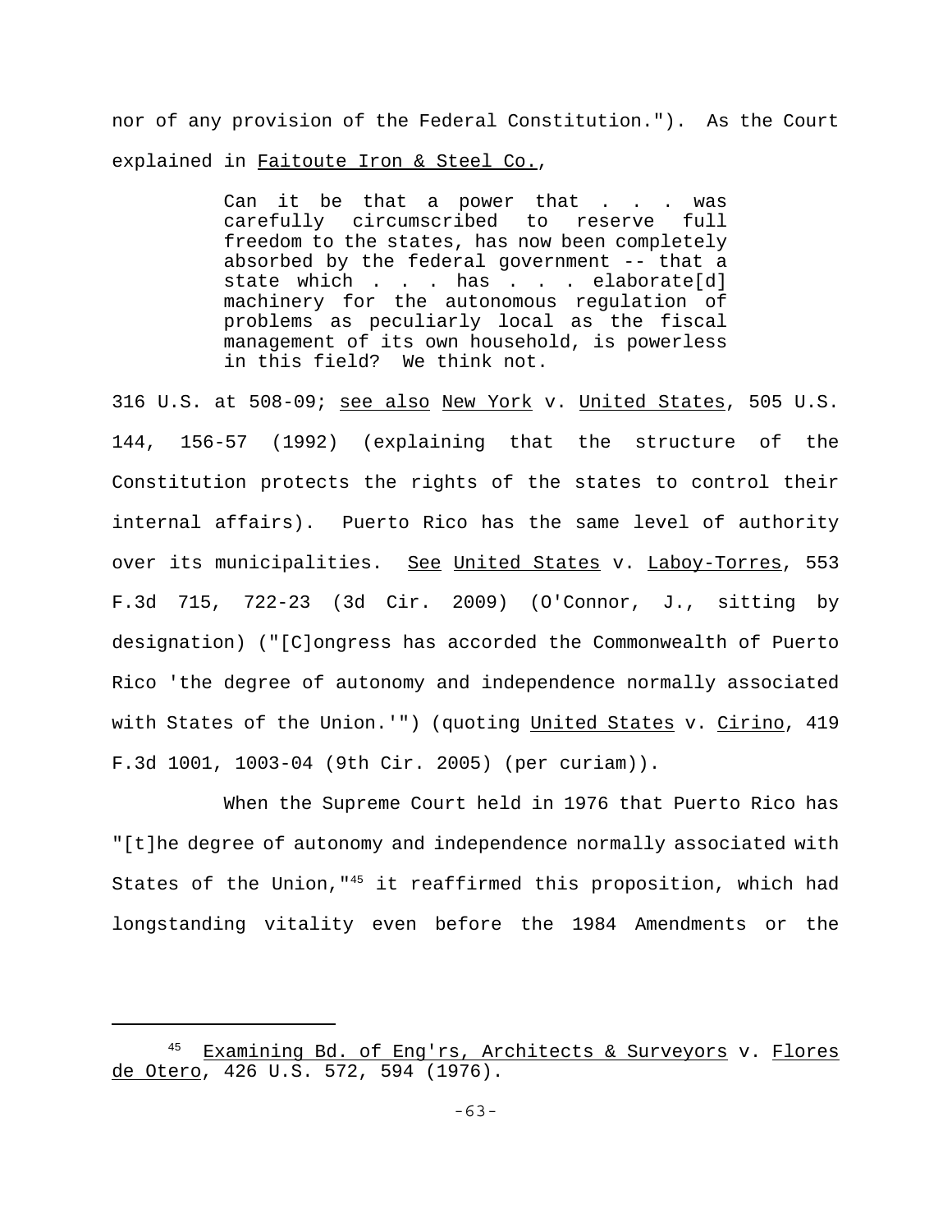nor of any provision of the Federal Constitution."). As the Court explained in Faitoute Iron & Steel Co.,

> Can it be that a power that . . . was carefully circumscribed to reserve full freedom to the states, has now been completely absorbed by the federal government -- that a state which . . . has . . . elaborate[d] machinery for the autonomous regulation of problems as peculiarly local as the fiscal management of its own household, is powerless in this field? We think not.

316 U.S. at 508-09; see also New York v. United States, 505 U.S. 144, 156-57 (1992) (explaining that the structure of the Constitution protects the rights of the states to control their internal affairs). Puerto Rico has the same level of authority over its municipalities. See United States v. Laboy-Torres, 553 F.3d 715, 722-23 (3d Cir. 2009) (O'Connor, J., sitting by designation) ("[C]ongress has accorded the Commonwealth of Puerto Rico 'the degree of autonomy and independence normally associated with States of the Union.'") (quoting United States v. Cirino, 419 F.3d 1001, 1003-04 (9th Cir. 2005) (per curiam)).

When the Supreme Court held in 1976 that Puerto Rico has "[t]he degree of autonomy and independence normally associated with States of the Union,"[45] it reaffirmed this proposition, which had longstanding vitality even before the 1984 Amendments or the

---

[45] Examining Bd. of Eng'rs, Architects & Surveyors v. Flores de Otero, 426 U.S. 572, 594 (1976).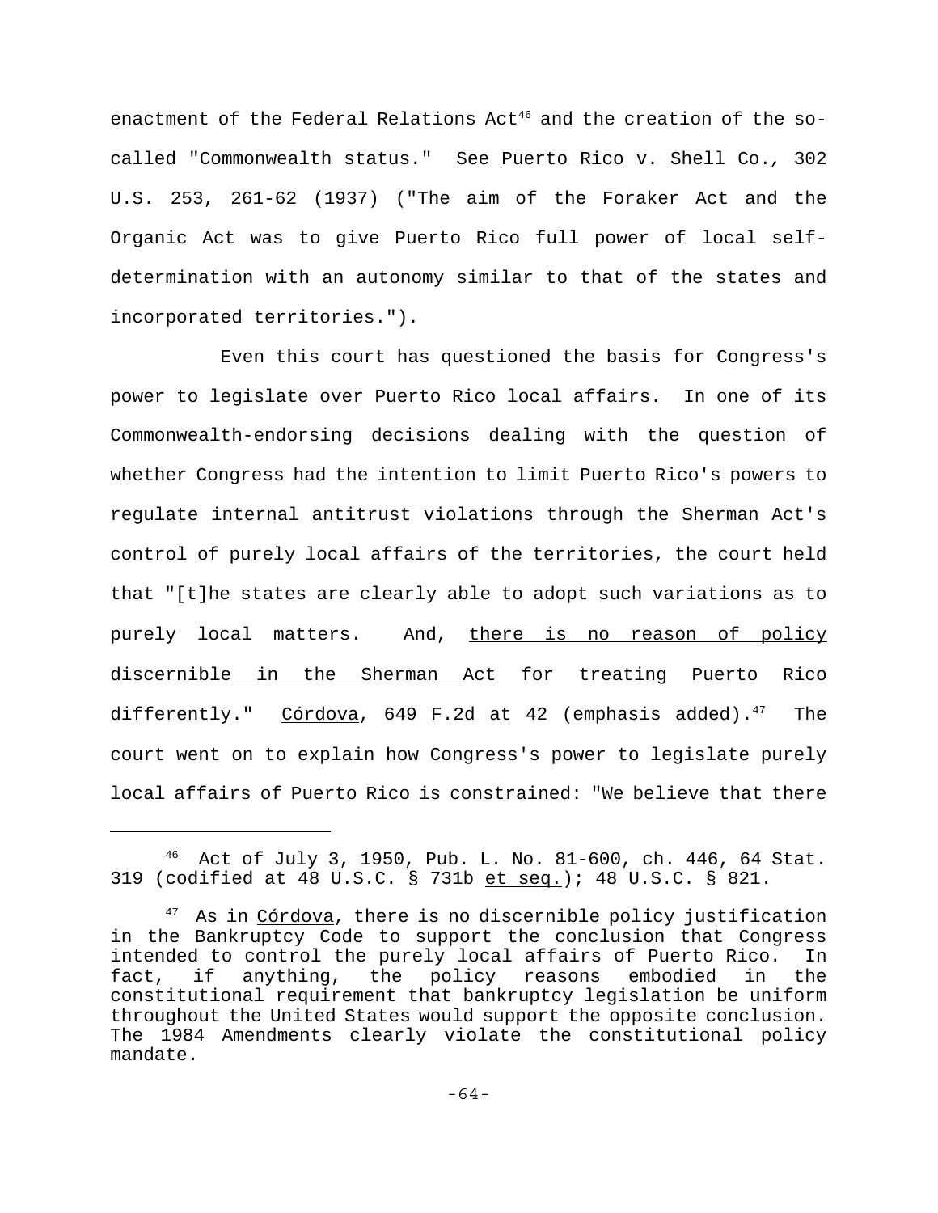enactment of the Federal Relations Act[46] and the creation of the so-called "Commonwealth status." <u>See</u> <u>Puerto Rico</u> v. <u>Shell Co.</u>, 302 U.S. 253, 261-62 (1937) ("The aim of the Foraker Act and the Organic Act was to give Puerto Rico full power of local self-determination with an autonomy similar to that of the states and incorporated territories.").

Even this court has questioned the basis for Congress's power to legislate over Puerto Rico local affairs. In one of its Commonwealth-endorsing decisions dealing with the question of whether Congress had the intention to limit Puerto Rico's powers to regulate internal antitrust violations through the Sherman Act's control of purely local affairs of the territories, the court held that "[t]he states are clearly able to adopt such variations as to purely local matters. And, <u>there is no reason of policy discernible in the Sherman Act</u> for treating Puerto Rico differently." <u>Córdova</u>, 649 F.2d at 42 (emphasis added).[47] The court went on to explain how Congress's power to legislate purely local affairs of Puerto Rico is constrained: "We believe that there

---

[46] Act of July 3, 1950, Pub. L. No. 81-600, ch. 446, 64 Stat. 319 (codified at 48 U.S.C. § 731b <u>et seq.</u>); 48 U.S.C. § 821.

[47] As in <u>Córdova</u>, there is no discernible policy justification in the Bankruptcy Code to support the conclusion that Congress intended to control the purely local affairs of Puerto Rico. In fact, if anything, the policy reasons embodied in the constitutional requirement that bankruptcy legislation be uniform throughout the United States would support the opposite conclusion. The 1984 Amendments clearly violate the constitutional policy mandate.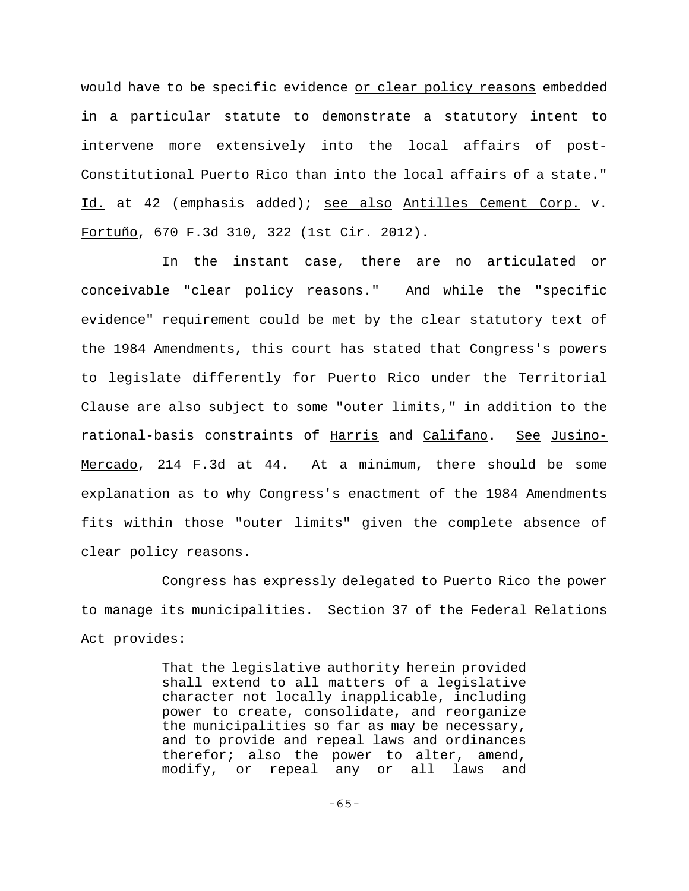would have to be specific evidence <u>or clear policy reasons</u> embedded in a particular statute to demonstrate a statutory intent to intervene more extensively into the local affairs of post-Constitutional Puerto Rico than into the local affairs of a state." <u>Id.</u> at 42 (emphasis added); <u>see also</u> <u>Antilles Cement Corp.</u> v. <u>Fortuño</u>, 670 F.3d 310, 322 (1st Cir. 2012).

In the instant case, there are no articulated or conceivable "clear policy reasons." And while the "specific evidence" requirement could be met by the clear statutory text of the 1984 Amendments, this court has stated that Congress's powers to legislate differently for Puerto Rico under the Territorial Clause are also subject to some "outer limits," in addition to the rational-basis constraints of <u>Harris</u> and <u>Califano</u>. <u>See</u> <u>Jusino-Mercado</u>, 214 F.3d at 44. At a minimum, there should be some explanation as to why Congress's enactment of the 1984 Amendments fits within those "outer limits" given the complete absence of clear policy reasons.

Congress has expressly delegated to Puerto Rico the power to manage its municipalities. Section 37 of the Federal Relations Act provides:

> That the legislative authority herein provided shall extend to all matters of a legislative character not locally inapplicable, including power to create, consolidate, and reorganize the municipalities so far as may be necessary, and to provide and repeal laws and ordinances therefor; also the power to alter, amend, modify, or repeal any or all laws and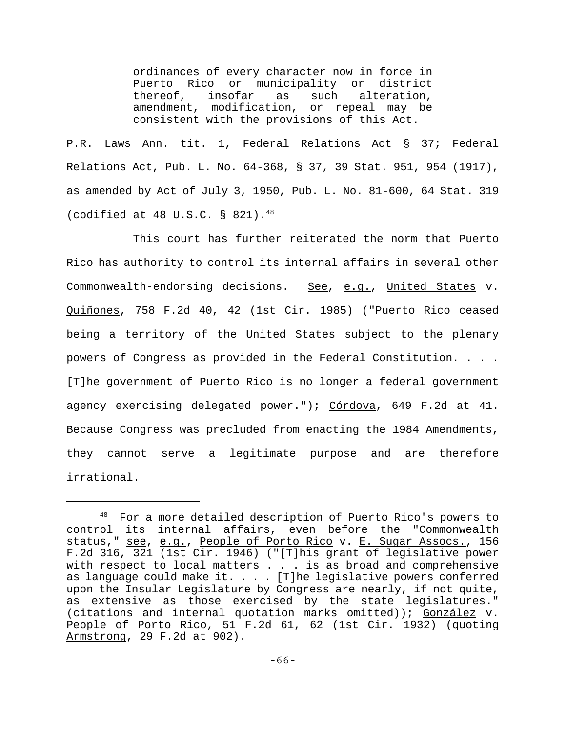> ordinances of every character now in force in Puerto Rico or municipality or district thereof, insofar as such alteration, amendment, modification, or repeal may be consistent with the provisions of this Act.

P.R. Laws Ann. tit. 1, Federal Relations Act § 37; Federal Relations Act, Pub. L. No. 64-368, § 37, 39 Stat. 951, 954 (1917), as amended by Act of July 3, 1950, Pub. L. No. 81-600, 64 Stat. 319 (codified at 48 U.S.C. § 821).[48]

This court has further reiterated the norm that Puerto Rico has authority to control its internal affairs in several other Commonwealth-endorsing decisions. See, e.g., United States v. Quiñones, 758 F.2d 40, 42 (1st Cir. 1985) ("Puerto Rico ceased being a territory of the United States subject to the plenary powers of Congress as provided in the Federal Constitution. . . . [T]he government of Puerto Rico is no longer a federal government agency exercising delegated power."); Córdova, 649 F.2d at 41. Because Congress was precluded from enacting the 1984 Amendments, they cannot serve a legitimate purpose and are therefore irrational.

---

[48] For a more detailed description of Puerto Rico's powers to control its internal affairs, even before the "Commonwealth status," see, e.g., People of Porto Rico v. E. Sugar Assocs., 156 F.2d 316, 321 (1st Cir. 1946) ("[T]his grant of legislative power with respect to local matters . . . is as broad and comprehensive as language could make it. . . . [T]he legislative powers conferred upon the Insular Legislature by Congress are nearly, if not quite, as extensive as those exercised by the state legislatures." (citations and internal quotation marks omitted)); González v. People of Porto Rico, 51 F.2d 61, 62 (1st Cir. 1932) (quoting Armstrong, 29 F.2d at 902).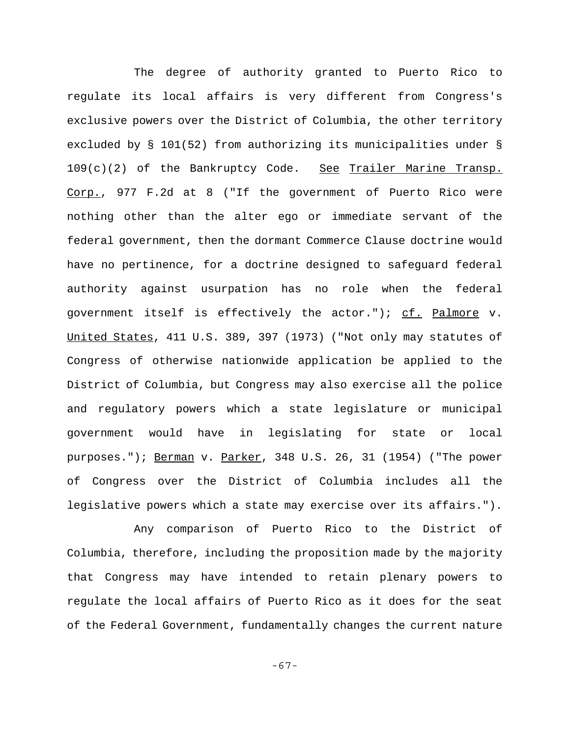The degree of authority granted to Puerto Rico to regulate its local affairs is very different from Congress's exclusive powers over the District of Columbia, the other territory excluded by § 101(52) from authorizing its municipalities under § 109(c)(2) of the Bankruptcy Code. See Trailer Marine Transp. Corp., 977 F.2d at 8 ("If the government of Puerto Rico were nothing other than the alter ego or immediate servant of the federal government, then the dormant Commerce Clause doctrine would have no pertinence, for a doctrine designed to safeguard federal authority against usurpation has no role when the federal government itself is effectively the actor."); cf. Palmore v. United States, 411 U.S. 389, 397 (1973) ("Not only may statutes of Congress of otherwise nationwide application be applied to the District of Columbia, but Congress may also exercise all the police and regulatory powers which a state legislature or municipal government would have in legislating for state or local purposes."); Berman v. Parker, 348 U.S. 26, 31 (1954) ("The power of Congress over the District of Columbia includes all the legislative powers which a state may exercise over its affairs.").

Any comparison of Puerto Rico to the District of Columbia, therefore, including the proposition made by the majority that Congress may have intended to retain plenary powers to regulate the local affairs of Puerto Rico as it does for the seat of the Federal Government, fundamentally changes the current nature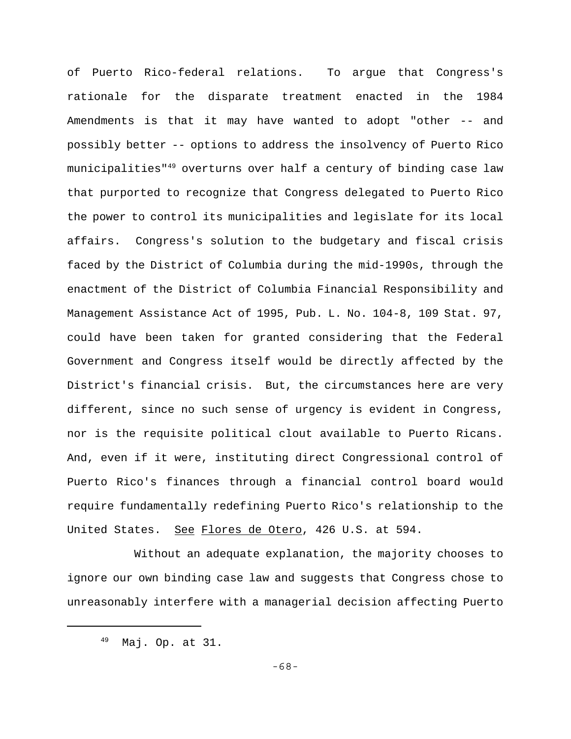of Puerto Rico-federal relations. To argue that Congress's rationale for the disparate treatment enacted in the 1984 Amendments is that it may have wanted to adopt "other -- and possibly better -- options to address the insolvency of Puerto Rico municipalities"[49] overturns over half a century of binding case law that purported to recognize that Congress delegated to Puerto Rico the power to control its municipalities and legislate for its local affairs. Congress's solution to the budgetary and fiscal crisis faced by the District of Columbia during the mid-1990s, through the enactment of the District of Columbia Financial Responsibility and Management Assistance Act of 1995, Pub. L. No. 104-8, 109 Stat. 97, could have been taken for granted considering that the Federal Government and Congress itself would be directly affected by the District's financial crisis. But, the circumstances here are very different, since no such sense of urgency is evident in Congress, nor is the requisite political clout available to Puerto Ricans. And, even if it were, instituting direct Congressional control of Puerto Rico's finances through a financial control board would require fundamentally redefining Puerto Rico's relationship to the United States. See Flores de Otero, 426 U.S. at 594.

Without an adequate explanation, the majority chooses to ignore our own binding case law and suggests that Congress chose to unreasonably interfere with a managerial decision affecting Puerto

---

[49] Maj. Op. at 31.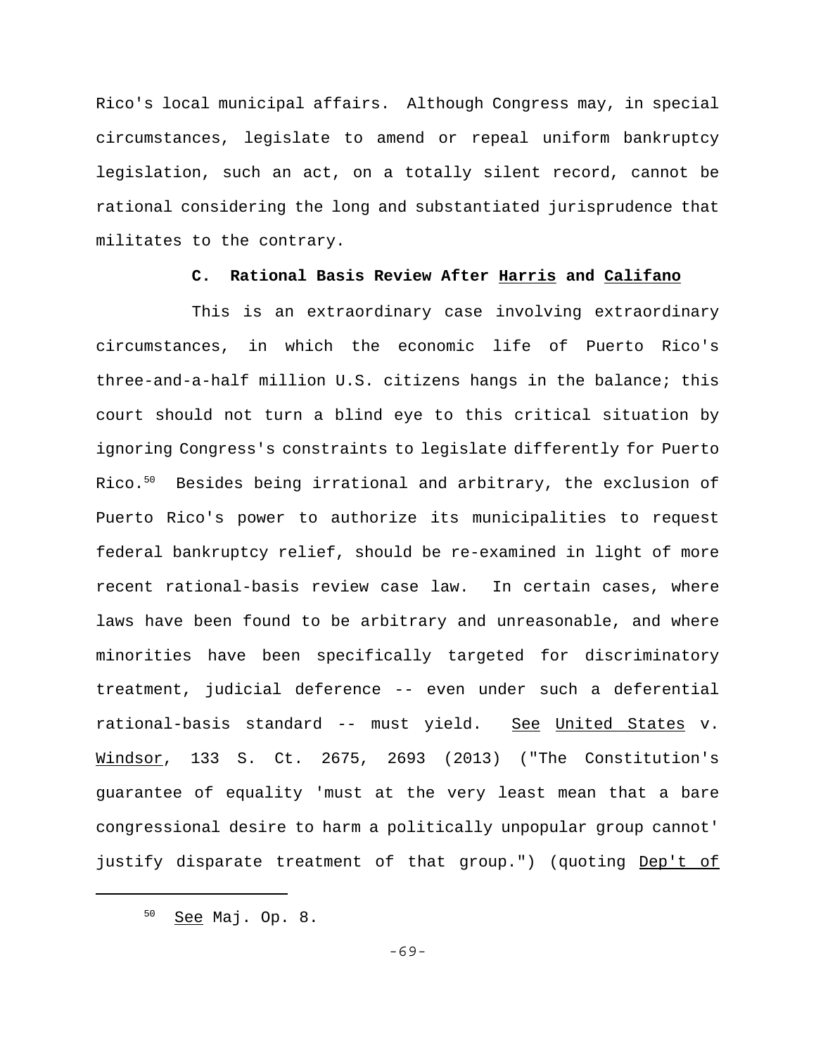Rico's local municipal affairs. Although Congress may, in special circumstances, legislate to amend or repeal uniform bankruptcy legislation, such an act, on a totally silent record, cannot be rational considering the long and substantiated jurisprudence that militates to the contrary.

### C. Rational Basis Review After Harris and Califano

This is an extraordinary case involving extraordinary circumstances, in which the economic life of Puerto Rico's three-and-a-half million U.S. citizens hangs in the balance; this court should not turn a blind eye to this critical situation by ignoring Congress's constraints to legislate differently for Puerto Rico.[50] Besides being irrational and arbitrary, the exclusion of Puerto Rico's power to authorize its municipalities to request federal bankruptcy relief, should be re-examined in light of more recent rational-basis review case law. In certain cases, where laws have been found to be arbitrary and unreasonable, and where minorities have been specifically targeted for discriminatory treatment, judicial deference -- even under such a deferential rational-basis standard -- must yield. See United States v. Windsor, 133 S. Ct. 2675, 2693 (2013) ("The Constitution's guarantee of equality 'must at the very least mean that a bare congressional desire to harm a politically unpopular group cannot' justify disparate treatment of that group.") (quoting Dep't of

---

[50] See Maj. Op. 8.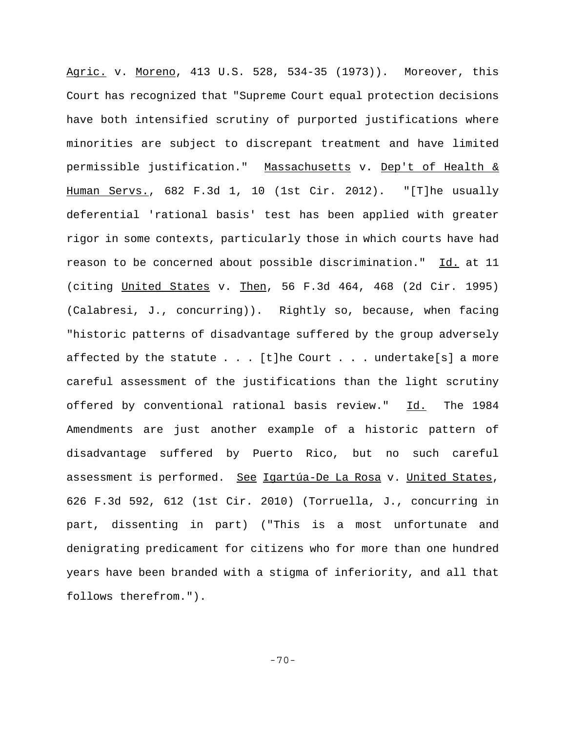Agric. v. Moreno, 413 U.S. 528, 534-35 (1973)). Moreover, this Court has recognized that "Supreme Court equal protection decisions have both intensified scrutiny of purported justifications where minorities are subject to discrepant treatment and have limited permissible justification." Massachusetts v. Dep't of Health & Human Servs., 682 F.3d 1, 10 (1st Cir. 2012). "[T]he usually deferential 'rational basis' test has been applied with greater rigor in some contexts, particularly those in which courts have had reason to be concerned about possible discrimination." Id. at 11 (citing United States v. Then, 56 F.3d 464, 468 (2d Cir. 1995) (Calabresi, J., concurring)). Rightly so, because, when facing "historic patterns of disadvantage suffered by the group adversely affected by the statute . . . [t]he Court . . . undertake[s] a more careful assessment of the justifications than the light scrutiny offered by conventional rational basis review." Id. The 1984 Amendments are just another example of a historic pattern of disadvantage suffered by Puerto Rico, but no such careful assessment is performed. See Igartúa-De La Rosa v. United States, 626 F.3d 592, 612 (1st Cir. 2010) (Torruella, J., concurring in part, dissenting in part) ("This is a most unfortunate and denigrating predicament for citizens who for more than one hundred years have been branded with a stigma of inferiority, and all that follows therefrom.").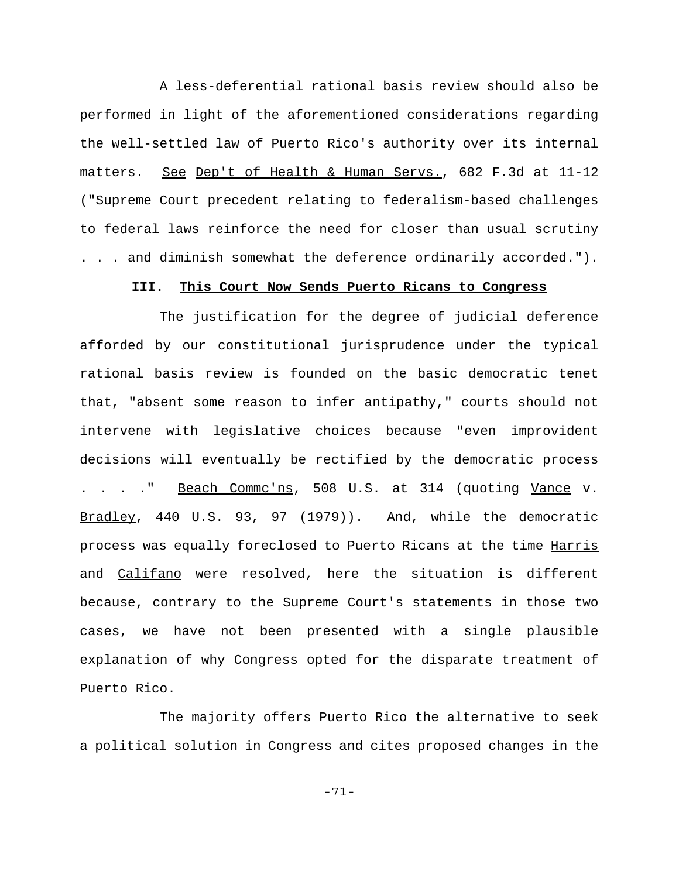A less-deferential rational basis review should also be performed in light of the aforementioned considerations regarding the well-settled law of Puerto Rico's authority over its internal matters. See Dep't of Health & Human Servs., 682 F.3d at 11-12 ("Supreme Court precedent relating to federalism-based challenges to federal laws reinforce the need for closer than usual scrutiny . . . and diminish somewhat the deference ordinarily accorded.").

### III. This Court Now Sends Puerto Ricans to Congress

The justification for the degree of judicial deference afforded by our constitutional jurisprudence under the typical rational basis review is founded on the basic democratic tenet that, "absent some reason to infer antipathy," courts should not intervene with legislative choices because "even improvident decisions will eventually be rectified by the democratic process . . . ." Beach Commc'ns, 508 U.S. at 314 (quoting Vance v. Bradley, 440 U.S. 93, 97 (1979)). And, while the democratic process was equally foreclosed to Puerto Ricans at the time Harris and Califano were resolved, here the situation is different because, contrary to the Supreme Court's statements in those two cases, we have not been presented with a single plausible explanation of why Congress opted for the disparate treatment of Puerto Rico.

The majority offers Puerto Rico the alternative to seek a political solution in Congress and cites proposed changes in the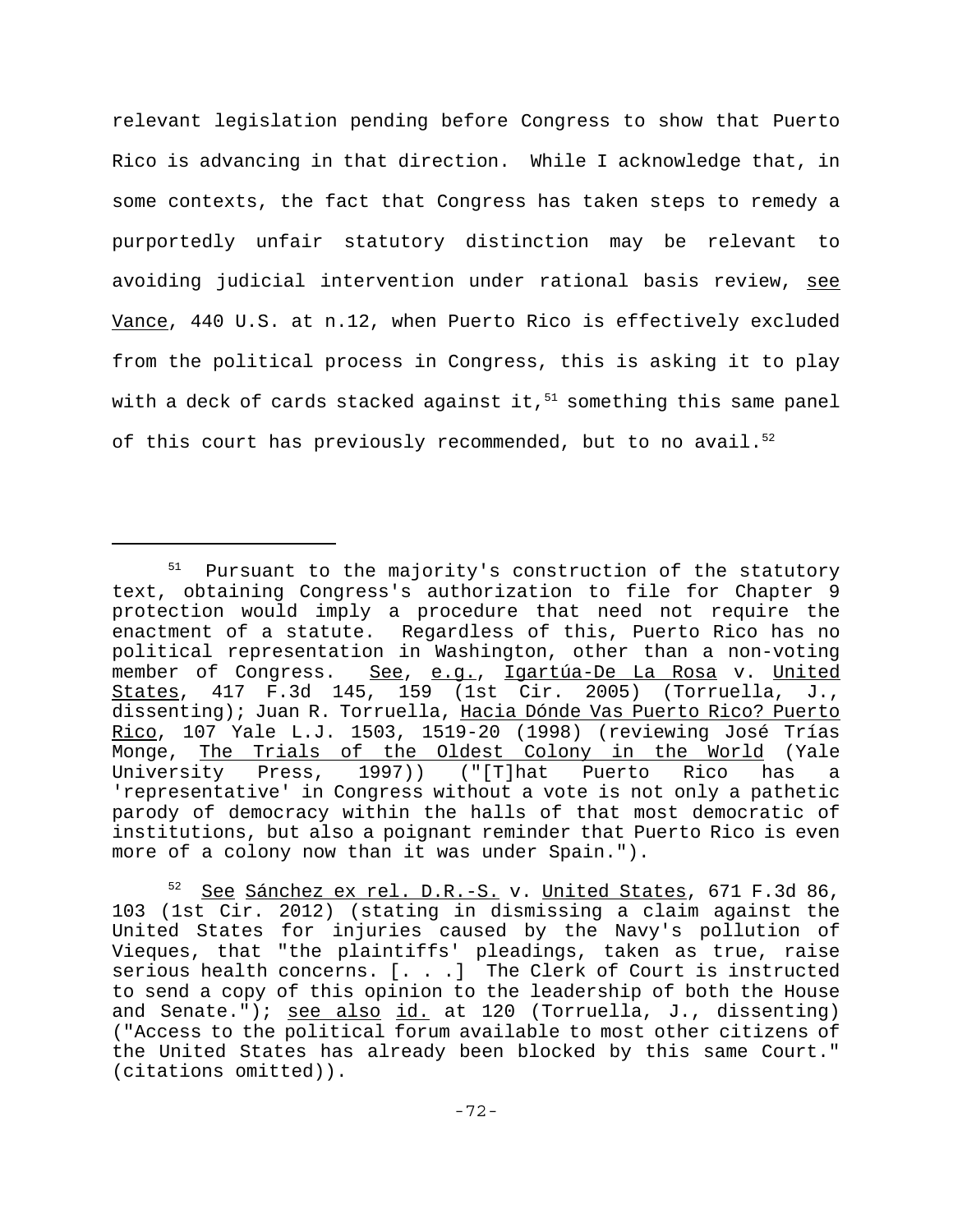relevant legislation pending before Congress to show that Puerto Rico is advancing in that direction. While I acknowledge that, in some contexts, the fact that Congress has taken steps to remedy a purportedly unfair statutory distinction may be relevant to avoiding judicial intervention under rational basis review, see Vance, 440 U.S. at n.12, when Puerto Rico is effectively excluded from the political process in Congress, this is asking it to play with a deck of cards stacked against it,[51] something this same panel of this court has previously recommended, but to no avail.[52]

---

[51] Pursuant to the majority's construction of the statutory text, obtaining Congress's authorization to file for Chapter 9 protection would imply a procedure that need not require the enactment of a statute. Regardless of this, Puerto Rico has no political representation in Washington, other than a non-voting member of Congress. See, e.g., Igartúa-De La Rosa v. United States, 417 F.3d 145, 159 (1st Cir. 2005) (Torruella, J., dissenting); Juan R. Torruella, Hacia Dónde Vas Puerto Rico? Puerto Rico, 107 Yale L.J. 1503, 1519-20 (1998) (reviewing José Trías Monge, The Trials of the Oldest Colony in the World (Yale University Press, 1997)) ("[T]hat Puerto Rico has a 'representative' in Congress without a vote is not only a pathetic parody of democracy within the halls of that most democratic of institutions, but also a poignant reminder that Puerto Rico is even more of a colony now than it was under Spain.").

[52] See Sánchez ex rel. D.R.-S. v. United States, 671 F.3d 86, 103 (1st Cir. 2012) (stating in dismissing a claim against the United States for injuries caused by the Navy's pollution of Vieques, that "the plaintiffs' pleadings, taken as true, raise serious health concerns. [. . .] The Clerk of Court is instructed to send a copy of this opinion to the leadership of both the House and Senate."); see also id. at 120 (Torruella, J., dissenting) ("Access to the political forum available to most other citizens of the United States has already been blocked by this same Court." (citations omitted)).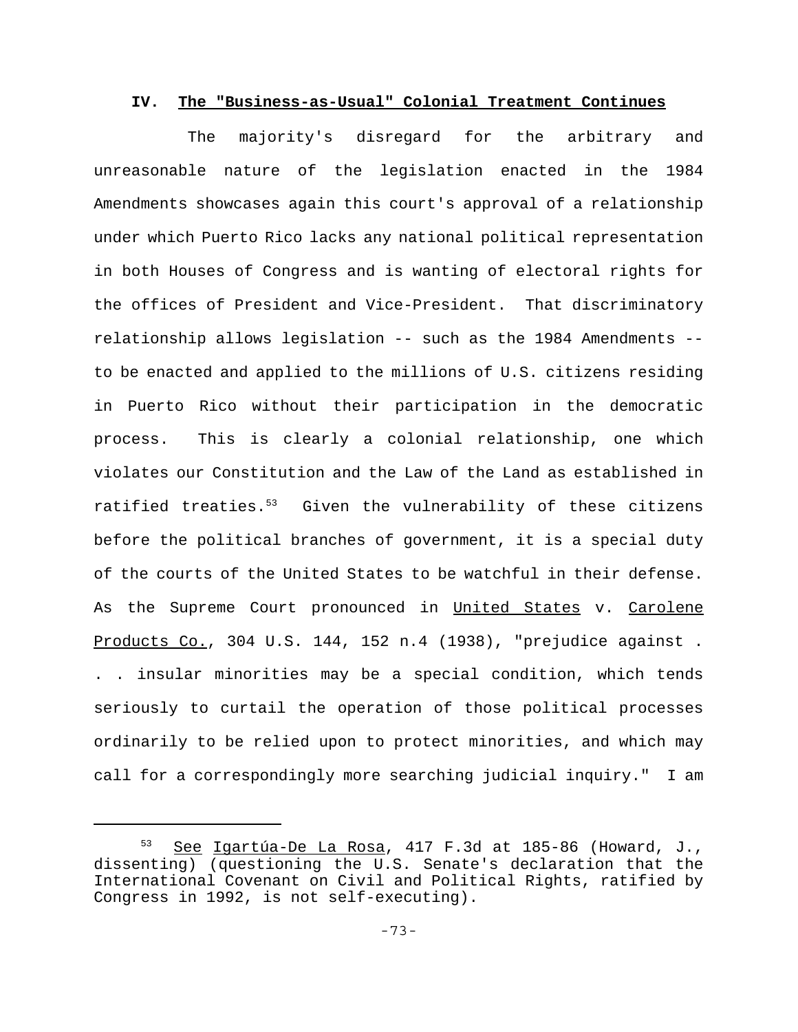### IV. The "Business-as-Usual" Colonial Treatment Continues

The majority's disregard for the arbitrary and unreasonable nature of the legislation enacted in the 1984 Amendments showcases again this court's approval of a relationship under which Puerto Rico lacks any national political representation in both Houses of Congress and is wanting of electoral rights for the offices of President and Vice-President. That discriminatory relationship allows legislation -- such as the 1984 Amendments -- to be enacted and applied to the millions of U.S. citizens residing in Puerto Rico without their participation in the democratic process. This is clearly a colonial relationship, one which violates our Constitution and the Law of the Land as established in ratified treaties.[53] Given the vulnerability of these citizens before the political branches of government, it is a special duty of the courts of the United States to be watchful in their defense. As the Supreme Court pronounced in United States v. Carolene Products Co., 304 U.S. 144, 152 n.4 (1938), "prejudice against . . . insular minorities may be a special condition, which tends seriously to curtail the operation of those political processes ordinarily to be relied upon to protect minorities, and which may call for a correspondingly more searching judicial inquiry." I am

---

[53] See Igartúa-De La Rosa, 417 F.3d at 185-86 (Howard, J., dissenting) (questioning the U.S. Senate's declaration that the International Covenant on Civil and Political Rights, ratified by Congress in 1992, is not self-executing).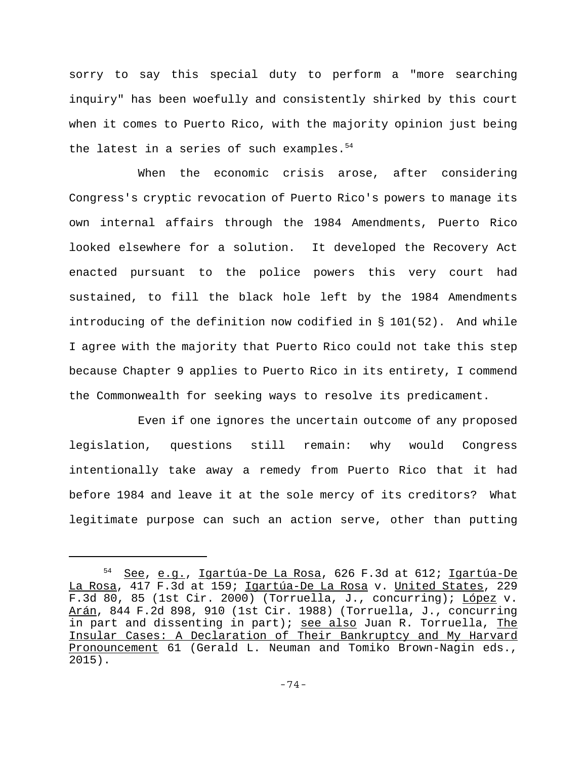sorry to say this special duty to perform a "more searching inquiry" has been woefully and consistently shirked by this court when it comes to Puerto Rico, with the majority opinion just being the latest in a series of such examples.[54]

When the economic crisis arose, after considering Congress's cryptic revocation of Puerto Rico's powers to manage its own internal affairs through the 1984 Amendments, Puerto Rico looked elsewhere for a solution. It developed the Recovery Act enacted pursuant to the police powers this very court had sustained, to fill the black hole left by the 1984 Amendments introducing of the definition now codified in § 101(52). And while I agree with the majority that Puerto Rico could not take this step because Chapter 9 applies to Puerto Rico in its entirety, I commend the Commonwealth for seeking ways to resolve its predicament.

Even if one ignores the uncertain outcome of any proposed legislation, questions still remain: why would Congress intentionally take away a remedy from Puerto Rico that it had before 1984 and leave it at the sole mercy of its creditors? What legitimate purpose can such an action serve, other than putting

---

[54] See, e.g., Igartúa-De La Rosa, 626 F.3d at 612; Igartúa-De La Rosa, 417 F.3d at 159; Igartúa-De La Rosa v. United States, 229 F.3d 80, 85 (1st Cir. 2000) (Torruella, J., concurring); López v. Arán, 844 F.2d 898, 910 (1st Cir. 1988) (Torruella, J., concurring in part and dissenting in part); see also Juan R. Torruella, The Insular Cases: A Declaration of Their Bankruptcy and My Harvard Pronouncement 61 (Gerald L. Neuman and Tomiko Brown-Nagin eds., 2015).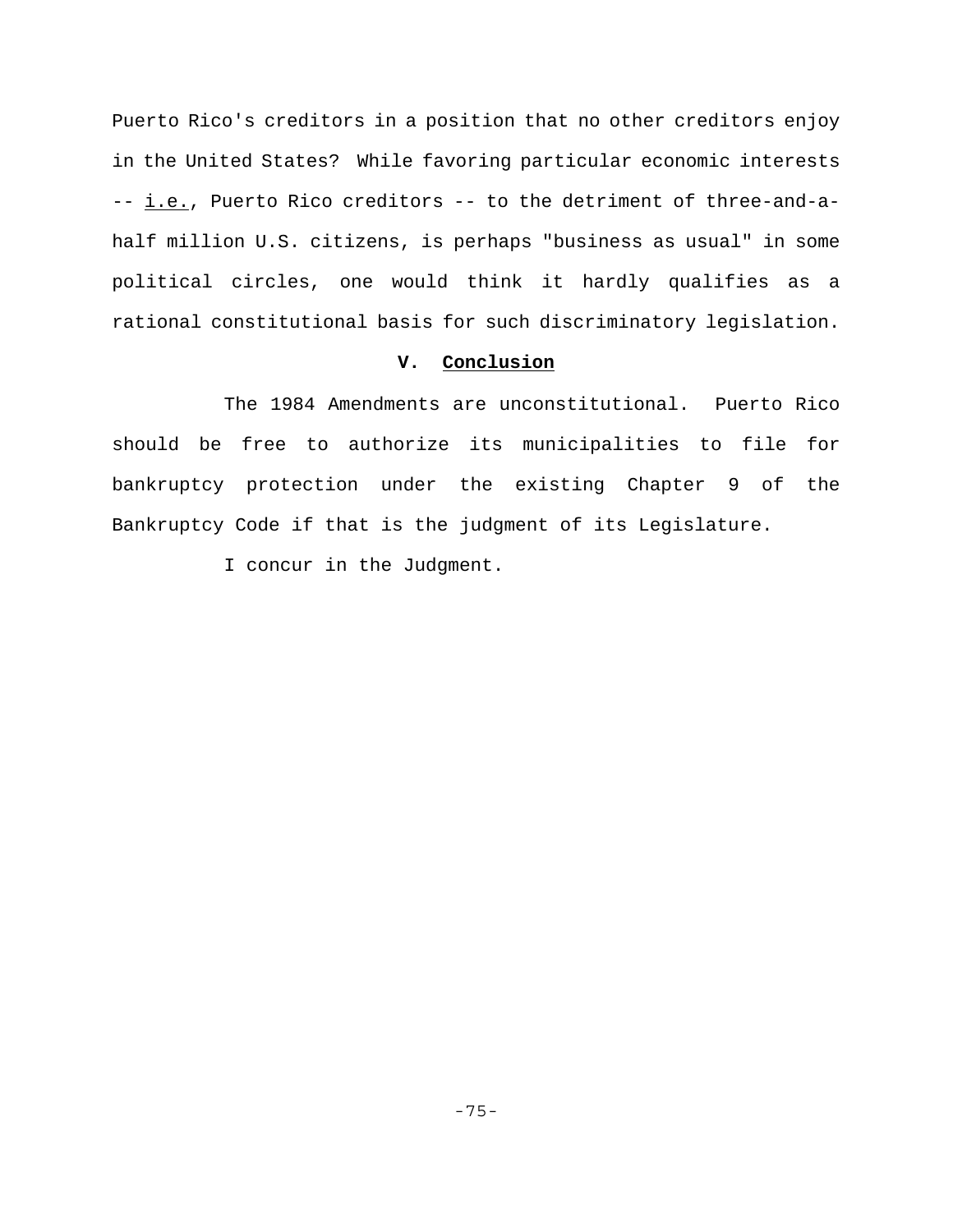Puerto Rico's creditors in a position that no other creditors enjoy in the United States? While favoring particular economic interests -- i.e., Puerto Rico creditors -- to the detriment of three-and-a-half million U.S. citizens, is perhaps "business as usual" in some political circles, one would think it hardly qualifies as a rational constitutional basis for such discriminatory legislation.

## V. Conclusion

The 1984 Amendments are unconstitutional. Puerto Rico should be free to authorize its municipalities to file for bankruptcy protection under the existing Chapter 9 of the Bankruptcy Code if that is the judgment of its Legislature.

I concur in the Judgment.